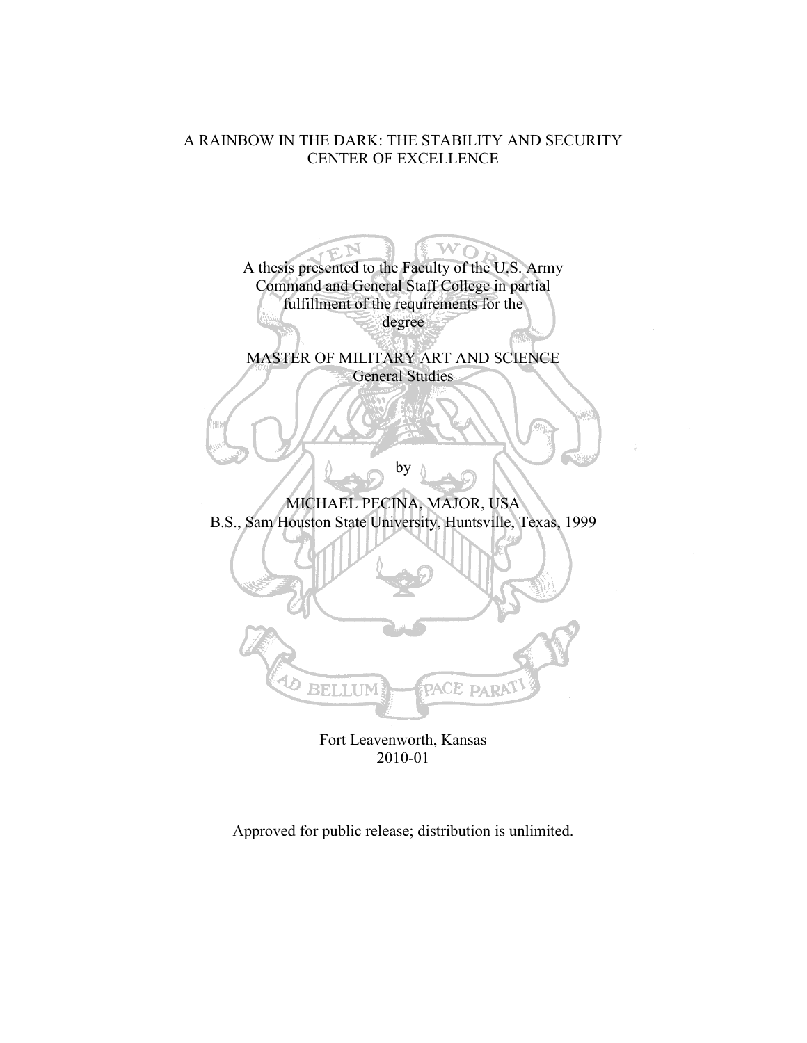# A RAINBOW IN THE DARK: THE STABILITY AND SECURITY CENTER OF EXCELLENCE

A thesis presented to the Faculty of the U.S. Army Command and General Staff College in partial fulfillment of the requirements for the degree

MASTER OF MILITARY ART AND SCIENCE
General Studies

by

MICHAEL PECINA, MAJOR, USA
B.S., Sam Houston State University, Huntsville, Texas, 1999

Fort Leavenworth, Kansas
2010-01

Approved for public release; distribution is unlimited.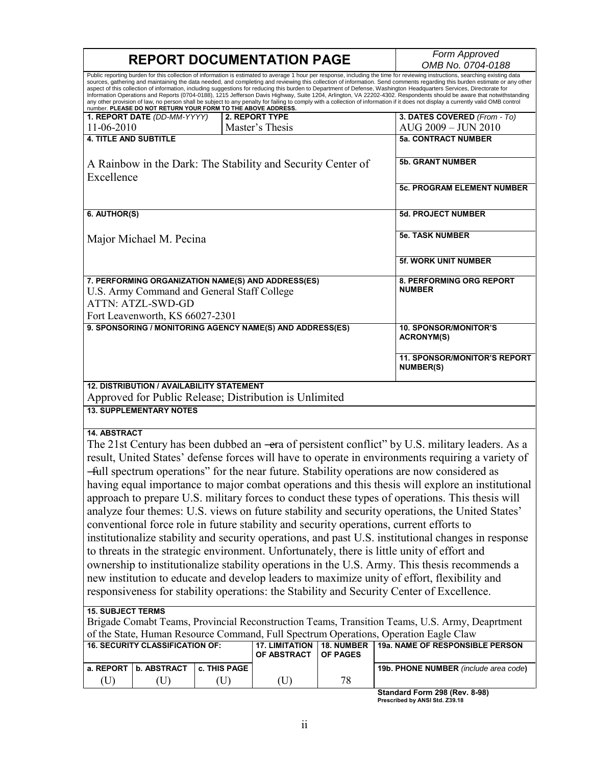# REPORT DOCUMENTATION PAGE

*Form Approved*
*OMB No. 0704-0188*

Public reporting burden for this collection of information is estimated to average 1 hour per response, including the time for reviewing instructions, searching existing data sources, gathering and maintaining the data needed, and completing and reviewing this collection of information. Send comments regarding this burden estimate or any other aspect of this collection of information, including suggestions for reducing this burden to Department of Defense, Washington Headquarters Services, Directorate for Information Operations and Reports (0704-0188), 1215 Jefferson Davis Highway, Suite 1204, Arlington, VA 22202-4302. Respondents should be aware that notwithstanding any other provision of law, no person shall be subject to any penalty for failing to comply with a collection of information if it does not display a currently valid OMB control number. **PLEASE DO NOT RETURN YOUR FORM TO THE ABOVE ADDRESS.**

| **1. REPORT DATE** *(DD-MM-YYYY)* | **2. REPORT TYPE** | **3. DATES COVERED** *(From - To)* |
|---|---|---|
| 11-06-2010 | Master's Thesis | AUG 2009 – JUN 2010 |

| | |
|---|---|
| **4. TITLE AND SUBTITLE**<br><br>A Rainbow in the Dark: The Stability and Security Center of Excellence | **5a. CONTRACT NUMBER**<br><br>**5b. GRANT NUMBER**<br><br>**5c. PROGRAM ELEMENT NUMBER** |
| **6. AUTHOR(S)**<br><br>Major Michael M. Pecina | **5d. PROJECT NUMBER**<br><br>**5e. TASK NUMBER**<br><br>**5f. WORK UNIT NUMBER** |
| **7. PERFORMING ORGANIZATION NAME(S) AND ADDRESS(ES)**<br>U.S. Army Command and General Staff College<br>ATTN: ATZL-SWD-GD<br>Fort Leavenworth, KS 66027-2301 | **8. PERFORMING ORG REPORT NUMBER** |
| **9. SPONSORING / MONITORING AGENCY NAME(S) AND ADDRESS(ES)** | **10. SPONSOR/MONITOR'S ACRONYM(S)**<br><br>**11. SPONSOR/MONITOR'S REPORT NUMBER(S)** |

**12. DISTRIBUTION / AVAILABILITY STATEMENT**
Approved for Public Release; Distribution is Unlimited

**13. SUPPLEMENTARY NOTES**

**14. ABSTRACT**
The 21st Century has been dubbed an ―era of persistent conflict" by U.S. military leaders. As a result, United States' defense forces will have to operate in environments requiring a variety of ―full spectrum operations" for the near future. Stability operations are now considered as having equal importance to major combat operations and this thesis will explore an institutional approach to prepare U.S. military forces to conduct these types of operations. This thesis will analyze four themes: U.S. views on future stability and security operations, the United States' conventional force role in future stability and security operations, current efforts to institutionalize stability and security operations, and past U.S. institutional changes in response to threats in the strategic environment. Unfortunately, there is little unity of effort and ownership to institutionalize stability operations in the U.S. Army. This thesis recommends a new institution to educate and develop leaders to maximize unity of effort, flexibility and responsiveness for stability operations: the Stability and Security Center of Excellence.

**15. SUBJECT TERMS**
Brigade Comabt Teams, Provincial Reconstruction Teams, Transition Teams, U.S. Army, Deaprtment of the State, Human Resource Command, Full Spectrum Operations, Operation Eagle Claw

| **16. SECURITY CLASSIFICATION OF:** | | | **17. LIMITATION OF ABSTRACT** | **18. NUMBER OF PAGES** | **19a. NAME OF RESPONSIBLE PERSON** |
|---|---|---|---|---|---|
| **a. REPORT** | **b. ABSTRACT** | **c. THIS PAGE** | | | **19b. PHONE NUMBER** *(include area code)* |
| (U) | (U) | (U) | (U) | 78 | |

**Standard Form 298 (Rev. 8-98)**
**Prescribed by ANSI Std. Z39.18**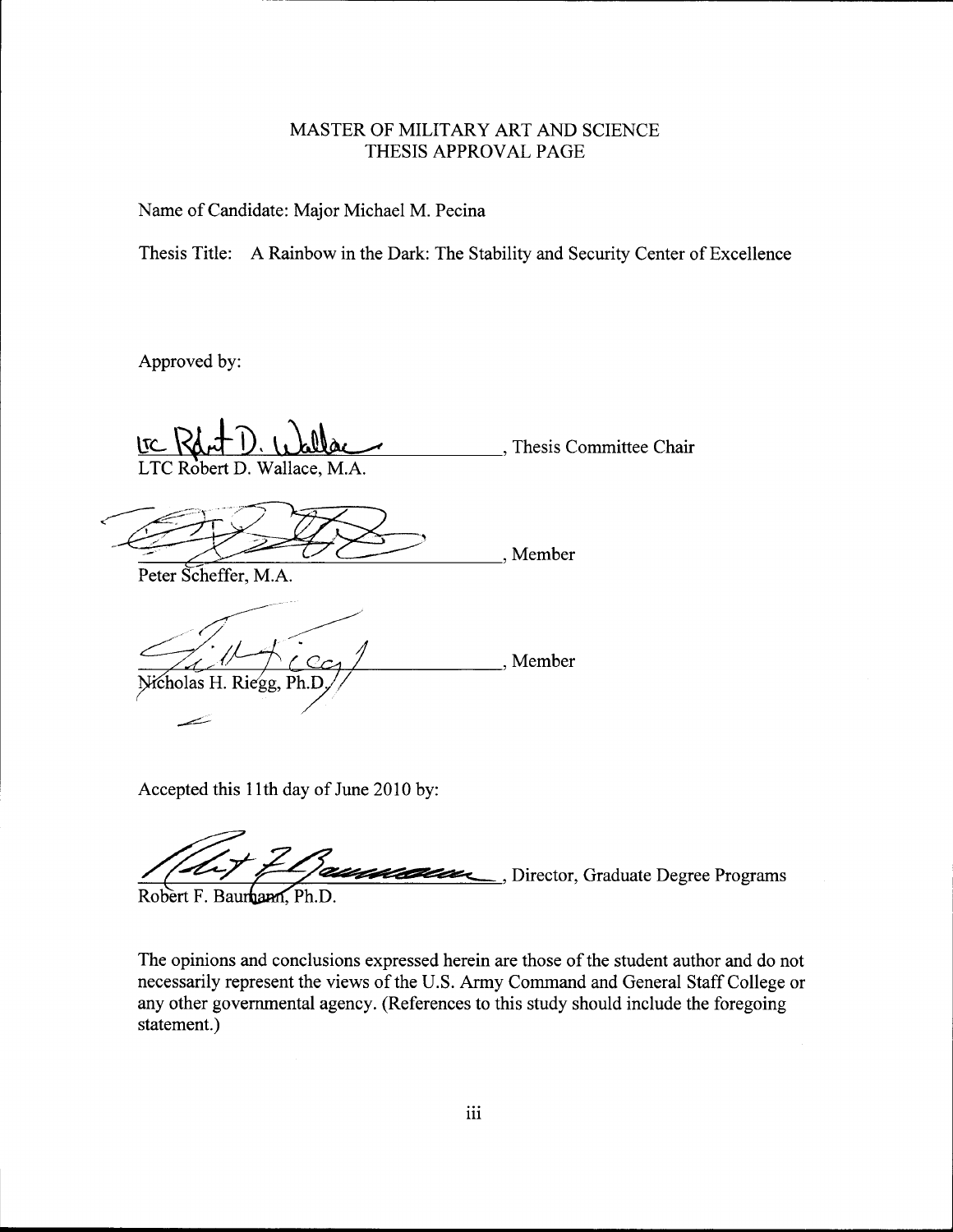MASTER OF MILITARY ART AND SCIENCE
THESIS APPROVAL PAGE

Name of Candidate: Major Michael M. Pecina

Thesis Title: A Rainbow in the Dark: The Stability and Security Center of Excellence

Approved by:

\_\_\_\_\_\_\_\_\_\_\_\_\_\_\_\_\_\_\_\_\_\_\_\_\_\_\_\_\_\_\_\_\_\_\_\_, Thesis Committee Chair
LTC Robert D. Wallace, M.A.

\_\_\_\_\_\_\_\_\_\_\_\_\_\_\_\_\_\_\_\_\_\_\_\_\_\_\_\_\_\_\_\_\_\_\_\_, Member
Peter Scheffer, M.A.

\_\_\_\_\_\_\_\_\_\_\_\_\_\_\_\_\_\_\_\_\_\_\_\_\_\_\_\_\_\_\_\_\_\_\_\_, Member
Nicholas H. Riegg, Ph.D.

Accepted this 11th day of June 2010 by:

\_\_\_\_\_\_\_\_\_\_\_\_\_\_\_\_\_\_\_\_\_\_\_\_\_\_\_\_\_\_\_\_\_\_\_\_, Director, Graduate Degree Programs
Robert F. Baumann, Ph.D.

The opinions and conclusions expressed herein are those of the student author and do not necessarily represent the views of the U.S. Army Command and General Staff College or any other governmental agency. (References to this study should include the foregoing statement.)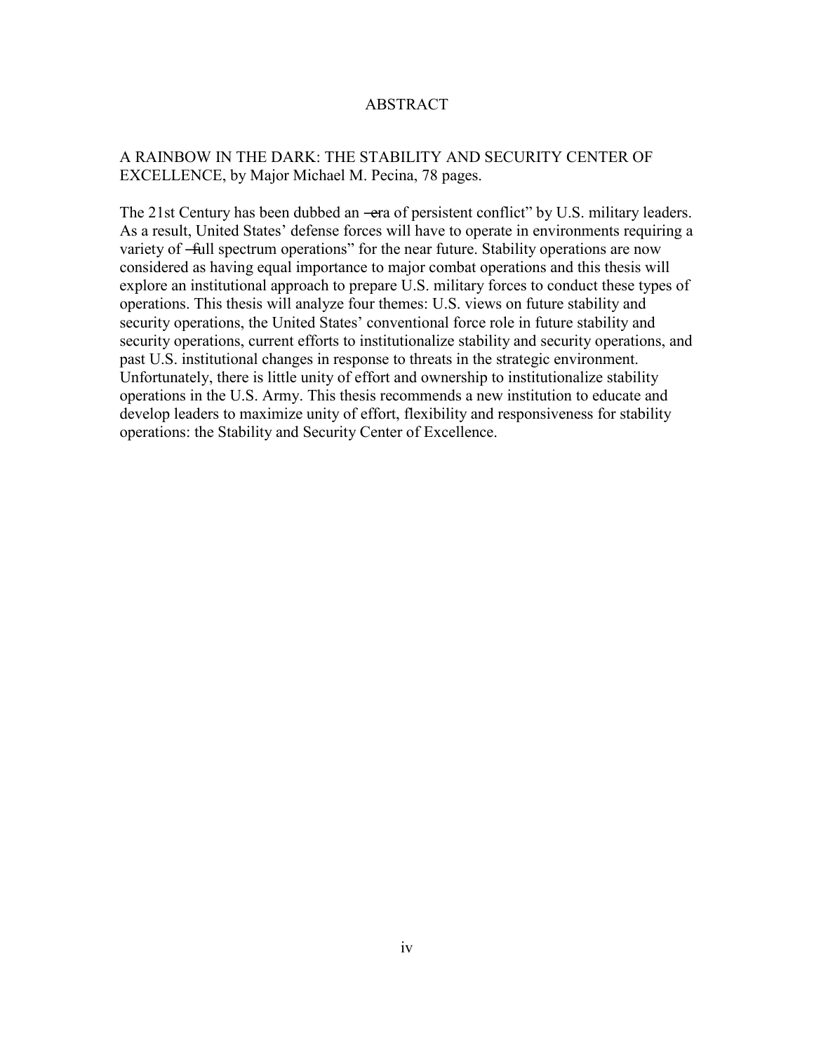# ABSTRACT

A RAINBOW IN THE DARK: THE STABILITY AND SECURITY CENTER OF EXCELLENCE, by Major Michael M. Pecina, 78 pages.

The 21st Century has been dubbed an "era of persistent conflict" by U.S. military leaders. As a result, United States' defense forces will have to operate in environments requiring a variety of "full spectrum operations" for the near future. Stability operations are now considered as having equal importance to major combat operations and this thesis will explore an institutional approach to prepare U.S. military forces to conduct these types of operations. This thesis will analyze four themes: U.S. views on future stability and security operations, the United States' conventional force role in future stability and security operations, current efforts to institutionalize stability and security operations, and past U.S. institutional changes in response to threats in the strategic environment. Unfortunately, there is little unity of effort and ownership to institutionalize stability operations in the U.S. Army. This thesis recommends a new institution to educate and develop leaders to maximize unity of effort, flexibility and responsiveness for stability operations: the Stability and Security Center of Excellence.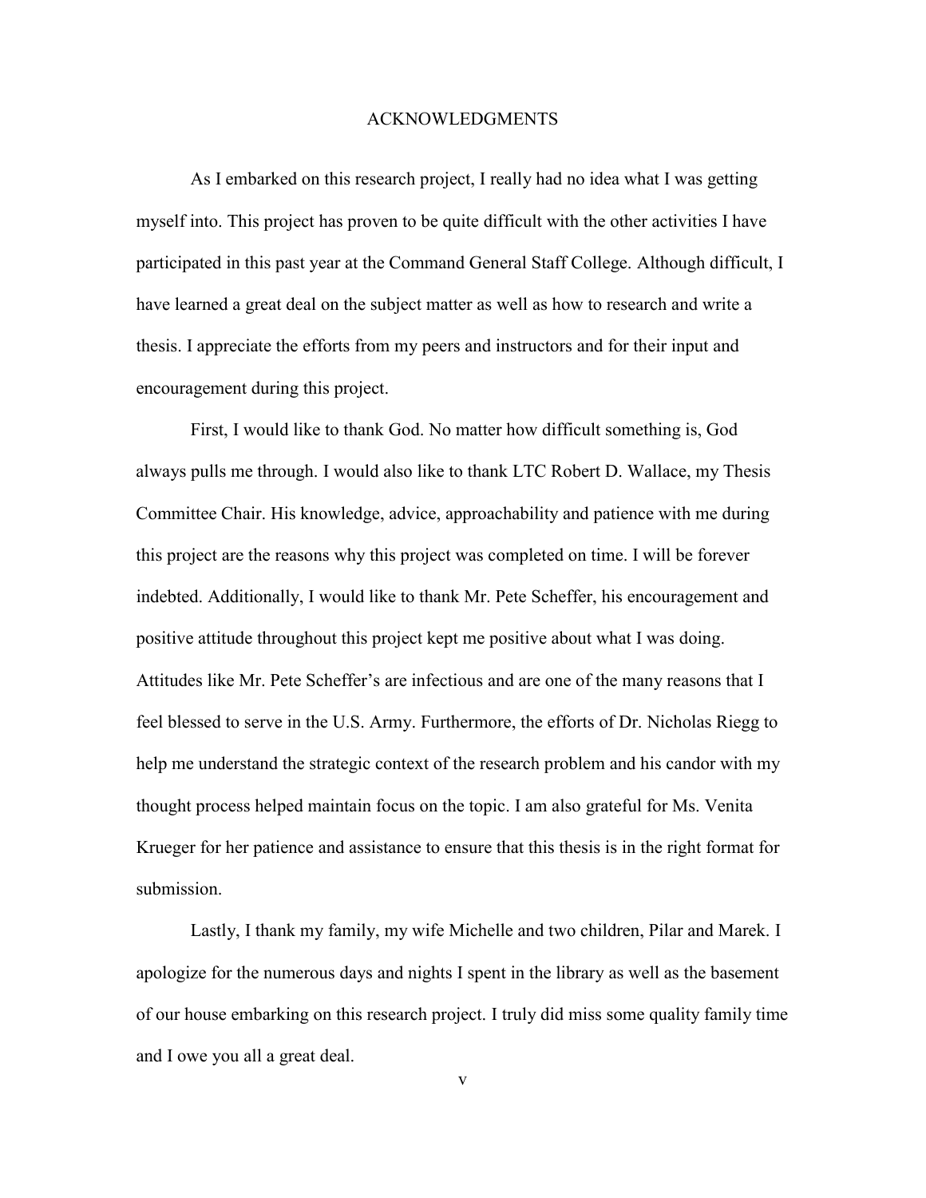# ACKNOWLEDGMENTS

As I embarked on this research project, I really had no idea what I was getting myself into. This project has proven to be quite difficult with the other activities I have participated in this past year at the Command General Staff College. Although difficult, I have learned a great deal on the subject matter as well as how to research and write a thesis. I appreciate the efforts from my peers and instructors and for their input and encouragement during this project.

First, I would like to thank God. No matter how difficult something is, God always pulls me through. I would also like to thank LTC Robert D. Wallace, my Thesis Committee Chair. His knowledge, advice, approachability and patience with me during this project are the reasons why this project was completed on time. I will be forever indebted. Additionally, I would like to thank Mr. Pete Scheffer, his encouragement and positive attitude throughout this project kept me positive about what I was doing. Attitudes like Mr. Pete Scheffer's are infectious and are one of the many reasons that I feel blessed to serve in the U.S. Army. Furthermore, the efforts of Dr. Nicholas Riegg to help me understand the strategic context of the research problem and his candor with my thought process helped maintain focus on the topic. I am also grateful for Ms. Venita Krueger for her patience and assistance to ensure that this thesis is in the right format for submission.

Lastly, I thank my family, my wife Michelle and two children, Pilar and Marek. I apologize for the numerous days and nights I spent in the library as well as the basement of our house embarking on this research project. I truly did miss some quality family time and I owe you all a great deal.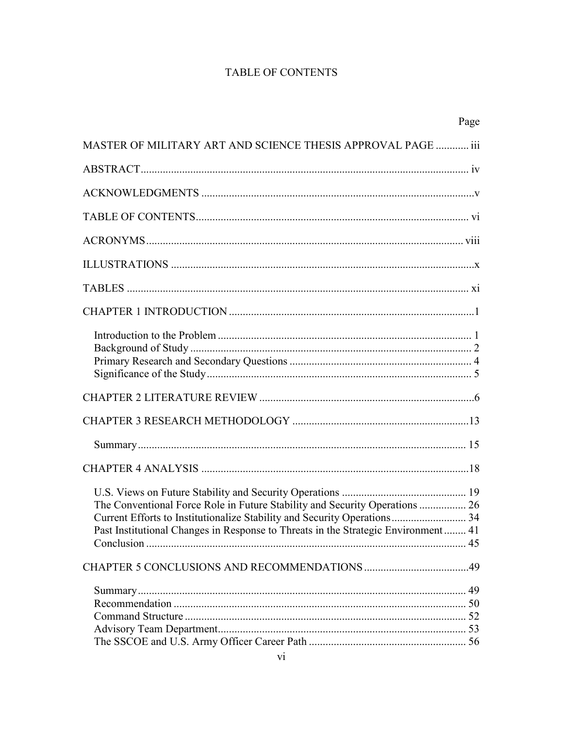# TABLE OF CONTENTS

| | Page |
|---|---|
| MASTER OF MILITARY ART AND SCIENCE THESIS APPROVAL PAGE | iii |
| ABSTRACT | iv |
| ACKNOWLEDGMENTS | v |
| TABLE OF CONTENTS | vi |
| ACRONYMS | viii |
| ILLUSTRATIONS | x |
| TABLES | xi |
| CHAPTER 1 INTRODUCTION | 1 |
| Introduction to the Problem | 1 |
| Background of Study | 2 |
| Primary Research and Secondary Questions | 4 |
| Significance of the Study | 5 |
| CHAPTER 2 LITERATURE REVIEW | 6 |
| CHAPTER 3 RESEARCH METHODOLOGY | 13 |
| Summary | 15 |
| CHAPTER 4 ANALYSIS | 18 |
| U.S. Views on Future Stability and Security Operations | 19 |
| The Conventional Force Role in Future Stability and Security Operations | 26 |
| Current Efforts to Institutionalize Stability and Security Operations | 34 |
| Past Institutional Changes in Response to Threats in the Strategic Environment | 41 |
| Conclusion | 45 |
| CHAPTER 5 CONCLUSIONS AND RECOMMENDATIONS | 49 |
| Summary | 49 |
| Recommendation | 50 |
| Command Structure | 52 |
| Advisory Team Department | 53 |
| The SSCOE and U.S. Army Officer Career Path | 56 |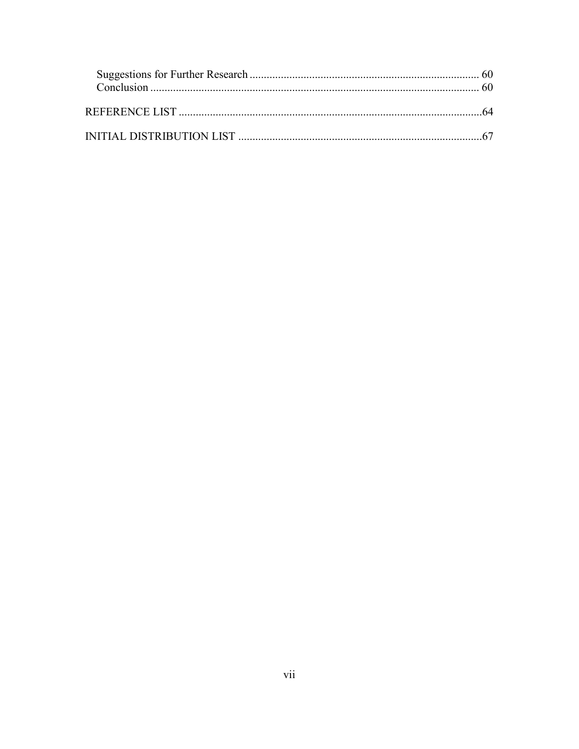Suggestions for Further Research ................................................................................ 60
Conclusion ................................................................................................................... 60

REFERENCE LIST ..........................................................................................................64

INITIAL DISTRIBUTION LIST .....................................................................................67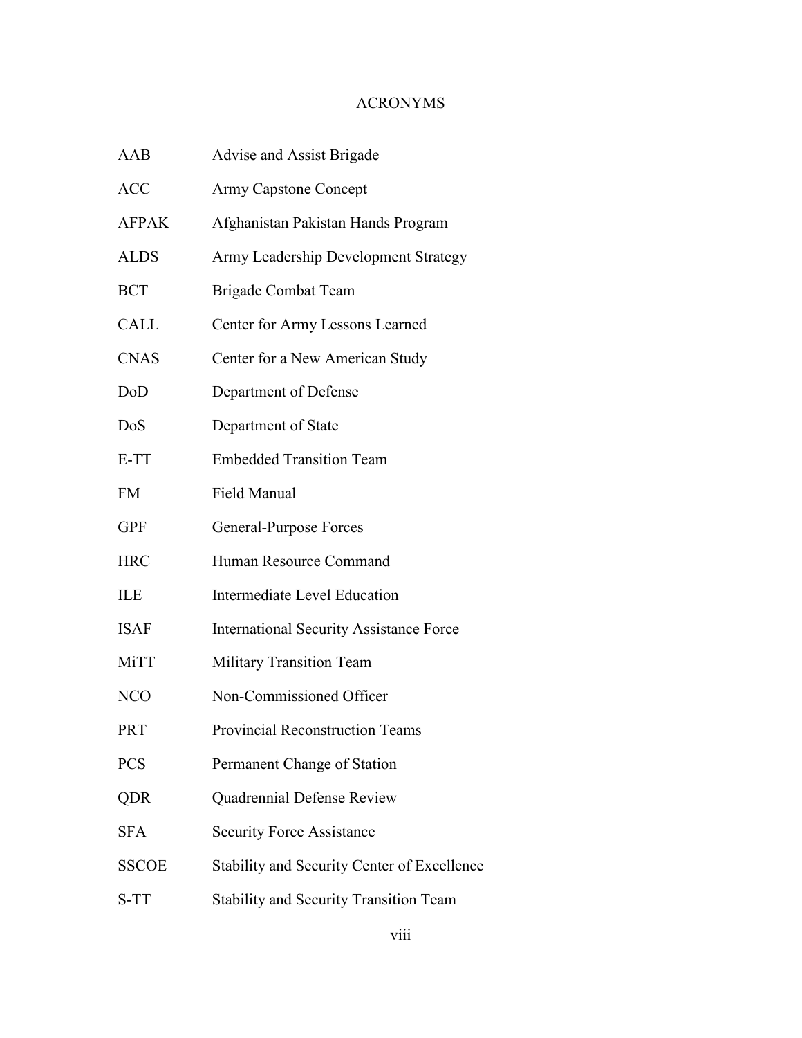# ACRONYMS

| | |
|---|---|
| AAB | Advise and Assist Brigade |
| ACC | Army Capstone Concept |
| AFPAK | Afghanistan Pakistan Hands Program |
| ALDS | Army Leadership Development Strategy |
| BCT | Brigade Combat Team |
| CALL | Center for Army Lessons Learned |
| CNAS | Center for a New American Study |
| DoD | Department of Defense |
| DoS | Department of State |
| E-TT | Embedded Transition Team |
| FM | Field Manual |
| GPF | General-Purpose Forces |
| HRC | Human Resource Command |
| ILE | Intermediate Level Education |
| ISAF | International Security Assistance Force |
| MiTT | Military Transition Team |
| NCO | Non-Commissioned Officer |
| PRT | Provincial Reconstruction Teams |
| PCS | Permanent Change of Station |
| QDR | Quadrennial Defense Review |
| SFA | Security Force Assistance |
| SSCOE | Stability and Security Center of Excellence |
| S-TT | Stability and Security Transition Team |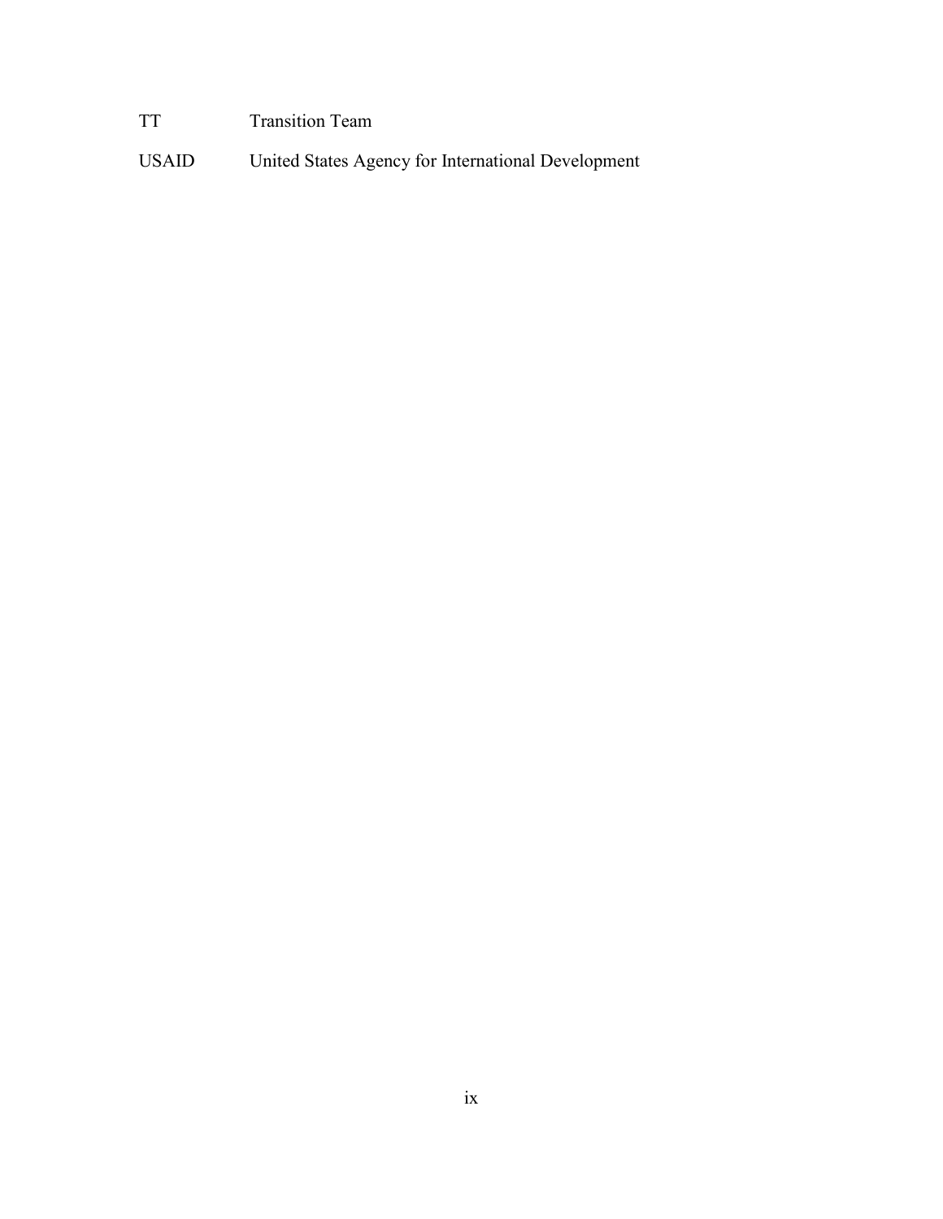| | |
|---|---|
| TT | Transition Team |
| USAID | United States Agency for International Development |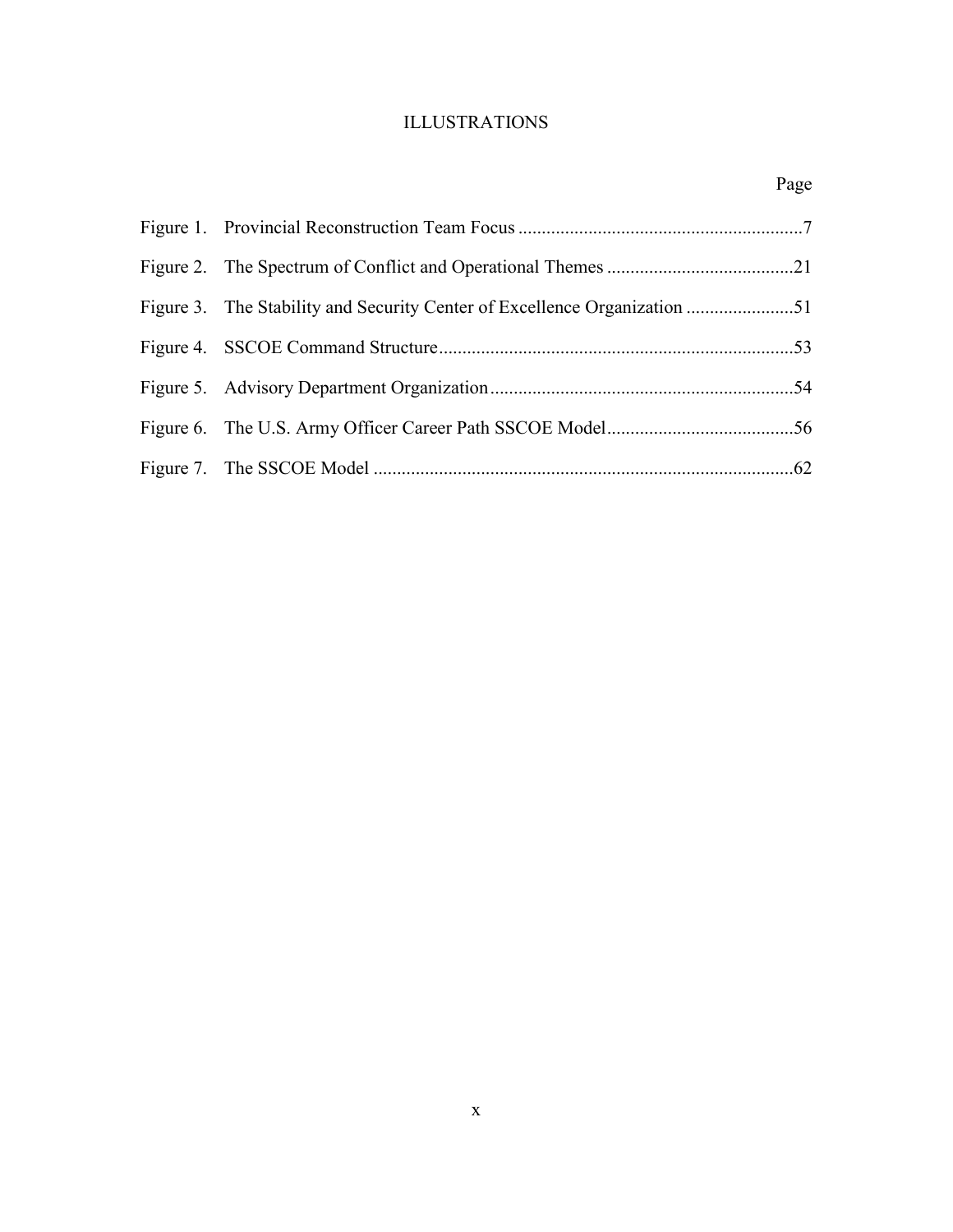# ILLUSTRATIONS

| | Page |
|---|---|
| Figure 1. Provincial Reconstruction Team Focus | 7 |
| Figure 2. The Spectrum of Conflict and Operational Themes | 21 |
| Figure 3. The Stability and Security Center of Excellence Organization | 51 |
| Figure 4. SSCOE Command Structure | 53 |
| Figure 5. Advisory Department Organization | 54 |
| Figure 6. The U.S. Army Officer Career Path SSCOE Model | 56 |
| Figure 7. The SSCOE Model | 62 |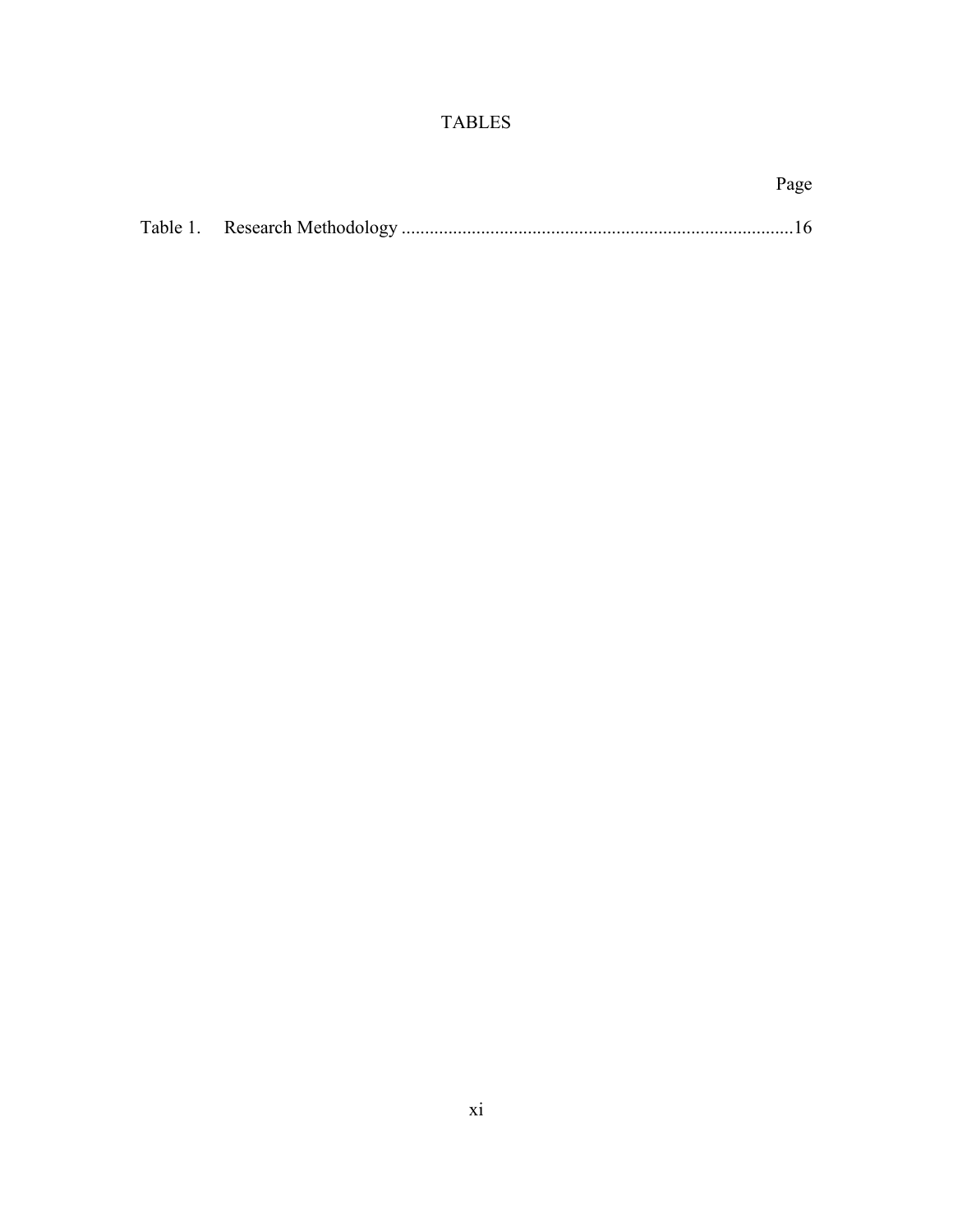# TABLES

Page

Table 1. Research Methodology ....................................................................................16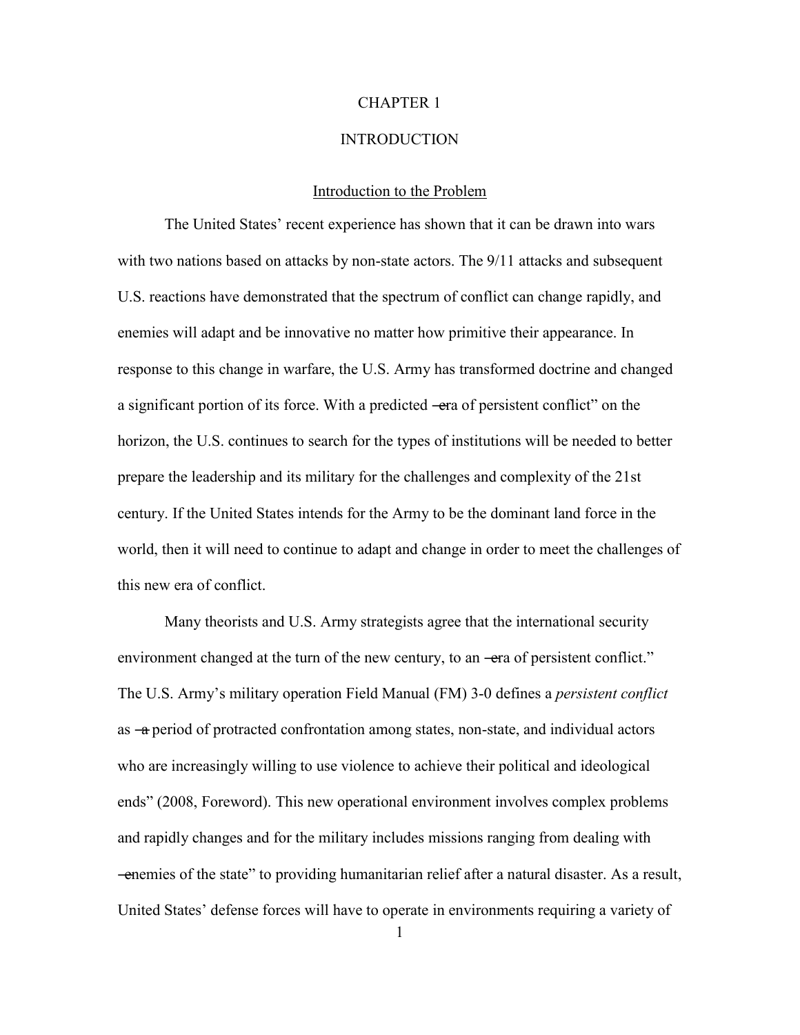# CHAPTER 1

# INTRODUCTION

## Introduction to the Problem

The United States' recent experience has shown that it can be drawn into wars with two nations based on attacks by non-state actors. The 9/11 attacks and subsequent U.S. reactions have demonstrated that the spectrum of conflict can change rapidly, and enemies will adapt and be innovative no matter how primitive their appearance. In response to this change in warfare, the U.S. Army has transformed doctrine and changed a significant portion of its force. With a predicted "era of persistent conflict" on the horizon, the U.S. continues to search for the types of institutions will be needed to better prepare the leadership and its military for the challenges and complexity of the 21st century. If the United States intends for the Army to be the dominant land force in the world, then it will need to continue to adapt and change in order to meet the challenges of this new era of conflict.

Many theorists and U.S. Army strategists agree that the international security environment changed at the turn of the new century, to an "era of persistent conflict." The U.S. Army's military operation Field Manual (FM) 3-0 defines a *persistent conflict* as "a period of protracted confrontation among states, non-state, and individual actors who are increasingly willing to use violence to achieve their political and ideological ends" (2008, Foreword). This new operational environment involves complex problems and rapidly changes and for the military includes missions ranging from dealing with "enemies of the state" to providing humanitarian relief after a natural disaster. As a result, United States' defense forces will have to operate in environments requiring a variety of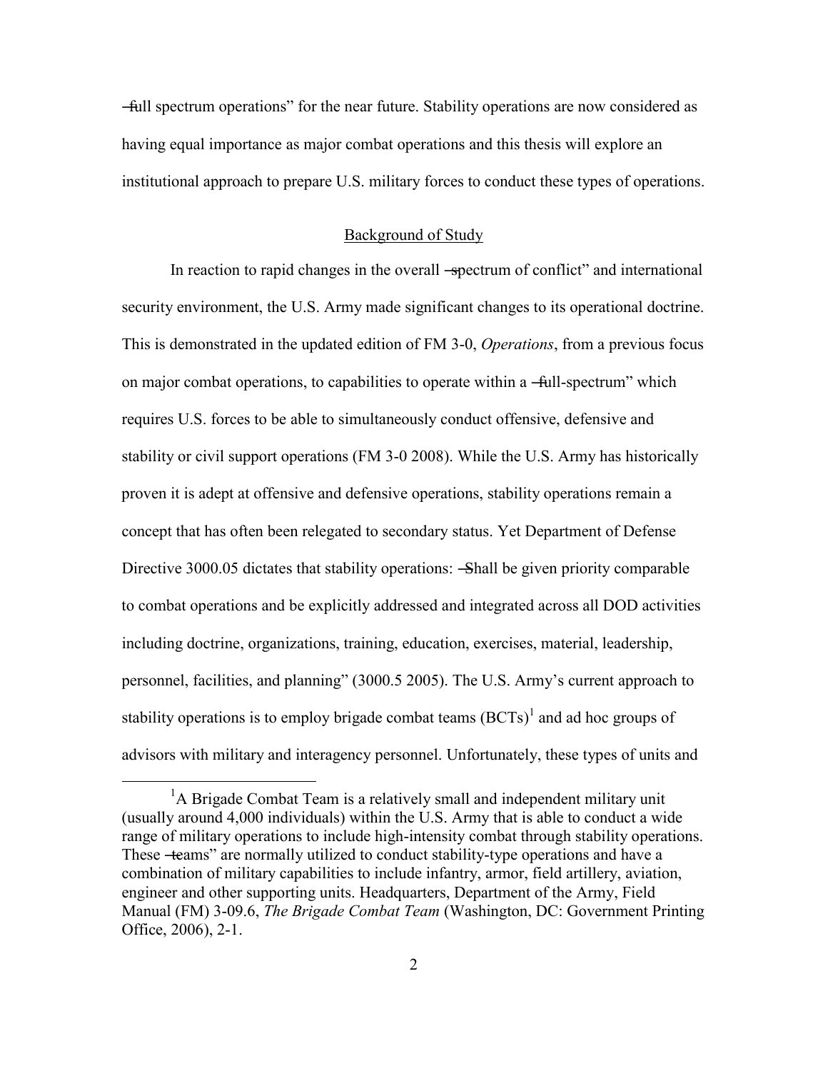―full spectrum operations" for the near future. Stability operations are now considered as having equal importance as major combat operations and this thesis will explore an institutional approach to prepare U.S. military forces to conduct these types of operations.

## Background of Study

In reaction to rapid changes in the overall ―spectrum of conflict" and international security environment, the U.S. Army made significant changes to its operational doctrine. This is demonstrated in the updated edition of FM 3-0, *Operations*, from a previous focus on major combat operations, to capabilities to operate within a ―full-spectrum" which requires U.S. forces to be able to simultaneously conduct offensive, defensive and stability or civil support operations (FM 3-0 2008). While the U.S. Army has historically proven it is adept at offensive and defensive operations, stability operations remain a concept that has often been relegated to secondary status. Yet Department of Defense Directive 3000.05 dictates that stability operations: ―Shall be given priority comparable to combat operations and be explicitly addressed and integrated across all DOD activities including doctrine, organizations, training, education, exercises, material, leadership, personnel, facilities, and planning" (3000.5 2005). The U.S. Army's current approach to stability operations is to employ brigade combat teams (BCTs)[1] and ad hoc groups of advisors with military and interagency personnel. Unfortunately, these types of units and

[1]A Brigade Combat Team is a relatively small and independent military unit (usually around 4,000 individuals) within the U.S. Army that is able to conduct a wide range of military operations to include high-intensity combat through stability operations. These ―teams" are normally utilized to conduct stability-type operations and have a combination of military capabilities to include infantry, armor, field artillery, aviation, engineer and other supporting units. Headquarters, Department of the Army, Field Manual (FM) 3-09.6, *The Brigade Combat Team* (Washington, DC: Government Printing Office, 2006), 2-1.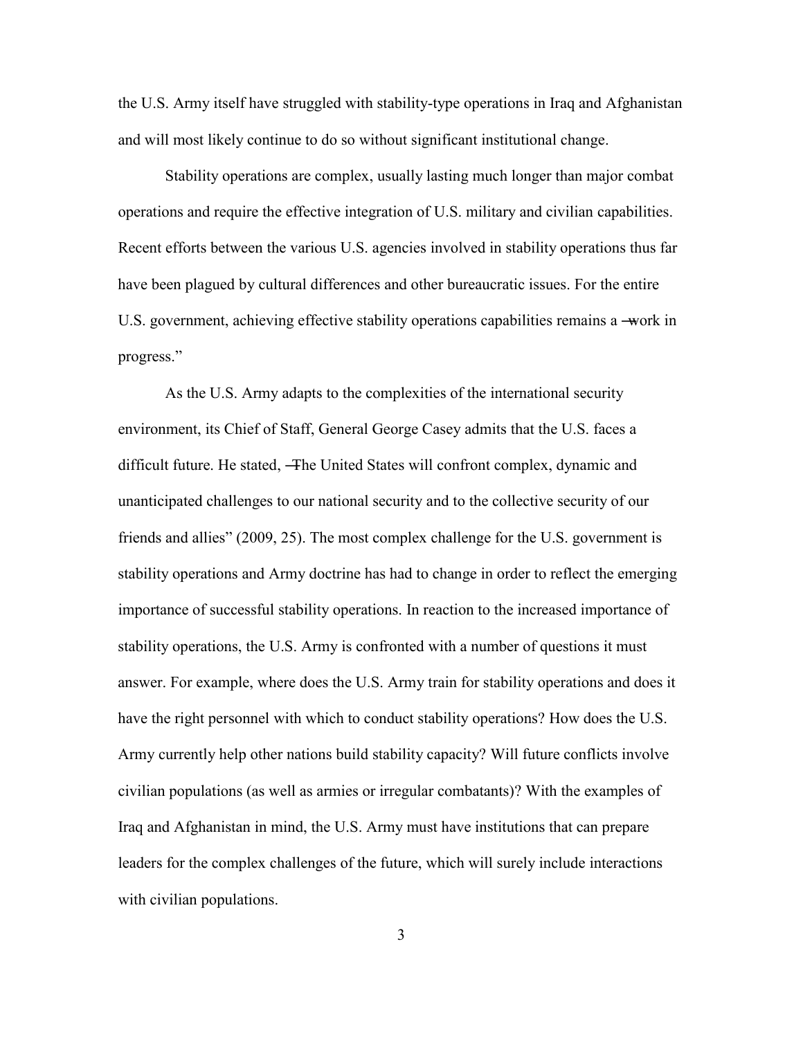the U.S. Army itself have struggled with stability-type operations in Iraq and Afghanistan and will most likely continue to do so without significant institutional change.

Stability operations are complex, usually lasting much longer than major combat operations and require the effective integration of U.S. military and civilian capabilities. Recent efforts between the various U.S. agencies involved in stability operations thus far have been plagued by cultural differences and other bureaucratic issues. For the entire U.S. government, achieving effective stability operations capabilities remains a "work in progress."

As the U.S. Army adapts to the complexities of the international security environment, its Chief of Staff, General George Casey admits that the U.S. faces a difficult future. He stated, "The United States will confront complex, dynamic and unanticipated challenges to our national security and to the collective security of our friends and allies" (2009, 25). The most complex challenge for the U.S. government is stability operations and Army doctrine has had to change in order to reflect the emerging importance of successful stability operations. In reaction to the increased importance of stability operations, the U.S. Army is confronted with a number of questions it must answer. For example, where does the U.S. Army train for stability operations and does it have the right personnel with which to conduct stability operations? How does the U.S. Army currently help other nations build stability capacity? Will future conflicts involve civilian populations (as well as armies or irregular combatants)? With the examples of Iraq and Afghanistan in mind, the U.S. Army must have institutions that can prepare leaders for the complex challenges of the future, which will surely include interactions with civilian populations.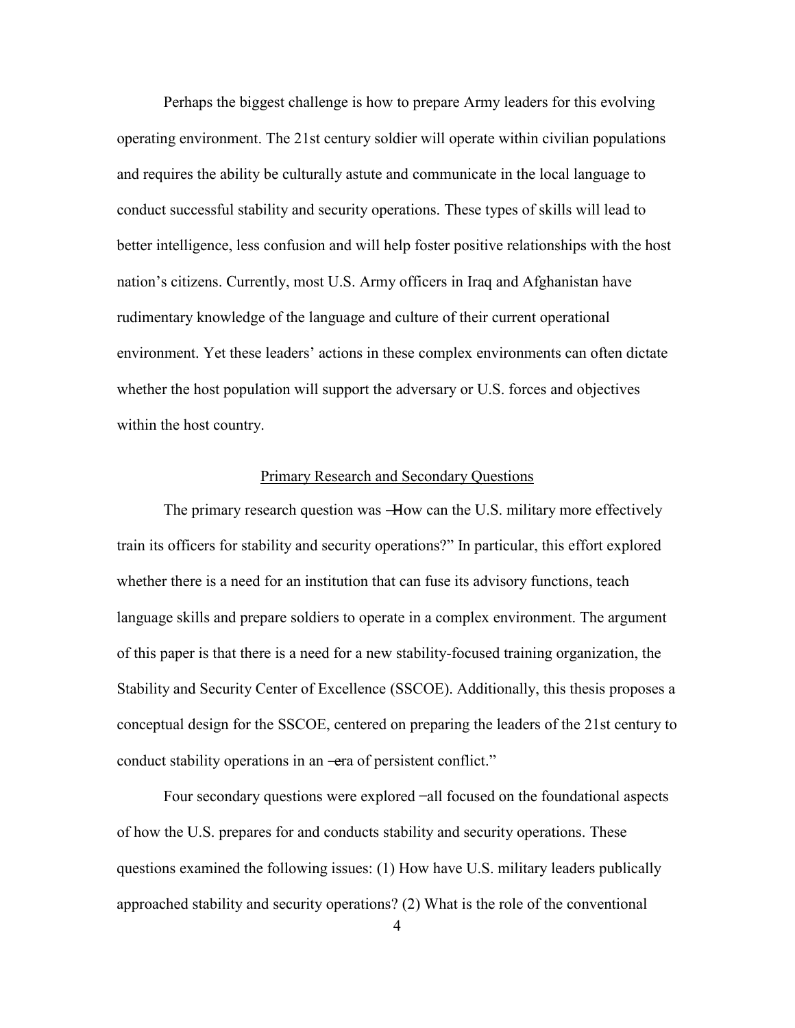Perhaps the biggest challenge is how to prepare Army leaders for this evolving operating environment. The 21st century soldier will operate within civilian populations and requires the ability be culturally astute and communicate in the local language to conduct successful stability and security operations. These types of skills will lead to better intelligence, less confusion and will help foster positive relationships with the host nation's citizens. Currently, most U.S. Army officers in Iraq and Afghanistan have rudimentary knowledge of the language and culture of their current operational environment. Yet these leaders' actions in these complex environments can often dictate whether the host population will support the adversary or U.S. forces and objectives within the host country.

## Primary Research and Secondary Questions

The primary research question was ―How can the U.S. military more effectively train its officers for stability and security operations?" In particular, this effort explored whether there is a need for an institution that can fuse its advisory functions, teach language skills and prepare soldiers to operate in a complex environment. The argument of this paper is that there is a need for a new stability-focused training organization, the Stability and Security Center of Excellence (SSCOE). Additionally, this thesis proposes a conceptual design for the SSCOE, centered on preparing the leaders of the 21st century to conduct stability operations in an ―era of persistent conflict."

Four secondary questions were explored ‒all focused on the foundational aspects of how the U.S. prepares for and conducts stability and security operations. These questions examined the following issues: (1) How have U.S. military leaders publically approached stability and security operations? (2) What is the role of the conventional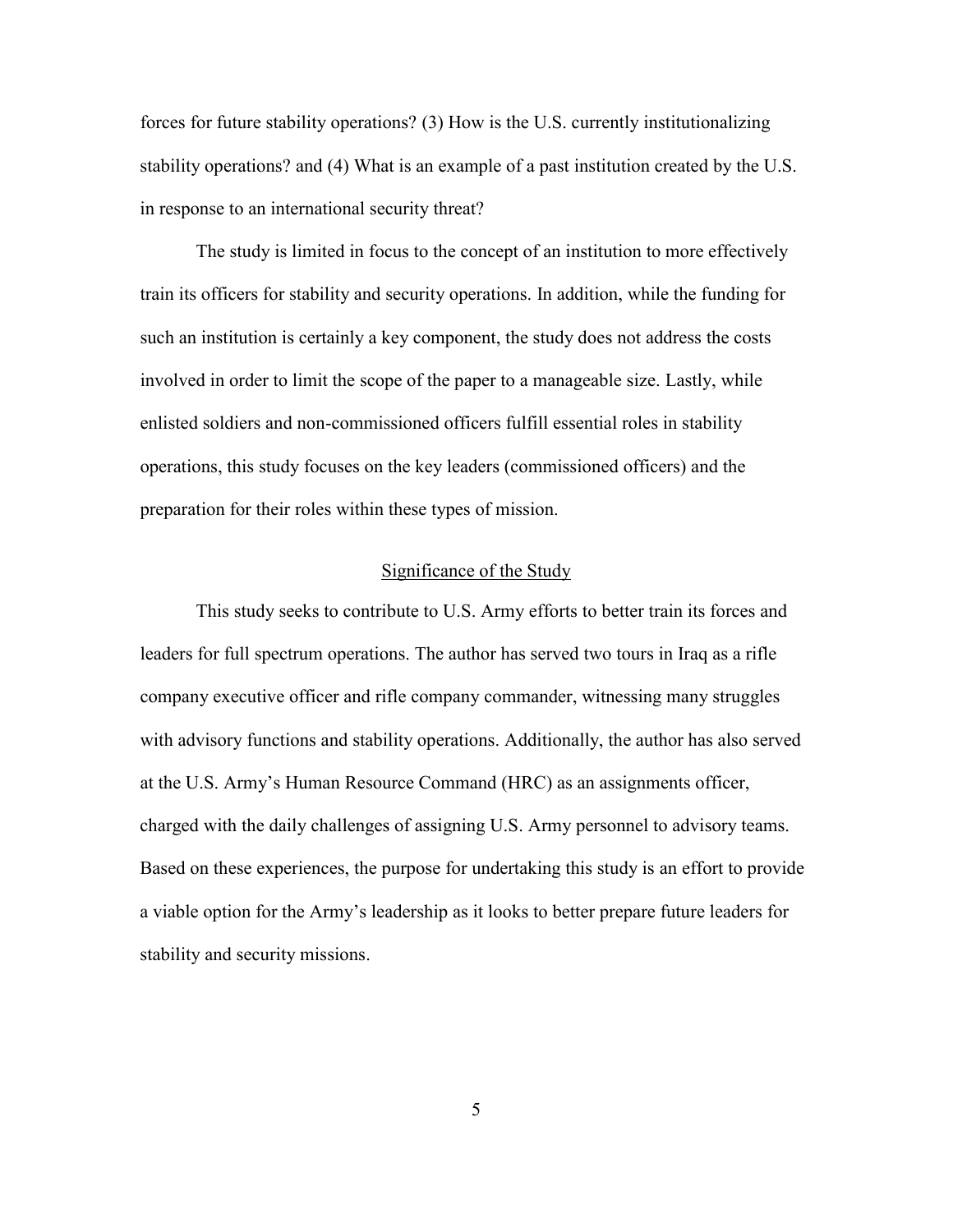forces for future stability operations? (3) How is the U.S. currently institutionalizing stability operations? and (4) What is an example of a past institution created by the U.S. in response to an international security threat?

The study is limited in focus to the concept of an institution to more effectively train its officers for stability and security operations. In addition, while the funding for such an institution is certainly a key component, the study does not address the costs involved in order to limit the scope of the paper to a manageable size. Lastly, while enlisted soldiers and non-commissioned officers fulfill essential roles in stability operations, this study focuses on the key leaders (commissioned officers) and the preparation for their roles within these types of mission.

## Significance of the Study

This study seeks to contribute to U.S. Army efforts to better train its forces and leaders for full spectrum operations. The author has served two tours in Iraq as a rifle company executive officer and rifle company commander, witnessing many struggles with advisory functions and stability operations. Additionally, the author has also served at the U.S. Army's Human Resource Command (HRC) as an assignments officer, charged with the daily challenges of assigning U.S. Army personnel to advisory teams. Based on these experiences, the purpose for undertaking this study is an effort to provide a viable option for the Army's leadership as it looks to better prepare future leaders for stability and security missions.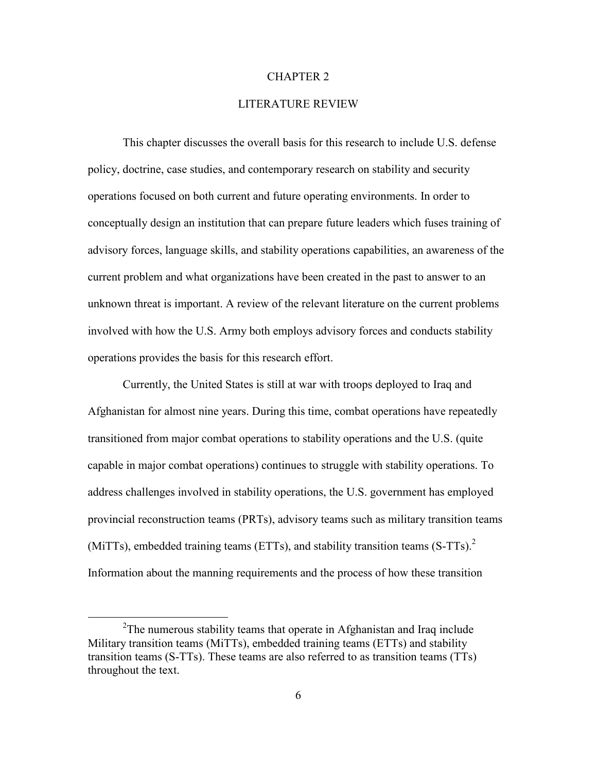# CHAPTER 2

## LITERATURE REVIEW

This chapter discusses the overall basis for this research to include U.S. defense policy, doctrine, case studies, and contemporary research on stability and security operations focused on both current and future operating environments. In order to conceptually design an institution that can prepare future leaders which fuses training of advisory forces, language skills, and stability operations capabilities, an awareness of the current problem and what organizations have been created in the past to answer to an unknown threat is important. A review of the relevant literature on the current problems involved with how the U.S. Army both employs advisory forces and conducts stability operations provides the basis for this research effort.

Currently, the United States is still at war with troops deployed to Iraq and Afghanistan for almost nine years. During this time, combat operations have repeatedly transitioned from major combat operations to stability operations and the U.S. (quite capable in major combat operations) continues to struggle with stability operations. To address challenges involved in stability operations, the U.S. government has employed provincial reconstruction teams (PRTs), advisory teams such as military transition teams (MiTTs), embedded training teams (ETTs), and stability transition teams (S-TTs).[2] Information about the manning requirements and the process of how these transition

[2]The numerous stability teams that operate in Afghanistan and Iraq include Military transition teams (MiTTs), embedded training teams (ETTs) and stability transition teams (S-TTs). These teams are also referred to as transition teams (TTs) throughout the text.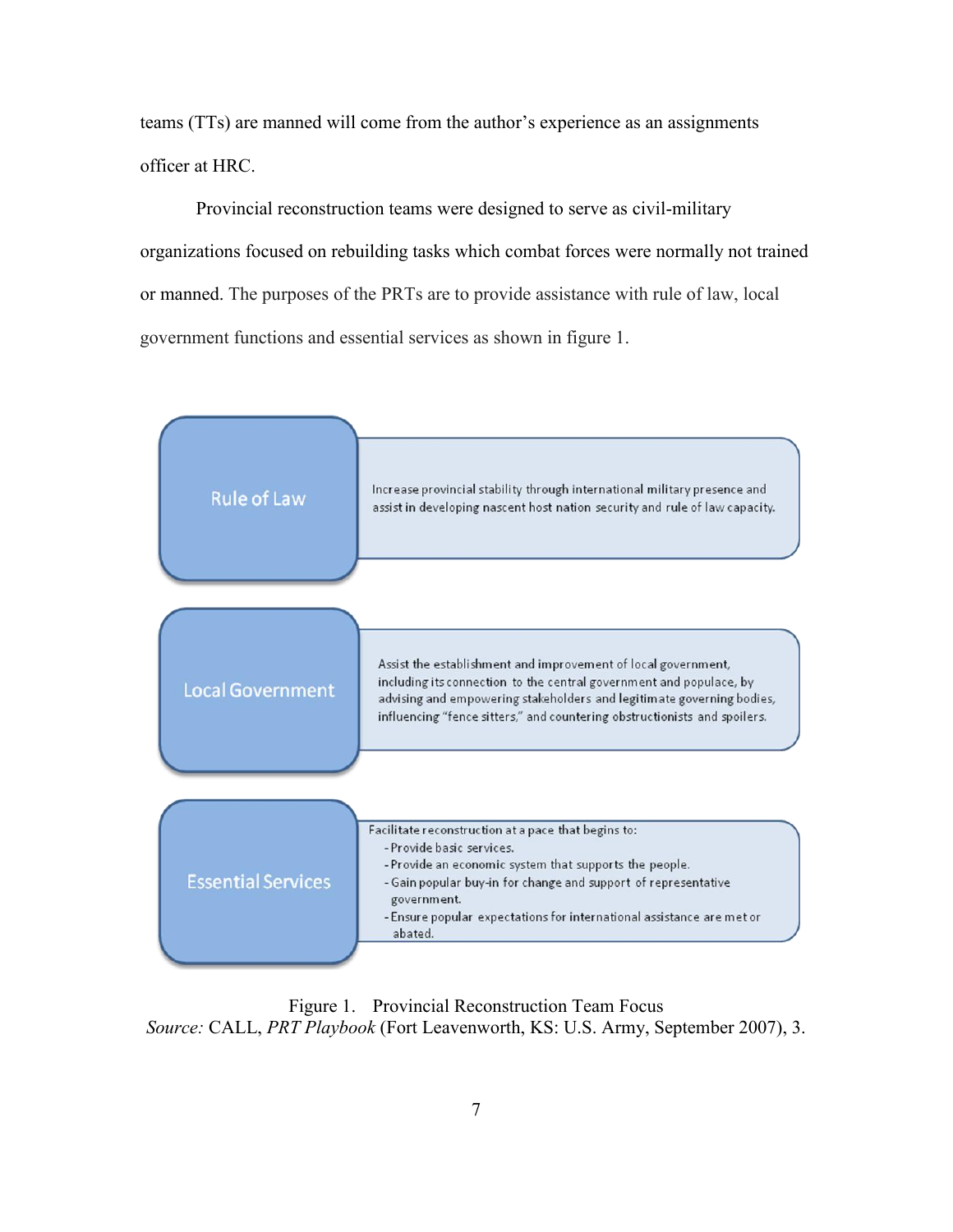teams (TTs) are manned will come from the author's experience as an assignments officer at HRC.

Provincial reconstruction teams were designed to serve as civil-military organizations focused on rebuilding tasks which combat forces were normally not trained or manned. The purposes of the PRTs are to provide assistance with rule of law, local government functions and essential services as shown in figure 1.

| | |
|---|---|
| Rule of Law | Increase provincial stability through international military presence and assist in developing nascent host nation security and rule of law capacity. |
| Local Government | Assist the establishment and improvement of local government, including its connection to the central government and populace, by advising and empowering stakeholders and legitimate governing bodies, influencing "fence sitters," and countering obstructionists and spoilers. |
| Essential Services | Facilitate reconstruction at a pace that begins to: - Provide basic services. - Provide an economic system that supports the people. - Gain popular buy-in for change and support of representative government. - Ensure popular expectations for international assistance are met or abated. |

Figure 1. Provincial Reconstruction Team Focus
*Source:* CALL, *PRT Playbook* (Fort Leavenworth, KS: U.S. Army, September 2007), 3.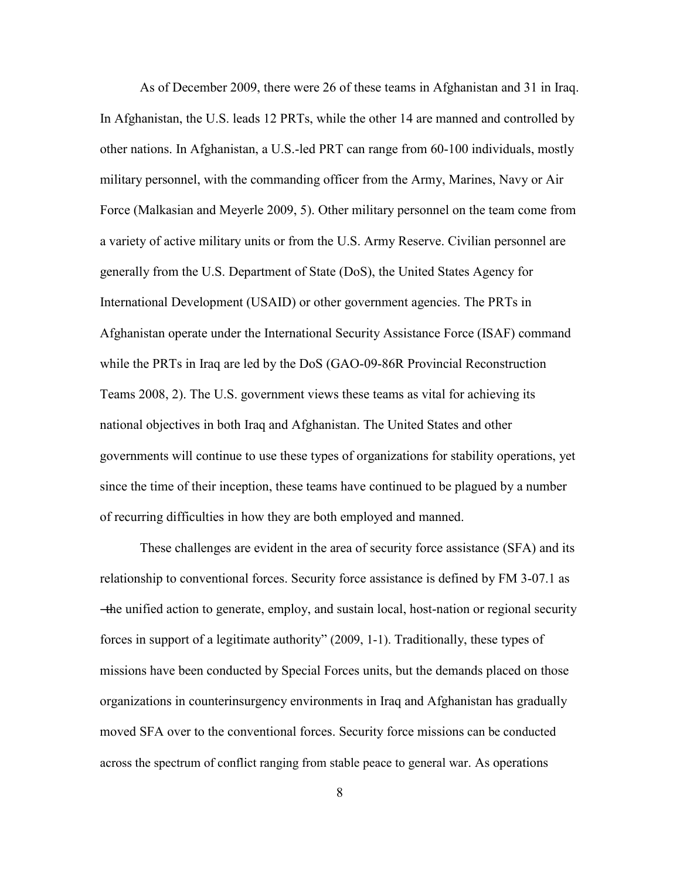As of December 2009, there were 26 of these teams in Afghanistan and 31 in Iraq. In Afghanistan, the U.S. leads 12 PRTs, while the other 14 are manned and controlled by other nations. In Afghanistan, a U.S.-led PRT can range from 60-100 individuals, mostly military personnel, with the commanding officer from the Army, Marines, Navy or Air Force (Malkasian and Meyerle 2009, 5). Other military personnel on the team come from a variety of active military units or from the U.S. Army Reserve. Civilian personnel are generally from the U.S. Department of State (DoS), the United States Agency for International Development (USAID) or other government agencies. The PRTs in Afghanistan operate under the International Security Assistance Force (ISAF) command while the PRTs in Iraq are led by the DoS (GAO-09-86R Provincial Reconstruction Teams 2008, 2). The U.S. government views these teams as vital for achieving its national objectives in both Iraq and Afghanistan. The United States and other governments will continue to use these types of organizations for stability operations, yet since the time of their inception, these teams have continued to be plagued by a number of recurring difficulties in how they are both employed and manned.

These challenges are evident in the area of security force assistance (SFA) and its relationship to conventional forces. Security force assistance is defined by FM 3-07.1 as "the unified action to generate, employ, and sustain local, host-nation or regional security forces in support of a legitimate authority" (2009, 1-1). Traditionally, these types of missions have been conducted by Special Forces units, but the demands placed on those organizations in counterinsurgency environments in Iraq and Afghanistan has gradually moved SFA over to the conventional forces. Security force missions can be conducted across the spectrum of conflict ranging from stable peace to general war. As operations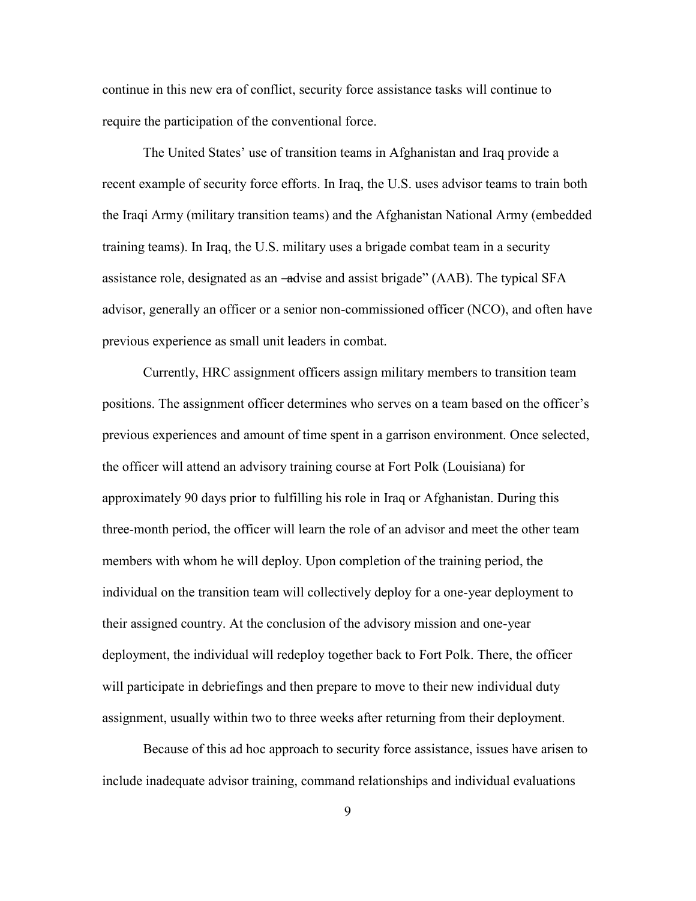continue in this new era of conflict, security force assistance tasks will continue to require the participation of the conventional force.

The United States' use of transition teams in Afghanistan and Iraq provide a recent example of security force efforts. In Iraq, the U.S. uses advisor teams to train both the Iraqi Army (military transition teams) and the Afghanistan National Army (embedded training teams). In Iraq, the U.S. military uses a brigade combat team in a security assistance role, designated as an ―advise and assist brigade" (AAB). The typical SFA advisor, generally an officer or a senior non-commissioned officer (NCO), and often have previous experience as small unit leaders in combat.

Currently, HRC assignment officers assign military members to transition team positions. The assignment officer determines who serves on a team based on the officer's previous experiences and amount of time spent in a garrison environment. Once selected, the officer will attend an advisory training course at Fort Polk (Louisiana) for approximately 90 days prior to fulfilling his role in Iraq or Afghanistan. During this three-month period, the officer will learn the role of an advisor and meet the other team members with whom he will deploy. Upon completion of the training period, the individual on the transition team will collectively deploy for a one-year deployment to their assigned country. At the conclusion of the advisory mission and one-year deployment, the individual will redeploy together back to Fort Polk. There, the officer will participate in debriefings and then prepare to move to their new individual duty assignment, usually within two to three weeks after returning from their deployment.

Because of this ad hoc approach to security force assistance, issues have arisen to include inadequate advisor training, command relationships and individual evaluations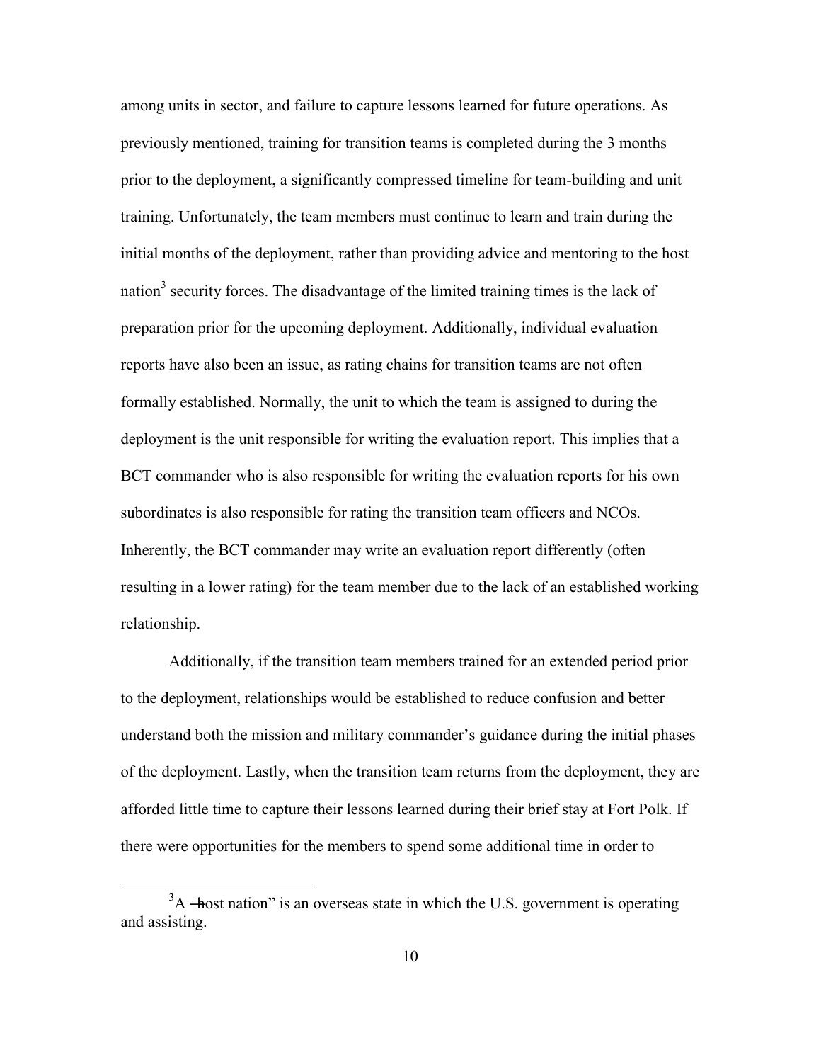among units in sector, and failure to capture lessons learned for future operations. As previously mentioned, training for transition teams is completed during the 3 months prior to the deployment, a significantly compressed timeline for team-building and unit training. Unfortunately, the team members must continue to learn and train during the initial months of the deployment, rather than providing advice and mentoring to the host nation[3] security forces. The disadvantage of the limited training times is the lack of preparation prior for the upcoming deployment. Additionally, individual evaluation reports have also been an issue, as rating chains for transition teams are not often formally established. Normally, the unit to which the team is assigned to during the deployment is the unit responsible for writing the evaluation report. This implies that a BCT commander who is also responsible for writing the evaluation reports for his own subordinates is also responsible for rating the transition team officers and NCOs. Inherently, the BCT commander may write an evaluation report differently (often resulting in a lower rating) for the team member due to the lack of an established working relationship.

Additionally, if the transition team members trained for an extended period prior to the deployment, relationships would be established to reduce confusion and better understand both the mission and military commander's guidance during the initial phases of the deployment. Lastly, when the transition team returns from the deployment, they are afforded little time to capture their lessons learned during their brief stay at Fort Polk. If there were opportunities for the members to spend some additional time in order to

[3] A —host nation" is an overseas state in which the U.S. government is operating and assisting.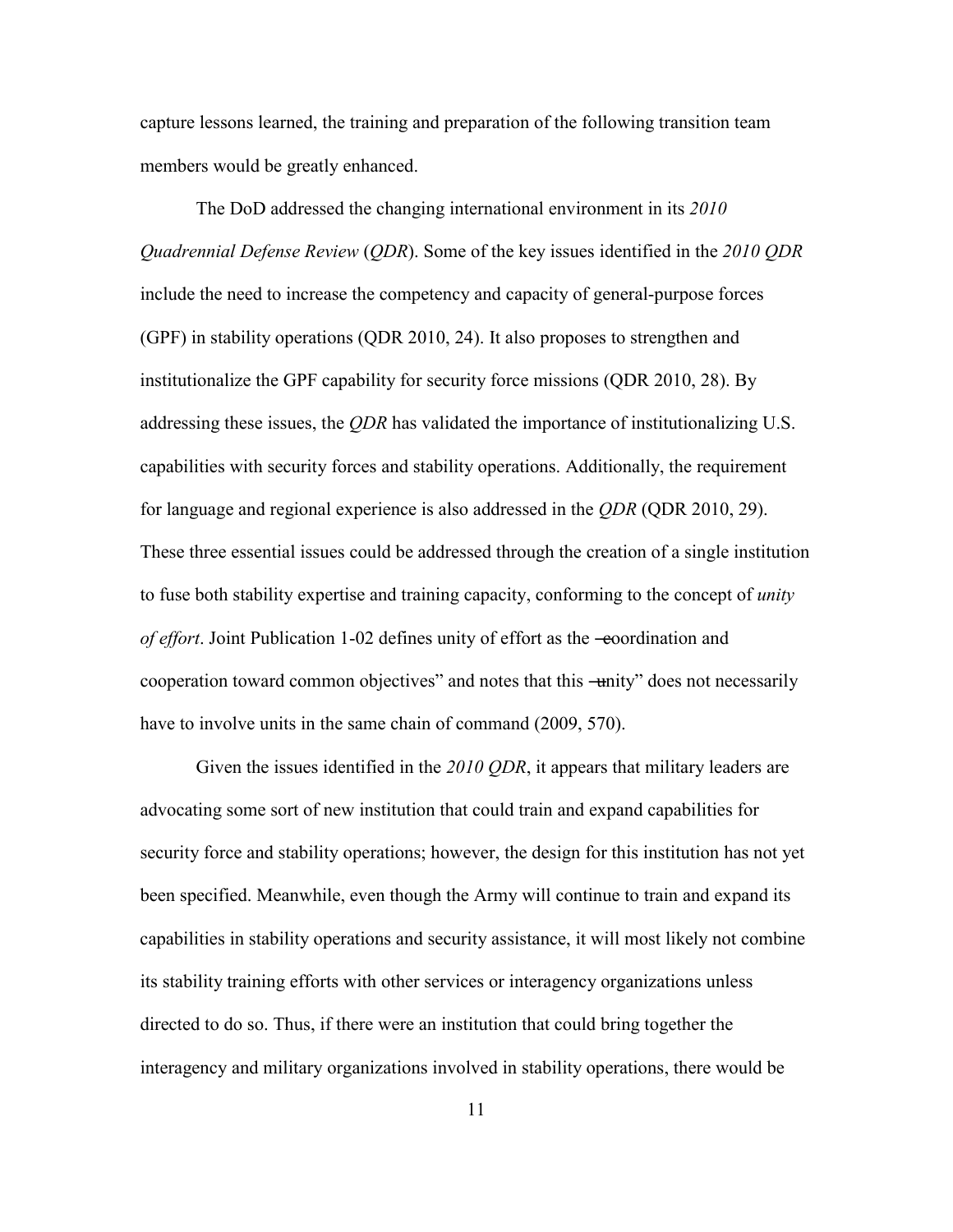capture lessons learned, the training and preparation of the following transition team members would be greatly enhanced.

The DoD addressed the changing international environment in its *2010 Quadrennial Defense Review* (*QDR*). Some of the key issues identified in the *2010 QDR* include the need to increase the competency and capacity of general-purpose forces (GPF) in stability operations (QDR 2010, 24). It also proposes to strengthen and institutionalize the GPF capability for security force missions (QDR 2010, 28). By addressing these issues, the *QDR* has validated the importance of institutionalizing U.S. capabilities with security forces and stability operations. Additionally, the requirement for language and regional experience is also addressed in the *QDR* (QDR 2010, 29). These three essential issues could be addressed through the creation of a single institution to fuse both stability expertise and training capacity, conforming to the concept of *unity of effort*. Joint Publication 1-02 defines unity of effort as the ―coordination and cooperation toward common objectives" and notes that this ―unity" does not necessarily have to involve units in the same chain of command (2009, 570).

Given the issues identified in the *2010 QDR*, it appears that military leaders are advocating some sort of new institution that could train and expand capabilities for security force and stability operations; however, the design for this institution has not yet been specified. Meanwhile, even though the Army will continue to train and expand its capabilities in stability operations and security assistance, it will most likely not combine its stability training efforts with other services or interagency organizations unless directed to do so. Thus, if there were an institution that could bring together the interagency and military organizations involved in stability operations, there would be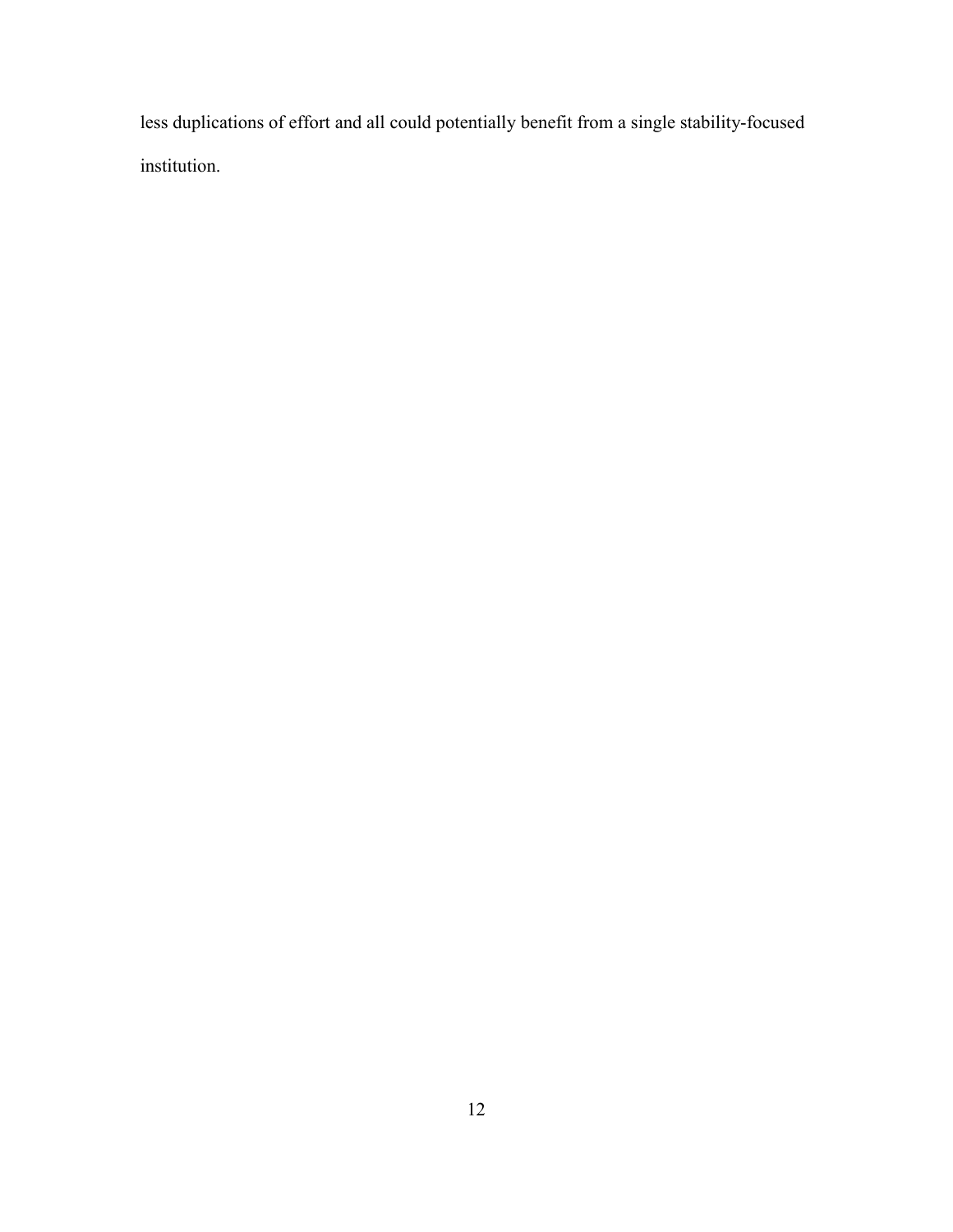less duplications of effort and all could potentially benefit from a single stability-focused institution.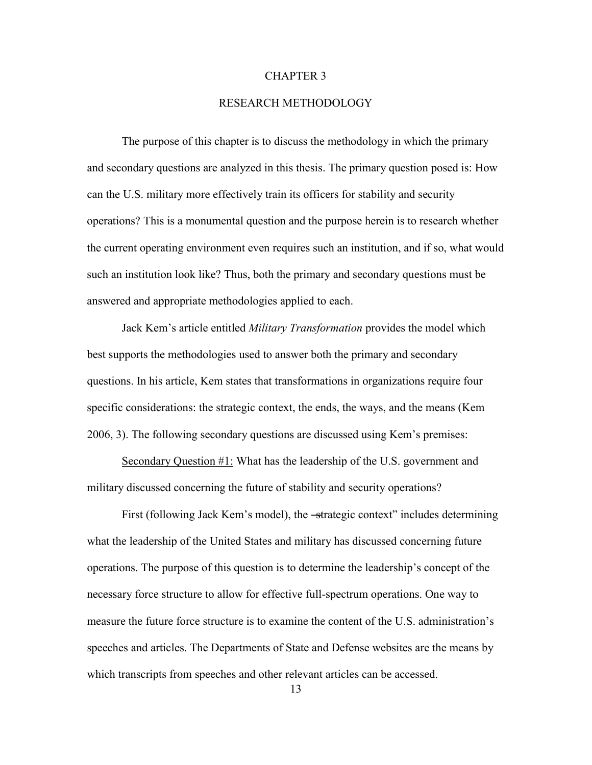# CHAPTER 3

## RESEARCH METHODOLOGY

The purpose of this chapter is to discuss the methodology in which the primary and secondary questions are analyzed in this thesis. The primary question posed is: How can the U.S. military more effectively train its officers for stability and security operations? This is a monumental question and the purpose herein is to research whether the current operating environment even requires such an institution, and if so, what would such an institution look like? Thus, both the primary and secondary questions must be answered and appropriate methodologies applied to each.

Jack Kem's article entitled *Military Transformation* provides the model which best supports the methodologies used to answer both the primary and secondary questions. In his article, Kem states that transformations in organizations require four specific considerations: the strategic context, the ends, the ways, and the means (Kem 2006, 3). The following secondary questions are discussed using Kem's premises:

Secondary Question #1: What has the leadership of the U.S. government and military discussed concerning the future of stability and security operations?

First (following Jack Kem's model), the "strategic context" includes determining what the leadership of the United States and military has discussed concerning future operations. The purpose of this question is to determine the leadership's concept of the necessary force structure to allow for effective full-spectrum operations. One way to measure the future force structure is to examine the content of the U.S. administration's speeches and articles. The Departments of State and Defense websites are the means by which transcripts from speeches and other relevant articles can be accessed.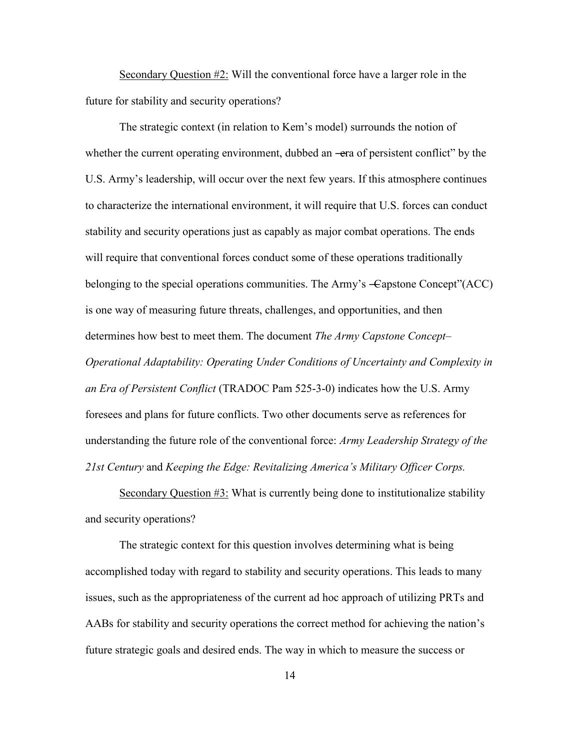Secondary Question #2: Will the conventional force have a larger role in the future for stability and security operations?

The strategic context (in relation to Kem's model) surrounds the notion of whether the current operating environment, dubbed an ―era of persistent conflict" by the U.S. Army's leadership, will occur over the next few years. If this atmosphere continues to characterize the international environment, it will require that U.S. forces can conduct stability and security operations just as capably as major combat operations. The ends will require that conventional forces conduct some of these operations traditionally belonging to the special operations communities. The Army's ―Capstone Concept"(ACC) is one way of measuring future threats, challenges, and opportunities, and then determines how best to meet them. The document *The Army Capstone Concept–Operational Adaptability: Operating Under Conditions of Uncertainty and Complexity in an Era of Persistent Conflict* (TRADOC Pam 525-3-0) indicates how the U.S. Army foresees and plans for future conflicts. Two other documents serve as references for understanding the future role of the conventional force: *Army Leadership Strategy of the 21st Century* and *Keeping the Edge: Revitalizing America's Military Officer Corps.*

Secondary Question #3: What is currently being done to institutionalize stability and security operations?

The strategic context for this question involves determining what is being accomplished today with regard to stability and security operations. This leads to many issues, such as the appropriateness of the current ad hoc approach of utilizing PRTs and AABs for stability and security operations the correct method for achieving the nation's future strategic goals and desired ends. The way in which to measure the success or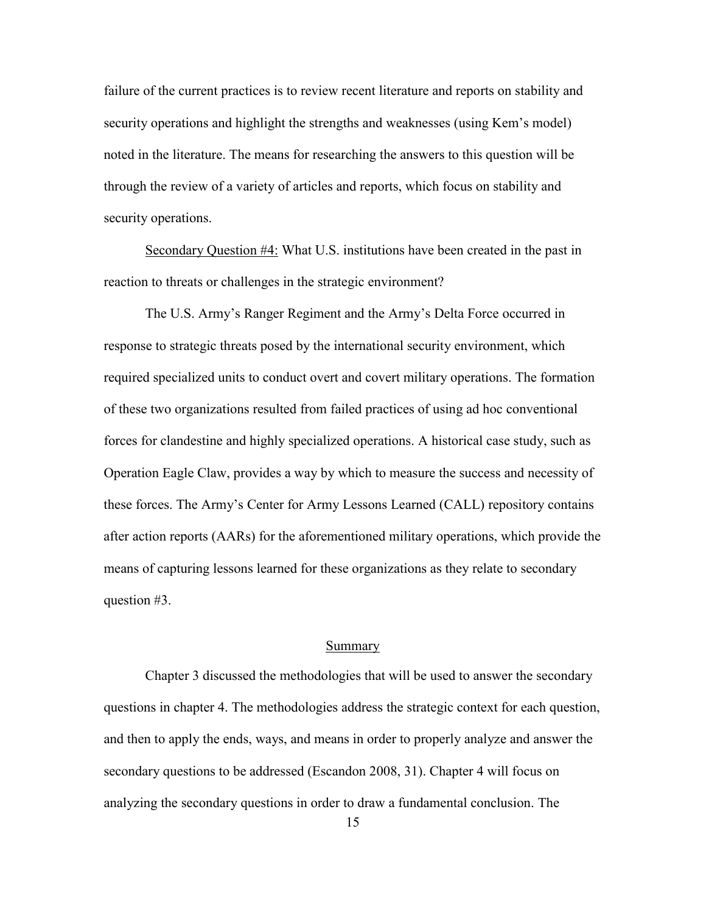failure of the current practices is to review recent literature and reports on stability and security operations and highlight the strengths and weaknesses (using Kem's model) noted in the literature. The means for researching the answers to this question will be through the review of a variety of articles and reports, which focus on stability and security operations.

Secondary Question #4: What U.S. institutions have been created in the past in reaction to threats or challenges in the strategic environment?

The U.S. Army's Ranger Regiment and the Army's Delta Force occurred in response to strategic threats posed by the international security environment, which required specialized units to conduct overt and covert military operations. The formation of these two organizations resulted from failed practices of using ad hoc conventional forces for clandestine and highly specialized operations. A historical case study, such as Operation Eagle Claw, provides a way by which to measure the success and necessity of these forces. The Army's Center for Army Lessons Learned (CALL) repository contains after action reports (AARs) for the aforementioned military operations, which provide the means of capturing lessons learned for these organizations as they relate to secondary question #3.

## Summary

Chapter 3 discussed the methodologies that will be used to answer the secondary questions in chapter 4. The methodologies address the strategic context for each question, and then to apply the ends, ways, and means in order to properly analyze and answer the secondary questions to be addressed (Escandon 2008, 31). Chapter 4 will focus on analyzing the secondary questions in order to draw a fundamental conclusion. The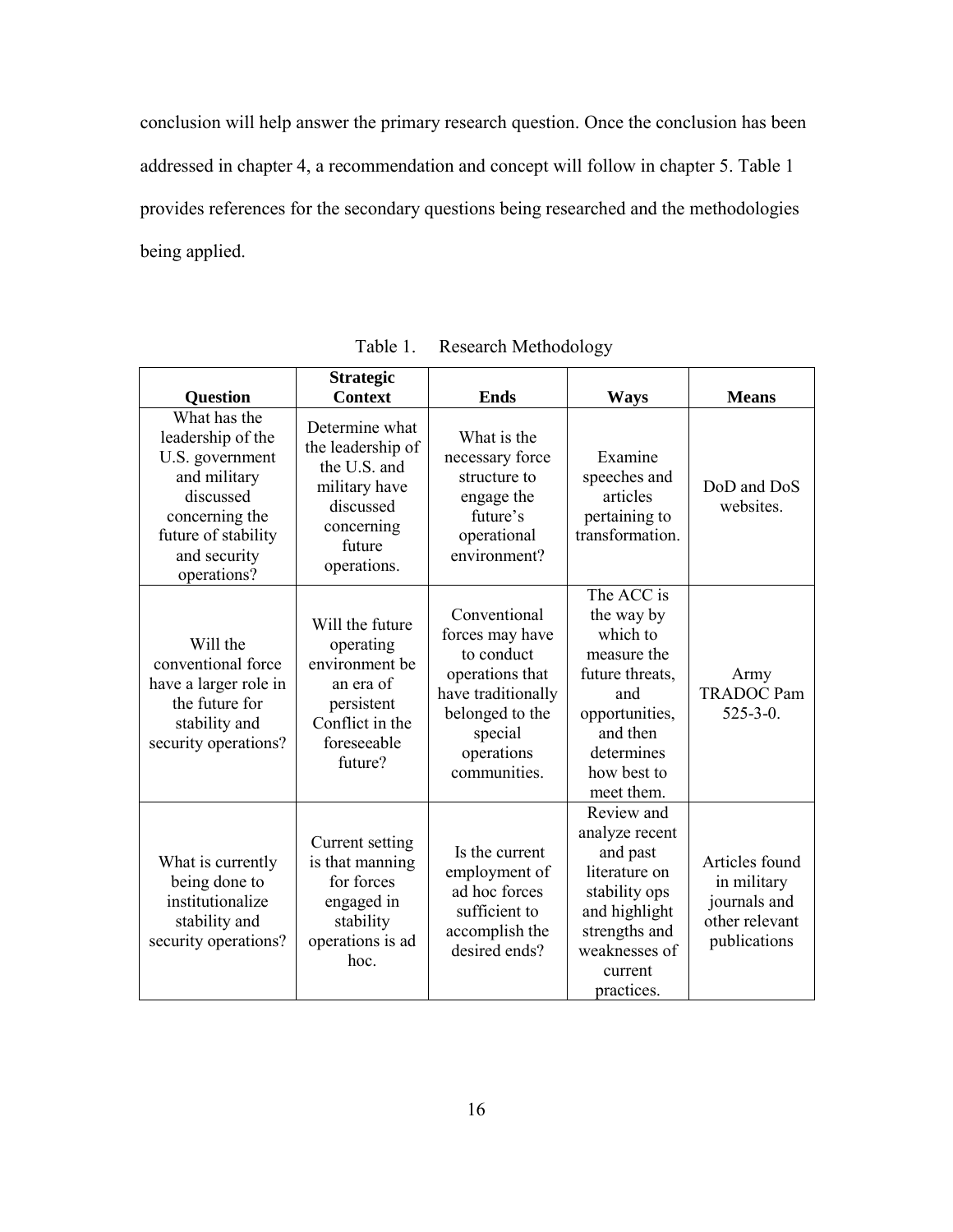conclusion will help answer the primary research question. Once the conclusion has been addressed in chapter 4, a recommendation and concept will follow in chapter 5. Table 1 provides references for the secondary questions being researched and the methodologies being applied.

Table 1. Research Methodology

| Question | Strategic Context | Ends | Ways | Means |
|---|---|---|---|---|
| What has the leadership of the U.S. government and military discussed concerning the future of stability and security operations? | Determine what the leadership of the U.S. and military have discussed concerning future operations. | What is the necessary force structure to engage the future's operational environment? | Examine speeches and articles pertaining to transformation. | DoD and DoS websites. |
| Will the conventional force have a larger role in the future for stability and security operations? | Will the future operating environment be an era of persistent Conflict in the foreseeable future? | Conventional forces may have to conduct operations that have traditionally belonged to the special operations communities. | The ACC is the way by which to measure the future threats, and opportunities, and then determines how best to meet them. | Army TRADOC Pam 525-3-0. |
| What is currently being done to institutionalize stability and security operations? | Current setting is that manning for forces engaged in stability operations is ad hoc. | Is the current employment of ad hoc forces sufficient to accomplish the desired ends? | Review and analyze recent and past literature on stability ops and highlight strengths and weaknesses of current practices. | Articles found in military journals and other relevant publications |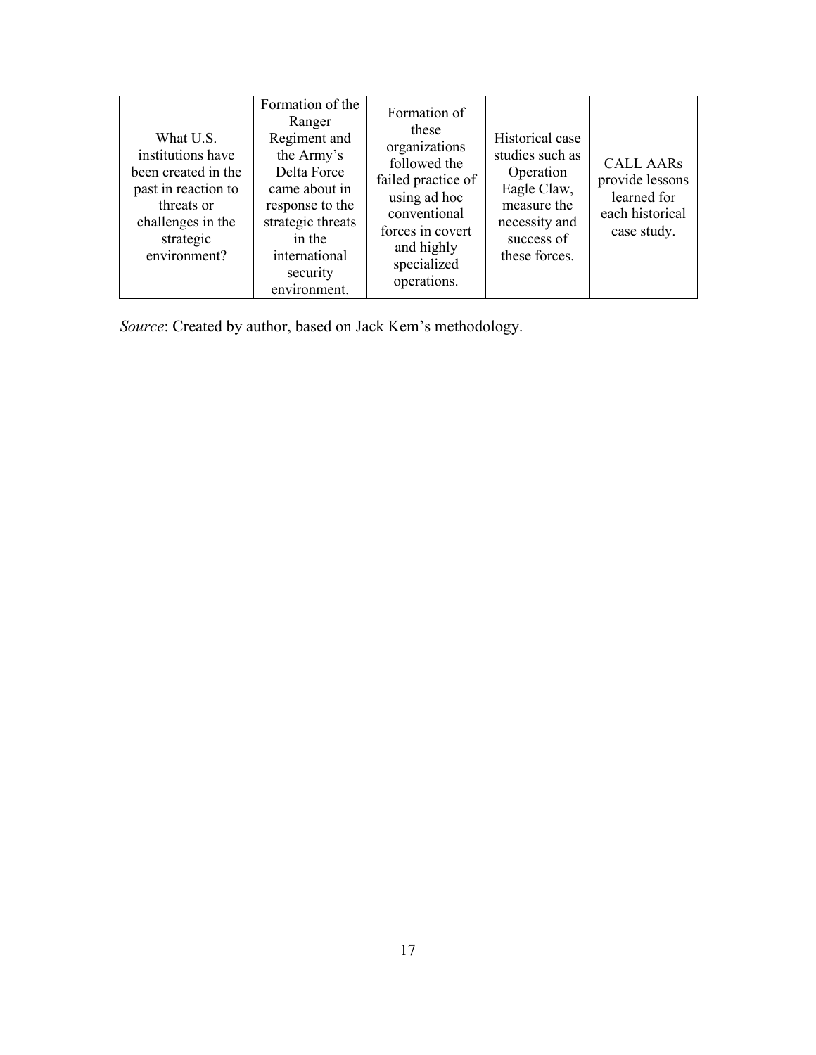| | | | | |
|---|---|---|---|---|
| What U.S. institutions have been created in the past in reaction to threats or challenges in the strategic environment? | Formation of the Ranger Regiment and the Army's Delta Force came about in response to the strategic threats in the international security environment. | Formation of these organizations followed the failed practice of using ad hoc conventional forces in covert and highly specialized operations. | Historical case studies such as Operation Eagle Claw, measure the necessity and success of these forces. | CALL AARs provide lessons learned for each historical case study. |

*Source*: Created by author, based on Jack Kem's methodology.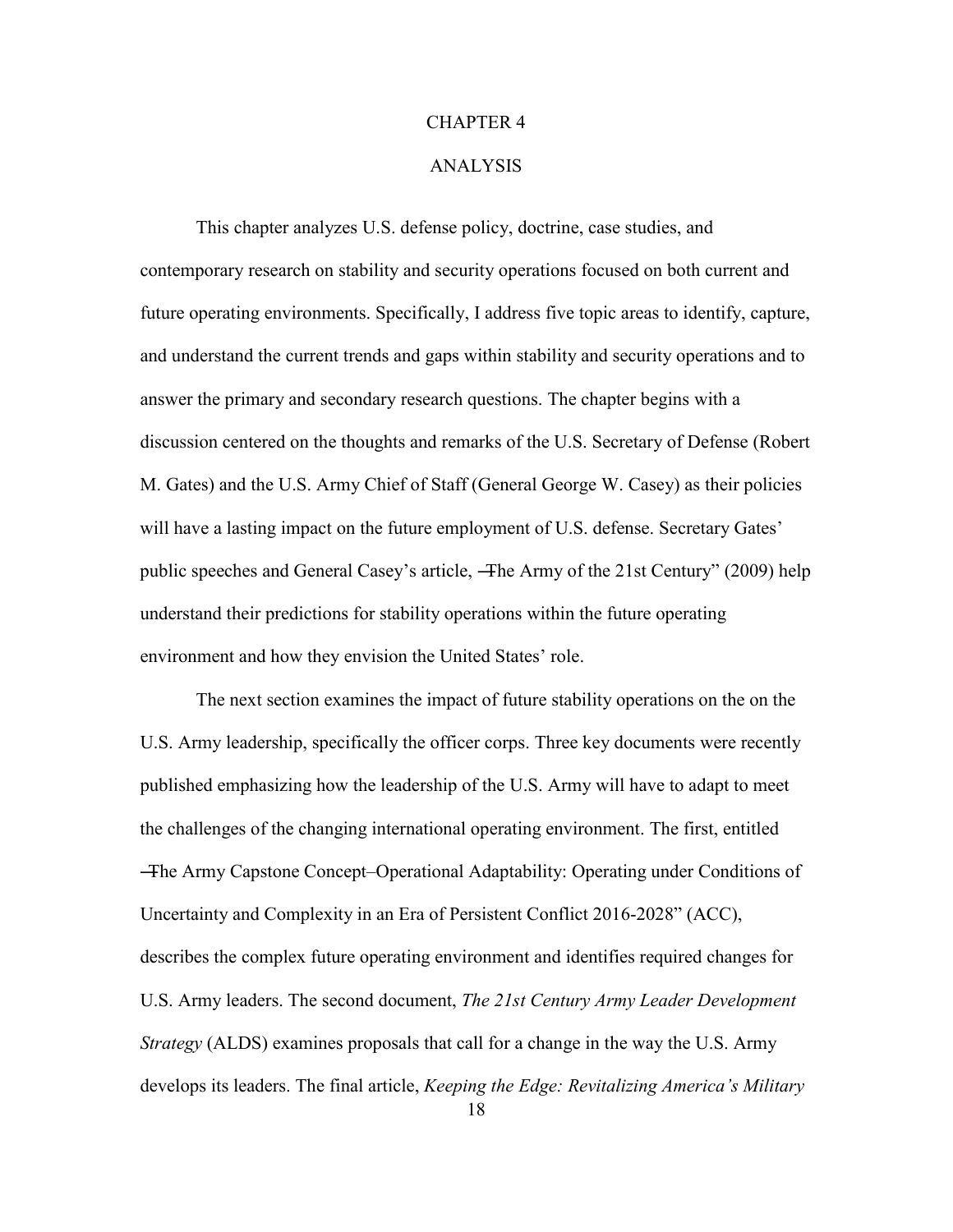# CHAPTER 4

# ANALYSIS

This chapter analyzes U.S. defense policy, doctrine, case studies, and contemporary research on stability and security operations focused on both current and future operating environments. Specifically, I address five topic areas to identify, capture, and understand the current trends and gaps within stability and security operations and to answer the primary and secondary research questions. The chapter begins with a discussion centered on the thoughts and remarks of the U.S. Secretary of Defense (Robert M. Gates) and the U.S. Army Chief of Staff (General George W. Casey) as their policies will have a lasting impact on the future employment of U.S. defense. Secretary Gates' public speeches and General Casey's article, ―The Army of the 21st Century" (2009) help understand their predictions for stability operations within the future operating environment and how they envision the United States' role.

The next section examines the impact of future stability operations on the on the U.S. Army leadership, specifically the officer corps. Three key documents were recently published emphasizing how the leadership of the U.S. Army will have to adapt to meet the challenges of the changing international operating environment. The first, entitled ―The Army Capstone Concept–Operational Adaptability: Operating under Conditions of Uncertainty and Complexity in an Era of Persistent Conflict 2016-2028" (ACC), describes the complex future operating environment and identifies required changes for U.S. Army leaders. The second document, *The 21st Century Army Leader Development Strategy* (ALDS) examines proposals that call for a change in the way the U.S. Army develops its leaders. The final article, *Keeping the Edge: Revitalizing America's Military*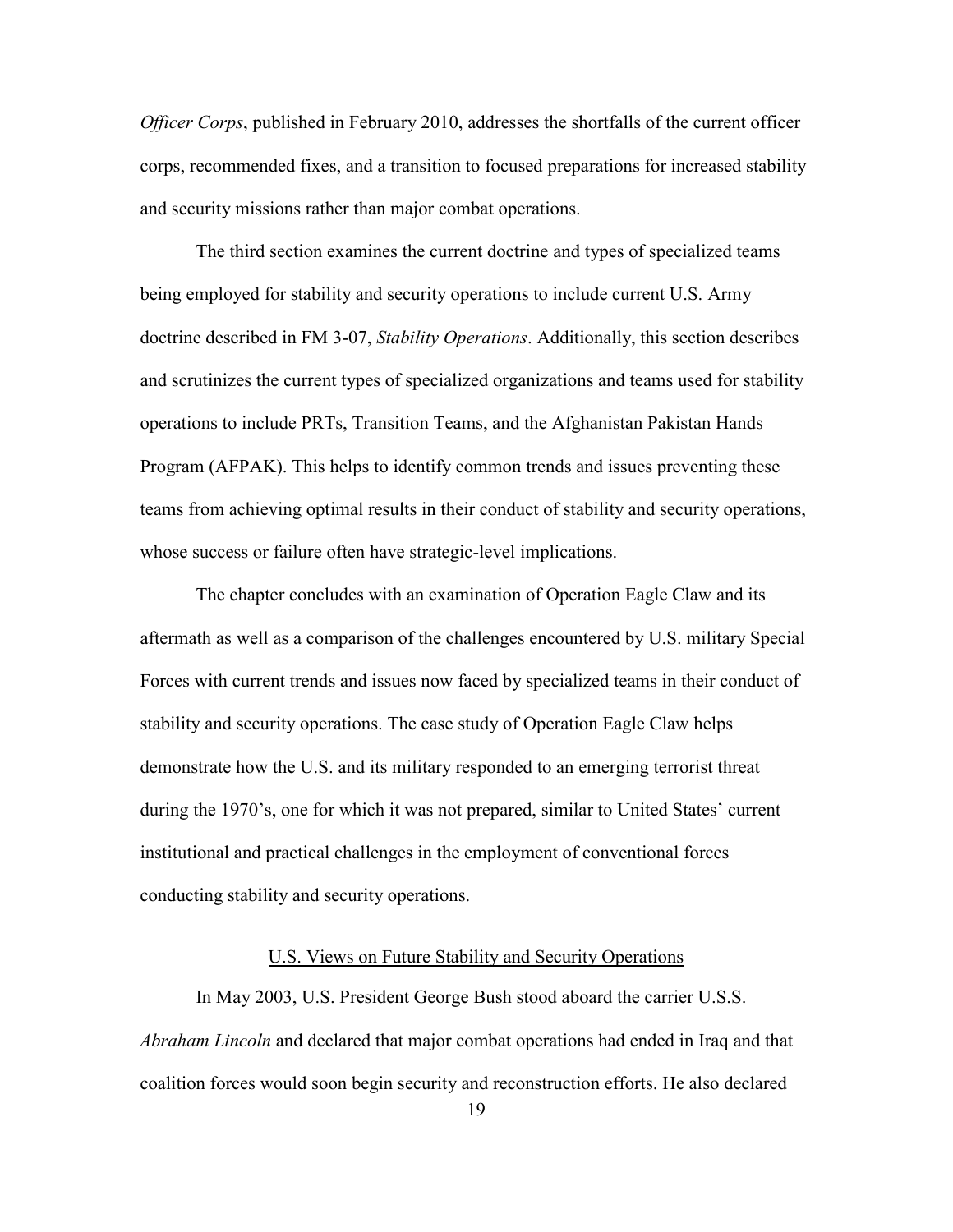*Officer Corps*, published in February 2010, addresses the shortfalls of the current officer corps, recommended fixes, and a transition to focused preparations for increased stability and security missions rather than major combat operations.

The third section examines the current doctrine and types of specialized teams being employed for stability and security operations to include current U.S. Army doctrine described in FM 3-07, *Stability Operations*. Additionally, this section describes and scrutinizes the current types of specialized organizations and teams used for stability operations to include PRTs, Transition Teams, and the Afghanistan Pakistan Hands Program (AFPAK). This helps to identify common trends and issues preventing these teams from achieving optimal results in their conduct of stability and security operations, whose success or failure often have strategic-level implications.

The chapter concludes with an examination of Operation Eagle Claw and its aftermath as well as a comparison of the challenges encountered by U.S. military Special Forces with current trends and issues now faced by specialized teams in their conduct of stability and security operations. The case study of Operation Eagle Claw helps demonstrate how the U.S. and its military responded to an emerging terrorist threat during the 1970's, one for which it was not prepared, similar to United States' current institutional and practical challenges in the employment of conventional forces conducting stability and security operations.

## U.S. Views on Future Stability and Security Operations

In May 2003, U.S. President George Bush stood aboard the carrier U.S.S. *Abraham Lincoln* and declared that major combat operations had ended in Iraq and that coalition forces would soon begin security and reconstruction efforts. He also declared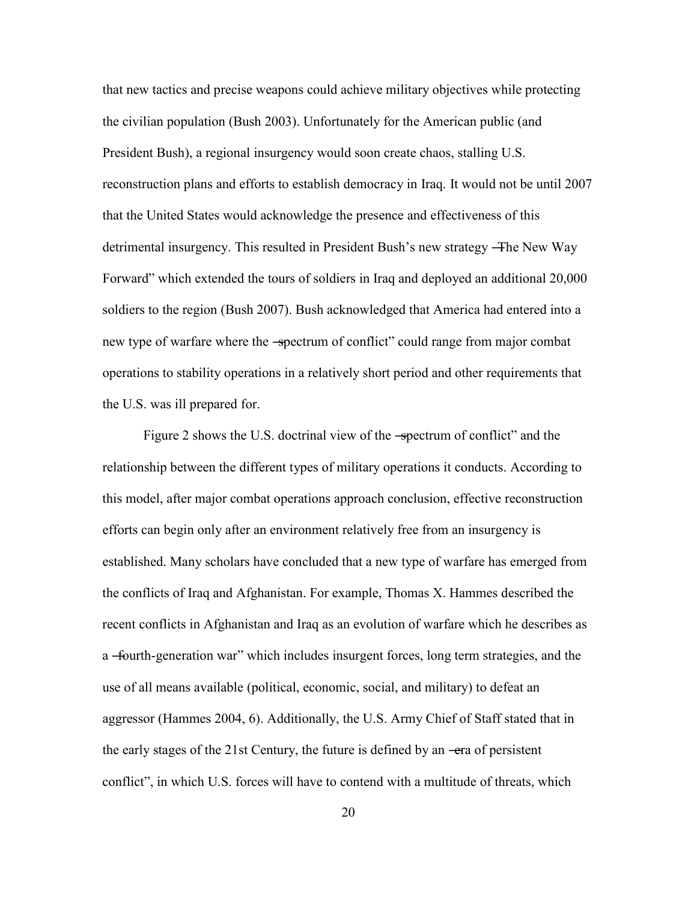that new tactics and precise weapons could achieve military objectives while protecting the civilian population (Bush 2003). Unfortunately for the American public (and President Bush), a regional insurgency would soon create chaos, stalling U.S. reconstruction plans and efforts to establish democracy in Iraq. It would not be until 2007 that the United States would acknowledge the presence and effectiveness of this detrimental insurgency. This resulted in President Bush's new strategy ―The New Way Forward" which extended the tours of soldiers in Iraq and deployed an additional 20,000 soldiers to the region (Bush 2007). Bush acknowledged that America had entered into a new type of warfare where the ―spectrum of conflict" could range from major combat operations to stability operations in a relatively short period and other requirements that the U.S. was ill prepared for.

Figure 2 shows the U.S. doctrinal view of the ―spectrum of conflict" and the relationship between the different types of military operations it conducts. According to this model, after major combat operations approach conclusion, effective reconstruction efforts can begin only after an environment relatively free from an insurgency is established. Many scholars have concluded that a new type of warfare has emerged from the conflicts of Iraq and Afghanistan. For example, Thomas X. Hammes described the recent conflicts in Afghanistan and Iraq as an evolution of warfare which he describes as a ―fourth-generation war" which includes insurgent forces, long term strategies, and the use of all means available (political, economic, social, and military) to defeat an aggressor (Hammes 2004, 6). Additionally, the U.S. Army Chief of Staff stated that in the early stages of the 21st Century, the future is defined by an ―era of persistent conflict", in which U.S. forces will have to contend with a multitude of threats, which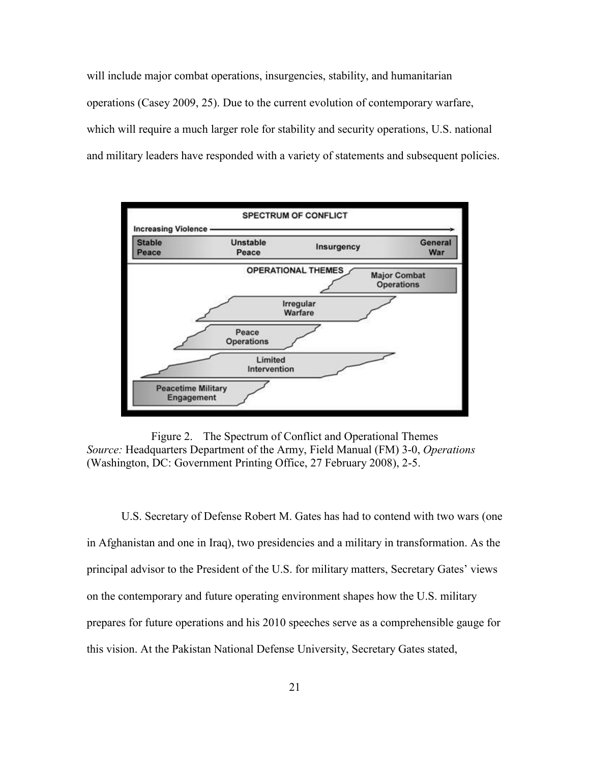will include major combat operations, insurgencies, stability, and humanitarian operations (Casey 2009, 25). Due to the current evolution of contemporary warfare, which will require a much larger role for stability and security operations, U.S. national and military leaders have responded with a variety of statements and subsequent policies.

Figure 2. The Spectrum of Conflict and Operational Themes
*Source:* Headquarters Department of the Army, Field Manual (FM) 3-0, *Operations* (Washington, DC: Government Printing Office, 27 February 2008), 2-5.

U.S. Secretary of Defense Robert M. Gates has had to contend with two wars (one in Afghanistan and one in Iraq), two presidencies and a military in transformation. As the principal advisor to the President of the U.S. for military matters, Secretary Gates' views on the contemporary and future operating environment shapes how the U.S. military prepares for future operations and his 2010 speeches serve as a comprehensible gauge for this vision. At the Pakistan National Defense University, Secretary Gates stated,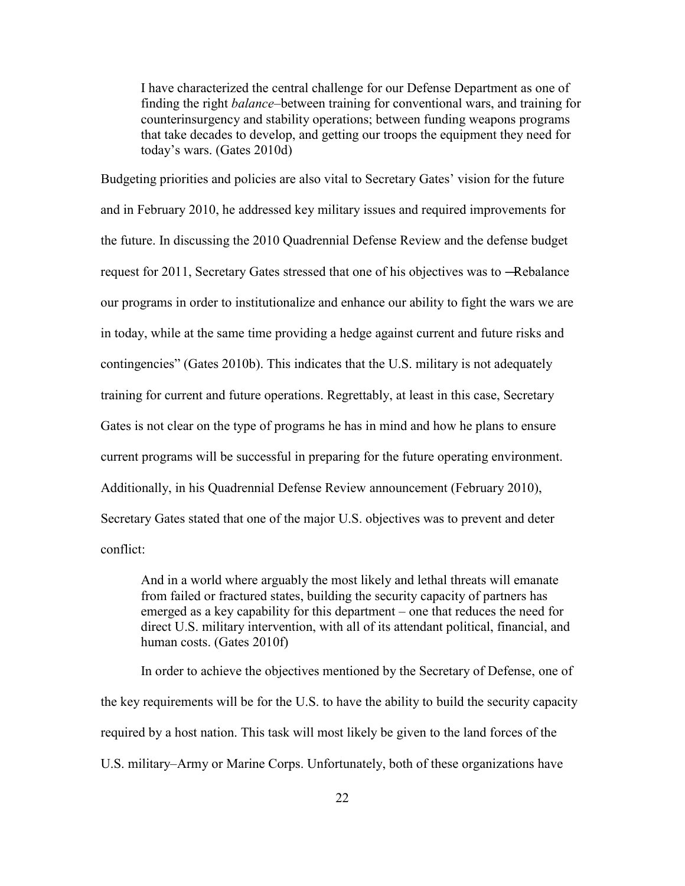> I have characterized the central challenge for our Defense Department as one of finding the right *balance*–between training for conventional wars, and training for counterinsurgency and stability operations; between funding weapons programs that take decades to develop, and getting our troops the equipment they need for today's wars. (Gates 2010d)

Budgeting priorities and policies are also vital to Secretary Gates' vision for the future and in February 2010, he addressed key military issues and required improvements for the future. In discussing the 2010 Quadrennial Defense Review and the defense budget request for 2011, Secretary Gates stressed that one of his objectives was to ―Rebalance our programs in order to institutionalize and enhance our ability to fight the wars we are in today, while at the same time providing a hedge against current and future risks and contingencies" (Gates 2010b). This indicates that the U.S. military is not adequately training for current and future operations. Regrettably, at least in this case, Secretary Gates is not clear on the type of programs he has in mind and how he plans to ensure current programs will be successful in preparing for the future operating environment. Additionally, in his Quadrennial Defense Review announcement (February 2010), Secretary Gates stated that one of the major U.S. objectives was to prevent and deter conflict:

> And in a world where arguably the most likely and lethal threats will emanate from failed or fractured states, building the security capacity of partners has emerged as a key capability for this department – one that reduces the need for direct U.S. military intervention, with all of its attendant political, financial, and human costs. (Gates 2010f)

In order to achieve the objectives mentioned by the Secretary of Defense, one of the key requirements will be for the U.S. to have the ability to build the security capacity required by a host nation. This task will most likely be given to the land forces of the U.S. military–Army or Marine Corps. Unfortunately, both of these organizations have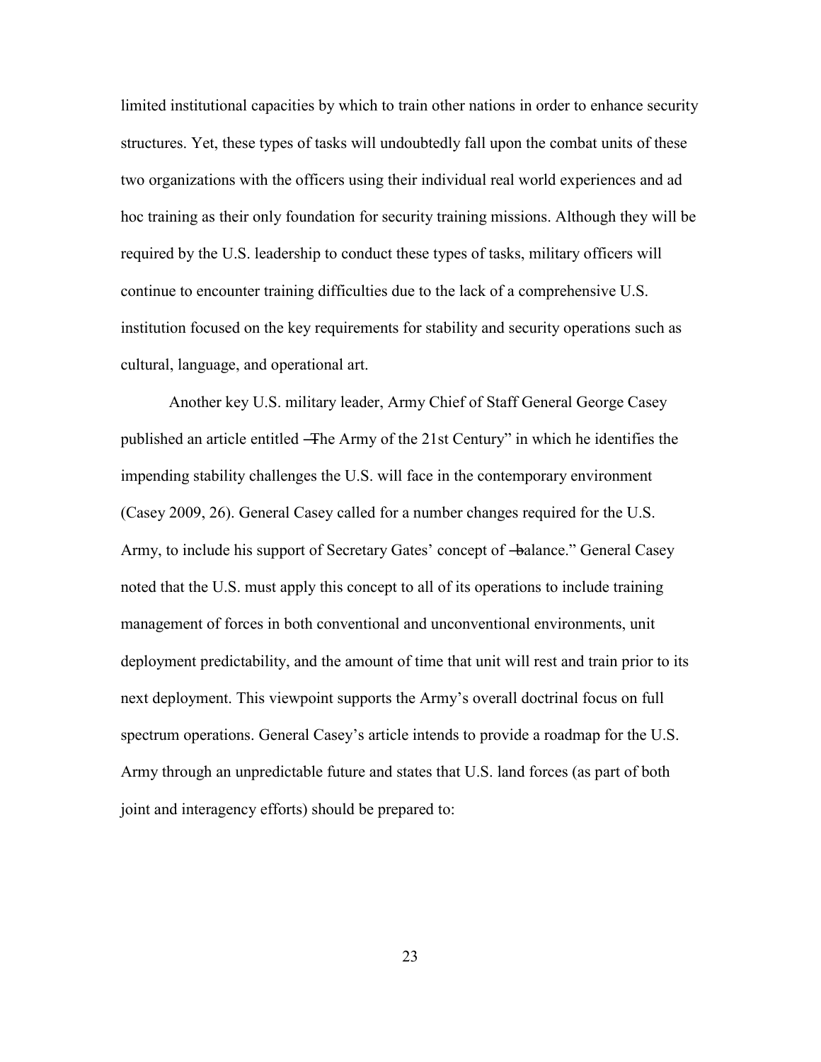limited institutional capacities by which to train other nations in order to enhance security structures. Yet, these types of tasks will undoubtedly fall upon the combat units of these two organizations with the officers using their individual real world experiences and ad hoc training as their only foundation for security training missions. Although they will be required by the U.S. leadership to conduct these types of tasks, military officers will continue to encounter training difficulties due to the lack of a comprehensive U.S. institution focused on the key requirements for stability and security operations such as cultural, language, and operational art.

Another key U.S. military leader, Army Chief of Staff General George Casey published an article entitled ―The Army of the 21st Century" in which he identifies the impending stability challenges the U.S. will face in the contemporary environment (Casey 2009, 26). General Casey called for a number changes required for the U.S. Army, to include his support of Secretary Gates' concept of ―balance." General Casey noted that the U.S. must apply this concept to all of its operations to include training management of forces in both conventional and unconventional environments, unit deployment predictability, and the amount of time that unit will rest and train prior to its next deployment. This viewpoint supports the Army's overall doctrinal focus on full spectrum operations. General Casey's article intends to provide a roadmap for the U.S. Army through an unpredictable future and states that U.S. land forces (as part of both joint and interagency efforts) should be prepared to: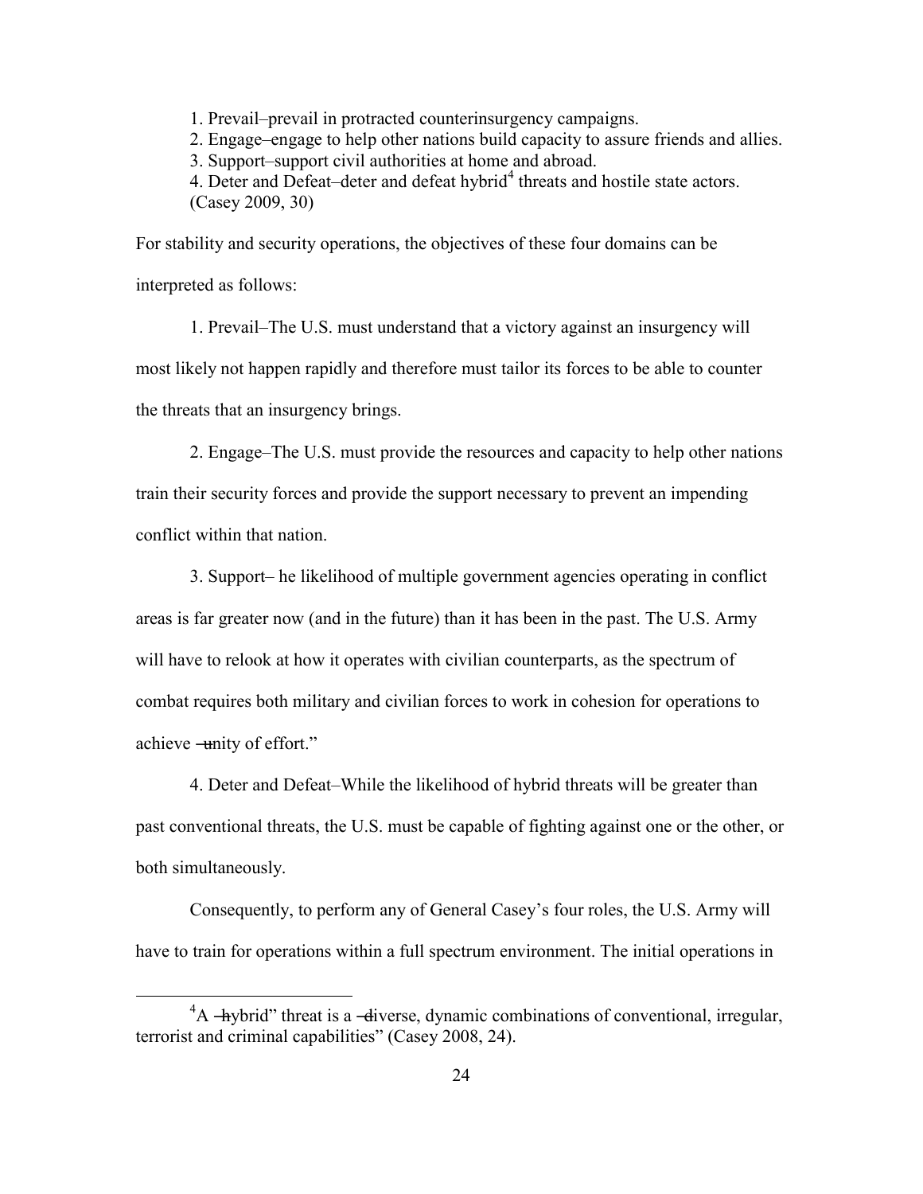1. Prevail–prevail in protracted counterinsurgency campaigns.
2. Engage–engage to help other nations build capacity to assure friends and allies.
3. Support–support civil authorities at home and abroad.
4. Deter and Defeat–deter and defeat hybrid[4] threats and hostile state actors.
(Casey 2009, 30)

For stability and security operations, the objectives of these four domains can be interpreted as follows:

1. Prevail–The U.S. must understand that a victory against an insurgency will most likely not happen rapidly and therefore must tailor its forces to be able to counter the threats that an insurgency brings.

2. Engage–The U.S. must provide the resources and capacity to help other nations train their security forces and provide the support necessary to prevent an impending conflict within that nation.

3. Support– he likelihood of multiple government agencies operating in conflict areas is far greater now (and in the future) than it has been in the past. The U.S. Army will have to relook at how it operates with civilian counterparts, as the spectrum of combat requires both military and civilian forces to work in cohesion for operations to achieve ―unity of effort."

4. Deter and Defeat–While the likelihood of hybrid threats will be greater than past conventional threats, the U.S. must be capable of fighting against one or the other, or both simultaneously.

Consequently, to perform any of General Casey's four roles, the U.S. Army will have to train for operations within a full spectrum environment. The initial operations in

---

[4]A ―hybrid" threat is a ―diverse, dynamic combinations of conventional, irregular, terrorist and criminal capabilities" (Casey 2008, 24).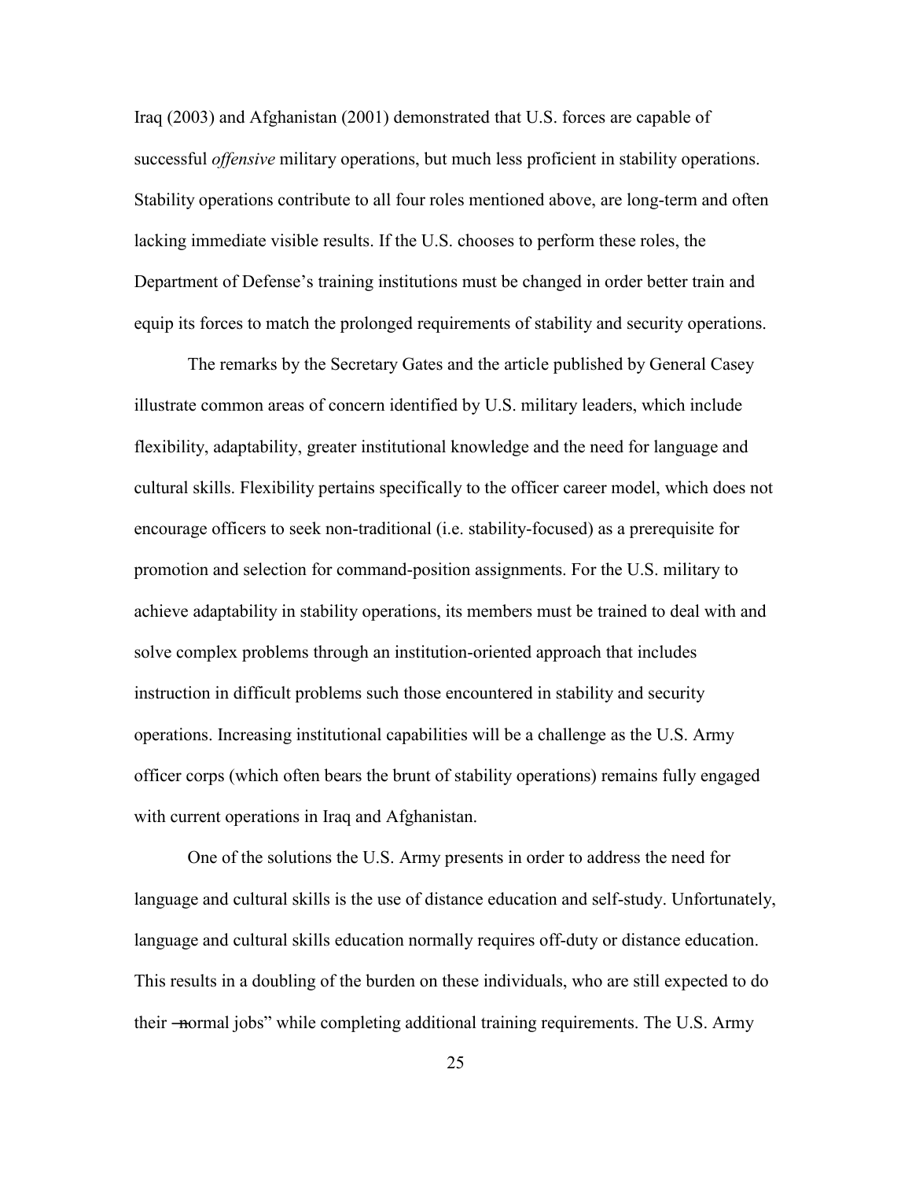Iraq (2003) and Afghanistan (2001) demonstrated that U.S. forces are capable of successful *offensive* military operations, but much less proficient in stability operations. Stability operations contribute to all four roles mentioned above, are long-term and often lacking immediate visible results. If the U.S. chooses to perform these roles, the Department of Defense's training institutions must be changed in order better train and equip its forces to match the prolonged requirements of stability and security operations.

The remarks by the Secretary Gates and the article published by General Casey illustrate common areas of concern identified by U.S. military leaders, which include flexibility, adaptability, greater institutional knowledge and the need for language and cultural skills. Flexibility pertains specifically to the officer career model, which does not encourage officers to seek non-traditional (i.e. stability-focused) as a prerequisite for promotion and selection for command-position assignments. For the U.S. military to achieve adaptability in stability operations, its members must be trained to deal with and solve complex problems through an institution-oriented approach that includes instruction in difficult problems such those encountered in stability and security operations. Increasing institutional capabilities will be a challenge as the U.S. Army officer corps (which often bears the brunt of stability operations) remains fully engaged with current operations in Iraq and Afghanistan.

One of the solutions the U.S. Army presents in order to address the need for language and cultural skills is the use of distance education and self-study. Unfortunately, language and cultural skills education normally requires off-duty or distance education. This results in a doubling of the burden on these individuals, who are still expected to do their "normal jobs" while completing additional training requirements. The U.S. Army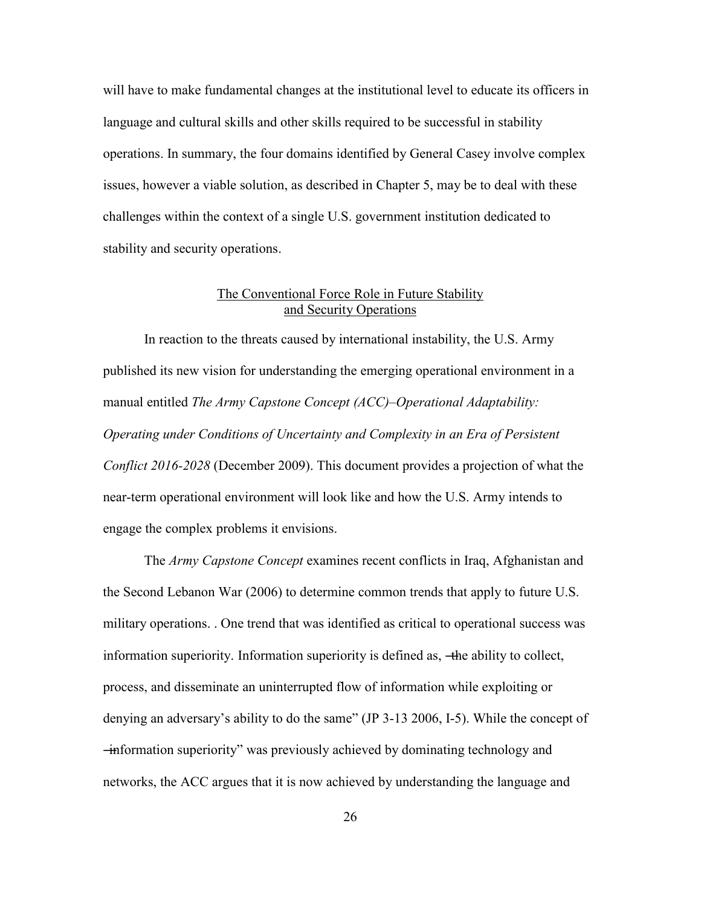will have to make fundamental changes at the institutional level to educate its officers in language and cultural skills and other skills required to be successful in stability operations. In summary, the four domains identified by General Casey involve complex issues, however a viable solution, as described in Chapter 5, may be to deal with these challenges within the context of a single U.S. government institution dedicated to stability and security operations.

## The Conventional Force Role in Future Stability and Security Operations

In reaction to the threats caused by international instability, the U.S. Army published its new vision for understanding the emerging operational environment in a manual entitled *The Army Capstone Concept (ACC)–Operational Adaptability: Operating under Conditions of Uncertainty and Complexity in an Era of Persistent Conflict 2016-2028* (December 2009). This document provides a projection of what the near-term operational environment will look like and how the U.S. Army intends to engage the complex problems it envisions.

The *Army Capstone Concept* examines recent conflicts in Iraq, Afghanistan and the Second Lebanon War (2006) to determine common trends that apply to future U.S. military operations. . One trend that was identified as critical to operational success was information superiority. Information superiority is defined as, ―the ability to collect, process, and disseminate an uninterrupted flow of information while exploiting or denying an adversary's ability to do the same" (JP 3-13 2006, I-5). While the concept of ―information superiority" was previously achieved by dominating technology and networks, the ACC argues that it is now achieved by understanding the language and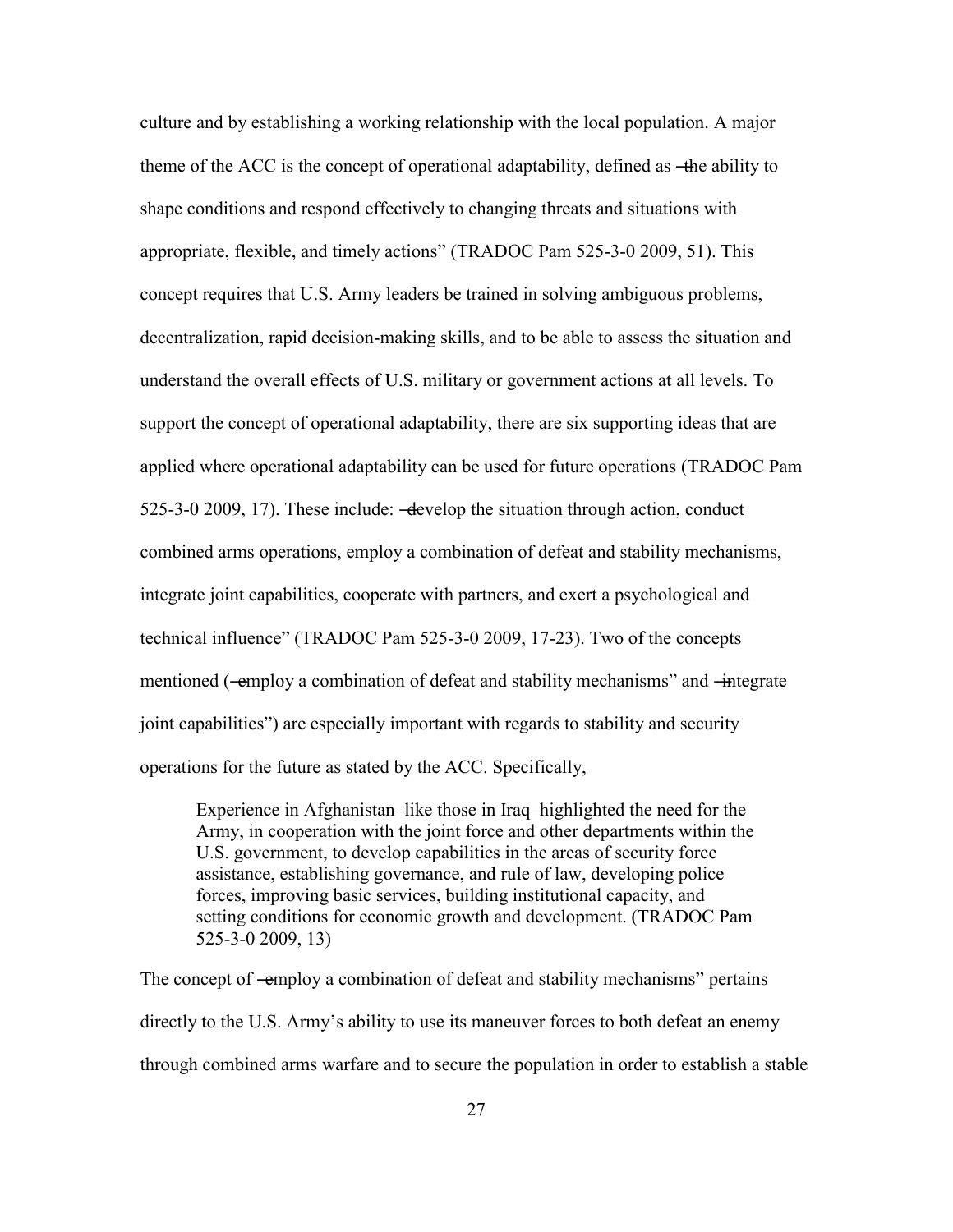culture and by establishing a working relationship with the local population. A major theme of the ACC is the concept of operational adaptability, defined as "the ability to shape conditions and respond effectively to changing threats and situations with appropriate, flexible, and timely actions" (TRADOC Pam 525-3-0 2009, 51). This concept requires that U.S. Army leaders be trained in solving ambiguous problems, decentralization, rapid decision-making skills, and to be able to assess the situation and understand the overall effects of U.S. military or government actions at all levels. To support the concept of operational adaptability, there are six supporting ideas that are applied where operational adaptability can be used for future operations (TRADOC Pam 525-3-0 2009, 17). These include: "develop the situation through action, conduct combined arms operations, employ a combination of defeat and stability mechanisms, integrate joint capabilities, cooperate with partners, and exert a psychological and technical influence" (TRADOC Pam 525-3-0 2009, 17-23). Two of the concepts mentioned ("employ a combination of defeat and stability mechanisms" and "integrate joint capabilities") are especially important with regards to stability and security operations for the future as stated by the ACC. Specifically,

> Experience in Afghanistan–like those in Iraq–highlighted the need for the Army, in cooperation with the joint force and other departments within the U.S. government, to develop capabilities in the areas of security force assistance, establishing governance, and rule of law, developing police forces, improving basic services, building institutional capacity, and setting conditions for economic growth and development. (TRADOC Pam 525-3-0 2009, 13)

The concept of "employ a combination of defeat and stability mechanisms" pertains directly to the U.S. Army's ability to use its maneuver forces to both defeat an enemy through combined arms warfare and to secure the population in order to establish a stable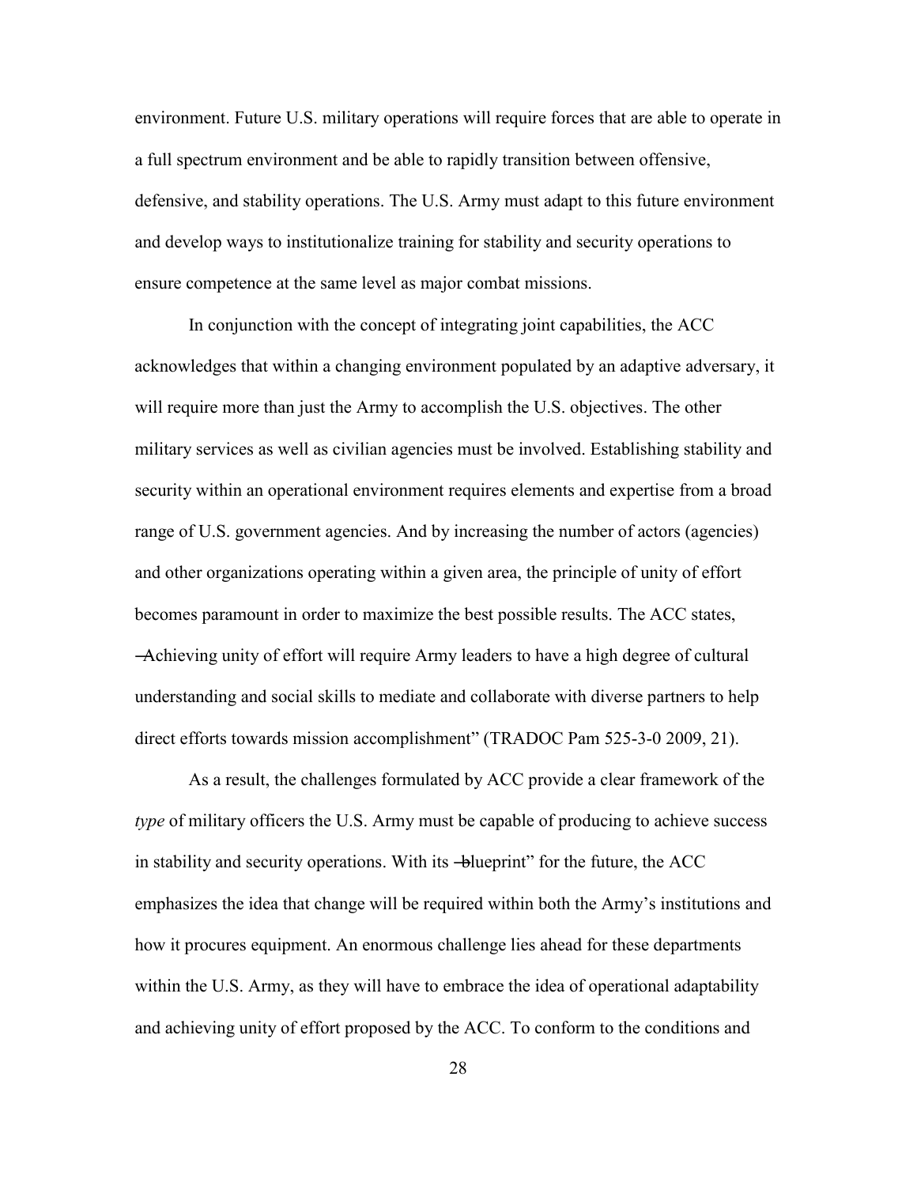environment. Future U.S. military operations will require forces that are able to operate in a full spectrum environment and be able to rapidly transition between offensive, defensive, and stability operations. The U.S. Army must adapt to this future environment and develop ways to institutionalize training for stability and security operations to ensure competence at the same level as major combat missions.

In conjunction with the concept of integrating joint capabilities, the ACC acknowledges that within a changing environment populated by an adaptive adversary, it will require more than just the Army to accomplish the U.S. objectives. The other military services as well as civilian agencies must be involved. Establishing stability and security within an operational environment requires elements and expertise from a broad range of U.S. government agencies. And by increasing the number of actors (agencies) and other organizations operating within a given area, the principle of unity of effort becomes paramount in order to maximize the best possible results. The ACC states, "Achieving unity of effort will require Army leaders to have a high degree of cultural understanding and social skills to mediate and collaborate with diverse partners to help direct efforts towards mission accomplishment" (TRADOC Pam 525-3-0 2009, 21).

As a result, the challenges formulated by ACC provide a clear framework of the *type* of military officers the U.S. Army must be capable of producing to achieve success in stability and security operations. With its "blueprint" for the future, the ACC emphasizes the idea that change will be required within both the Army's institutions and how it procures equipment. An enormous challenge lies ahead for these departments within the U.S. Army, as they will have to embrace the idea of operational adaptability and achieving unity of effort proposed by the ACC. To conform to the conditions and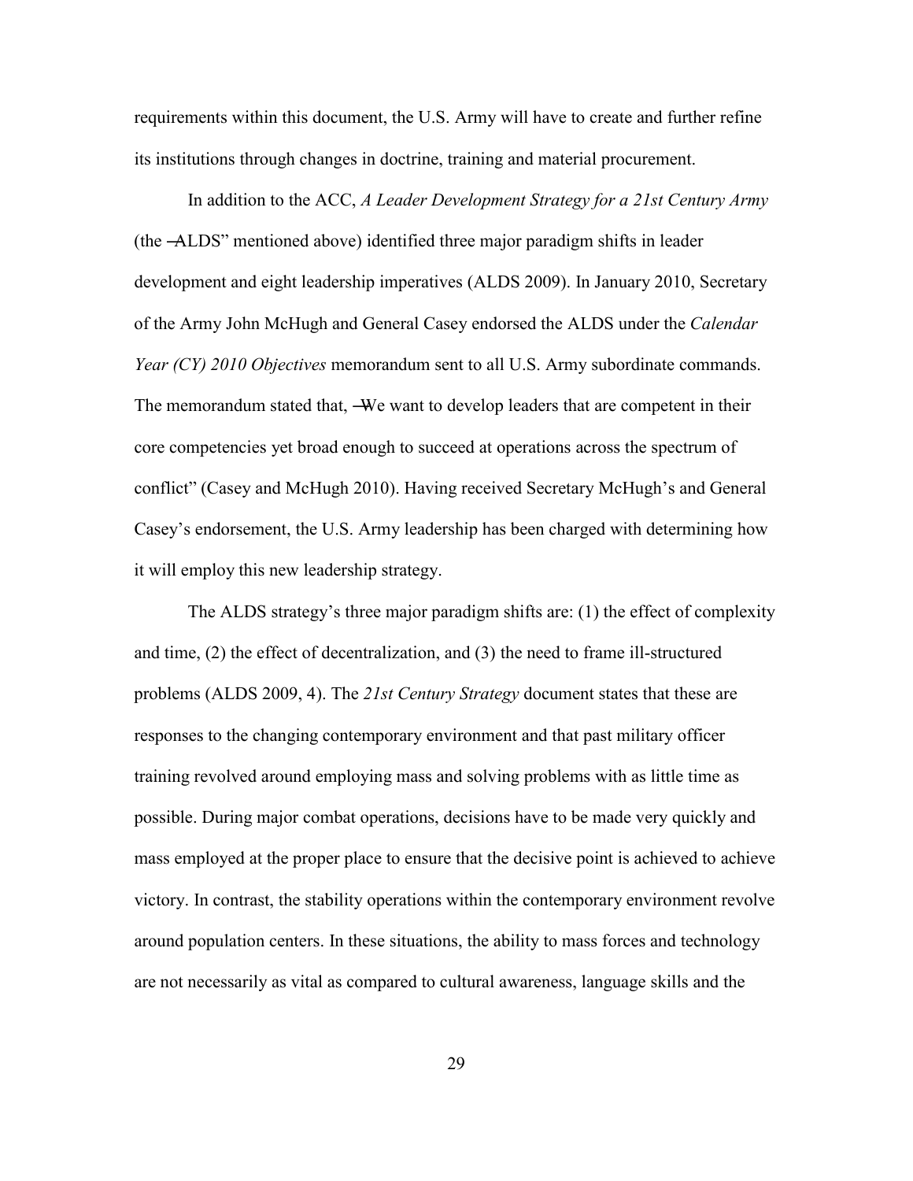requirements within this document, the U.S. Army will have to create and further refine its institutions through changes in doctrine, training and material procurement.

In addition to the ACC, *A Leader Development Strategy for a 21st Century Army* (the ―ALDS" mentioned above) identified three major paradigm shifts in leader development and eight leadership imperatives (ALDS 2009). In January 2010, Secretary of the Army John McHugh and General Casey endorsed the ALDS under the *Calendar Year (CY) 2010 Objectives* memorandum sent to all U.S. Army subordinate commands. The memorandum stated that, ―We want to develop leaders that are competent in their core competencies yet broad enough to succeed at operations across the spectrum of conflict" (Casey and McHugh 2010). Having received Secretary McHugh's and General Casey's endorsement, the U.S. Army leadership has been charged with determining how it will employ this new leadership strategy.

The ALDS strategy's three major paradigm shifts are: (1) the effect of complexity and time, (2) the effect of decentralization, and (3) the need to frame ill-structured problems (ALDS 2009, 4). The *21st Century Strategy* document states that these are responses to the changing contemporary environment and that past military officer training revolved around employing mass and solving problems with as little time as possible. During major combat operations, decisions have to be made very quickly and mass employed at the proper place to ensure that the decisive point is achieved to achieve victory. In contrast, the stability operations within the contemporary environment revolve around population centers. In these situations, the ability to mass forces and technology are not necessarily as vital as compared to cultural awareness, language skills and the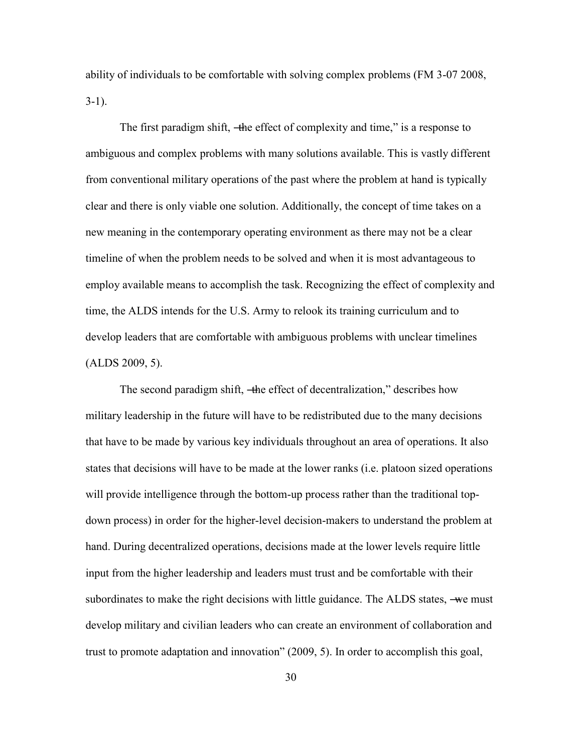ability of individuals to be comfortable with solving complex problems (FM 3-07 2008, 3-1).

The first paradigm shift, ―the effect of complexity and time," is a response to ambiguous and complex problems with many solutions available. This is vastly different from conventional military operations of the past where the problem at hand is typically clear and there is only viable one solution. Additionally, the concept of time takes on a new meaning in the contemporary operating environment as there may not be a clear timeline of when the problem needs to be solved and when it is most advantageous to employ available means to accomplish the task. Recognizing the effect of complexity and time, the ALDS intends for the U.S. Army to relook its training curriculum and to develop leaders that are comfortable with ambiguous problems with unclear timelines (ALDS 2009, 5).

The second paradigm shift, ―the effect of decentralization," describes how military leadership in the future will have to be redistributed due to the many decisions that have to be made by various key individuals throughout an area of operations. It also states that decisions will have to be made at the lower ranks (i.e. platoon sized operations will provide intelligence through the bottom-up process rather than the traditional top-down process) in order for the higher-level decision-makers to understand the problem at hand. During decentralized operations, decisions made at the lower levels require little input from the higher leadership and leaders must trust and be comfortable with their subordinates to make the right decisions with little guidance. The ALDS states, ―we must develop military and civilian leaders who can create an environment of collaboration and trust to promote adaptation and innovation" (2009, 5). In order to accomplish this goal,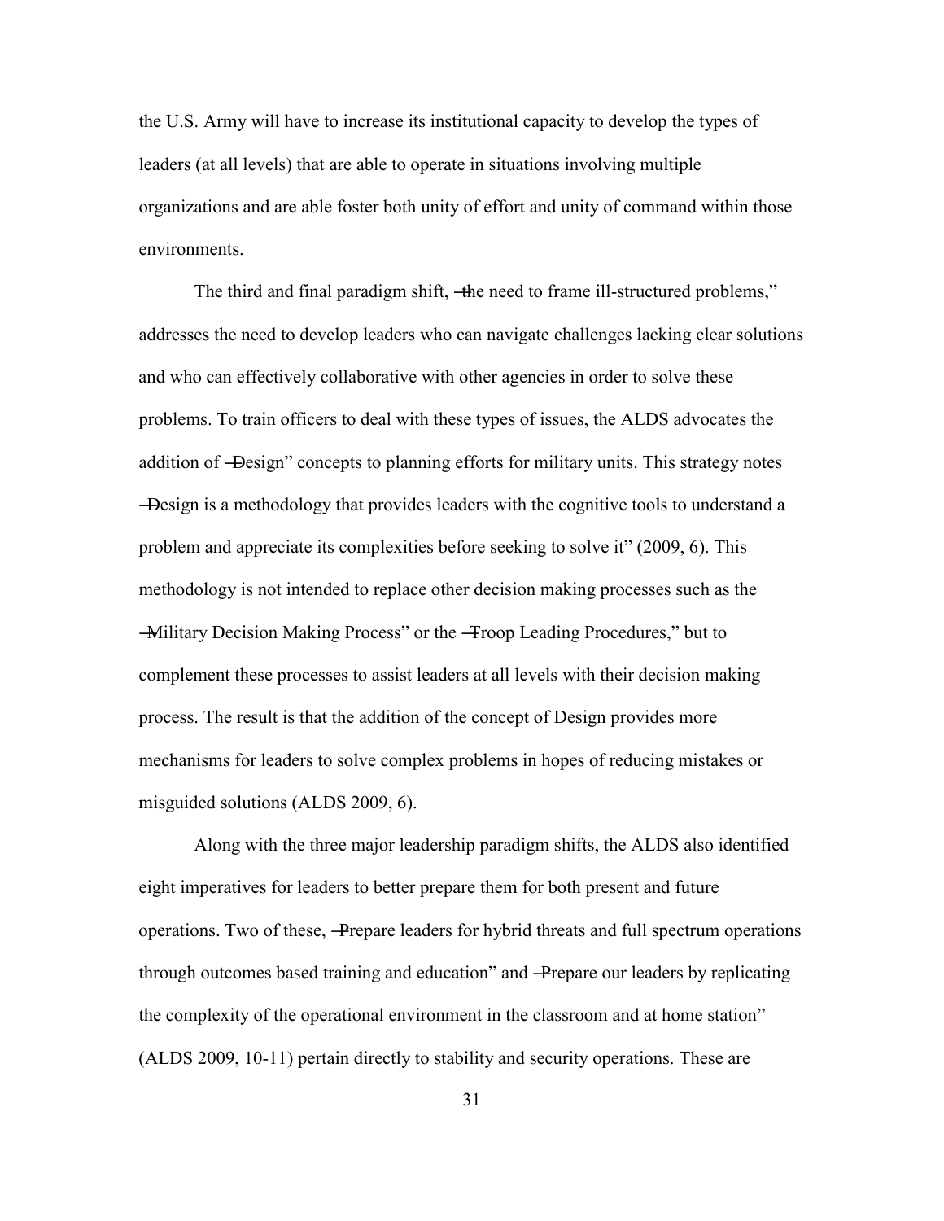the U.S. Army will have to increase its institutional capacity to develop the types of leaders (at all levels) that are able to operate in situations involving multiple organizations and are able foster both unity of effort and unity of command within those environments.

The third and final paradigm shift, ―the need to frame ill-structured problems," addresses the need to develop leaders who can navigate challenges lacking clear solutions and who can effectively collaborative with other agencies in order to solve these problems. To train officers to deal with these types of issues, the ALDS advocates the addition of ―Design" concepts to planning efforts for military units. This strategy notes ―Design is a methodology that provides leaders with the cognitive tools to understand a problem and appreciate its complexities before seeking to solve it" (2009, 6). This methodology is not intended to replace other decision making processes such as the ―Military Decision Making Process" or the ―Troop Leading Procedures," but to complement these processes to assist leaders at all levels with their decision making process. The result is that the addition of the concept of Design provides more mechanisms for leaders to solve complex problems in hopes of reducing mistakes or misguided solutions (ALDS 2009, 6).

Along with the three major leadership paradigm shifts, the ALDS also identified eight imperatives for leaders to better prepare them for both present and future operations. Two of these, ―Prepare leaders for hybrid threats and full spectrum operations through outcomes based training and education" and ―Prepare our leaders by replicating the complexity of the operational environment in the classroom and at home station" (ALDS 2009, 10-11) pertain directly to stability and security operations. These are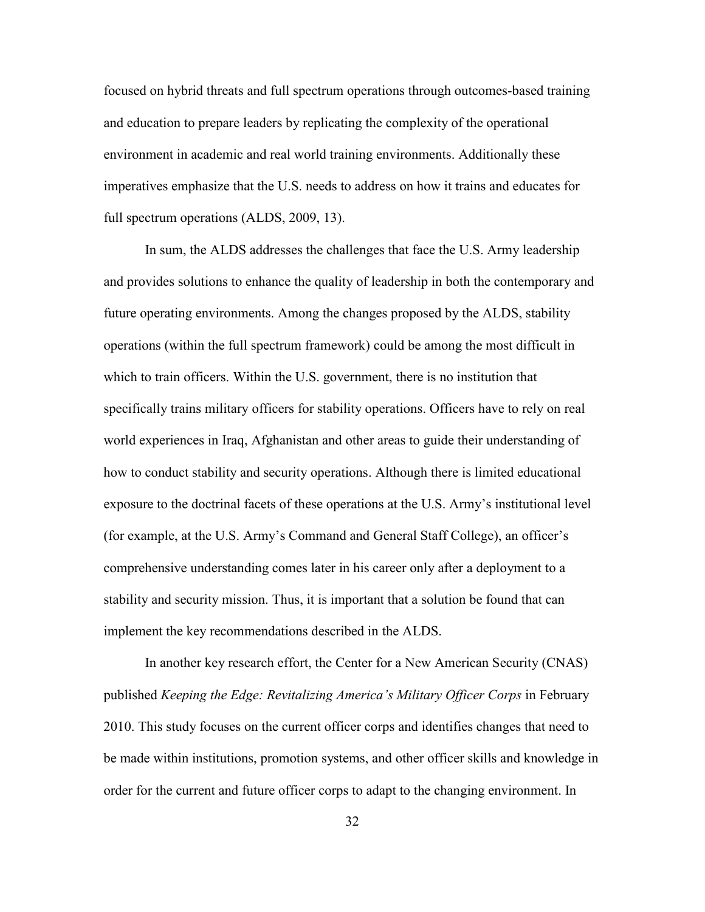focused on hybrid threats and full spectrum operations through outcomes-based training and education to prepare leaders by replicating the complexity of the operational environment in academic and real world training environments. Additionally these imperatives emphasize that the U.S. needs to address on how it trains and educates for full spectrum operations (ALDS, 2009, 13).

In sum, the ALDS addresses the challenges that face the U.S. Army leadership and provides solutions to enhance the quality of leadership in both the contemporary and future operating environments. Among the changes proposed by the ALDS, stability operations (within the full spectrum framework) could be among the most difficult in which to train officers. Within the U.S. government, there is no institution that specifically trains military officers for stability operations. Officers have to rely on real world experiences in Iraq, Afghanistan and other areas to guide their understanding of how to conduct stability and security operations. Although there is limited educational exposure to the doctrinal facets of these operations at the U.S. Army's institutional level (for example, at the U.S. Army's Command and General Staff College), an officer's comprehensive understanding comes later in his career only after a deployment to a stability and security mission. Thus, it is important that a solution be found that can implement the key recommendations described in the ALDS.

In another key research effort, the Center for a New American Security (CNAS) published *Keeping the Edge: Revitalizing America's Military Officer Corps* in February 2010. This study focuses on the current officer corps and identifies changes that need to be made within institutions, promotion systems, and other officer skills and knowledge in order for the current and future officer corps to adapt to the changing environment. In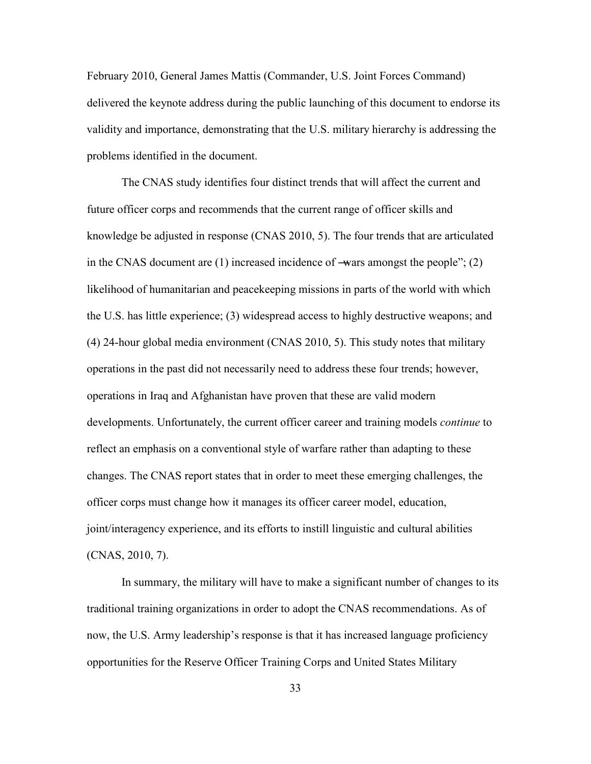February 2010, General James Mattis (Commander, U.S. Joint Forces Command) delivered the keynote address during the public launching of this document to endorse its validity and importance, demonstrating that the U.S. military hierarchy is addressing the problems identified in the document.

The CNAS study identifies four distinct trends that will affect the current and future officer corps and recommends that the current range of officer skills and knowledge be adjusted in response (CNAS 2010, 5). The four trends that are articulated in the CNAS document are (1) increased incidence of ―wars amongst the people‖; (2) likelihood of humanitarian and peacekeeping missions in parts of the world with which the U.S. has little experience; (3) widespread access to highly destructive weapons; and (4) 24-hour global media environment (CNAS 2010, 5). This study notes that military operations in the past did not necessarily need to address these four trends; however, operations in Iraq and Afghanistan have proven that these are valid modern developments. Unfortunately, the current officer career and training models *continue* to reflect an emphasis on a conventional style of warfare rather than adapting to these changes. The CNAS report states that in order to meet these emerging challenges, the officer corps must change how it manages its officer career model, education, joint/interagency experience, and its efforts to instill linguistic and cultural abilities (CNAS, 2010, 7).

In summary, the military will have to make a significant number of changes to its traditional training organizations in order to adopt the CNAS recommendations. As of now, the U.S. Army leadership's response is that it has increased language proficiency opportunities for the Reserve Officer Training Corps and United States Military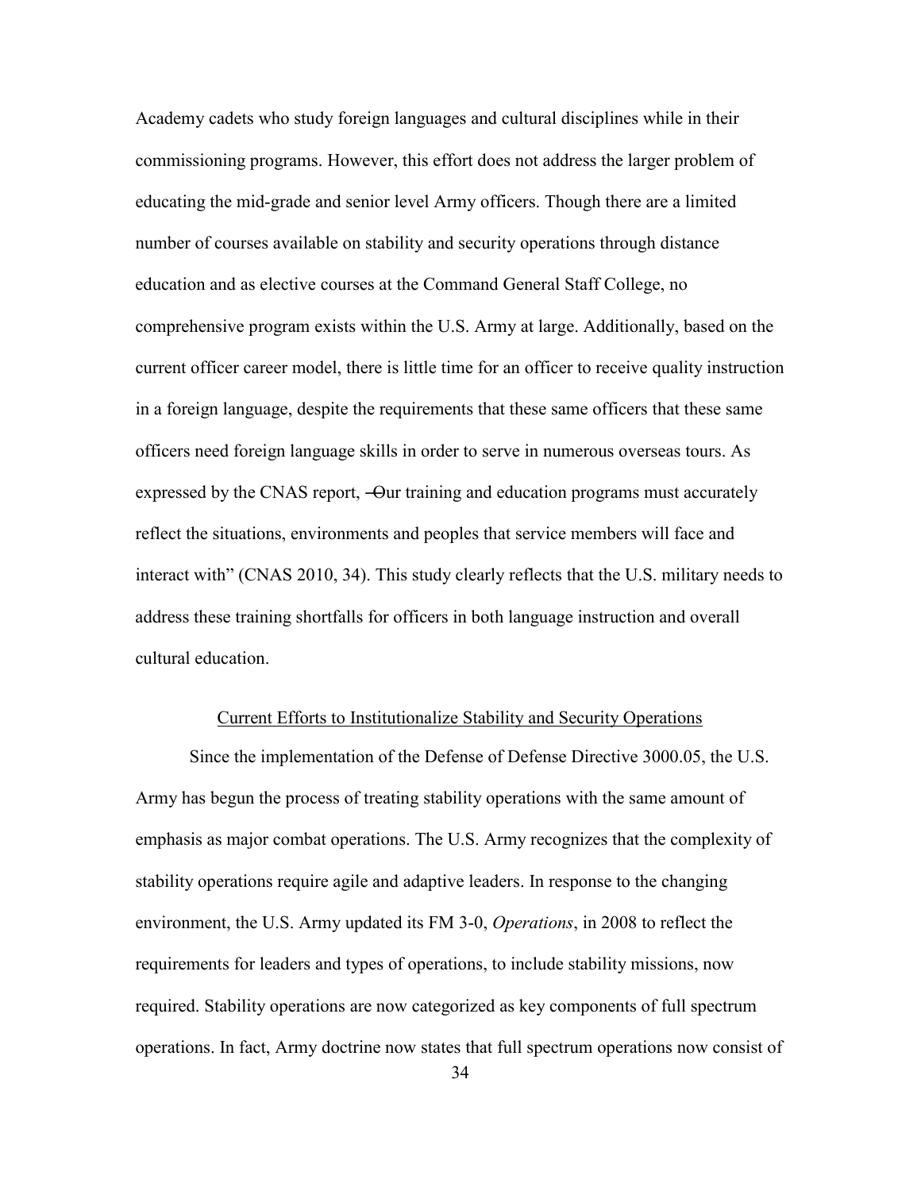Academy cadets who study foreign languages and cultural disciplines while in their commissioning programs. However, this effort does not address the larger problem of educating the mid-grade and senior level Army officers. Though there are a limited number of courses available on stability and security operations through distance education and as elective courses at the Command General Staff College, no comprehensive program exists within the U.S. Army at large. Additionally, based on the current officer career model, there is little time for an officer to receive quality instruction in a foreign language, despite the requirements that these same officers that these same officers need foreign language skills in order to serve in numerous overseas tours. As expressed by the CNAS report, ―Our training and education programs must accurately reflect the situations, environments and peoples that service members will face and interact with" (CNAS 2010, 34). This study clearly reflects that the U.S. military needs to address these training shortfalls for officers in both language instruction and overall cultural education.

<u>Current Efforts to Institutionalize Stability and Security Operations</u>

Since the implementation of the Defense of Defense Directive 3000.05, the U.S. Army has begun the process of treating stability operations with the same amount of emphasis as major combat operations. The U.S. Army recognizes that the complexity of stability operations require agile and adaptive leaders. In response to the changing environment, the U.S. Army updated its FM 3-0, *Operations*, in 2008 to reflect the requirements for leaders and types of operations, to include stability missions, now required. Stability operations are now categorized as key components of full spectrum operations. In fact, Army doctrine now states that full spectrum operations now consist of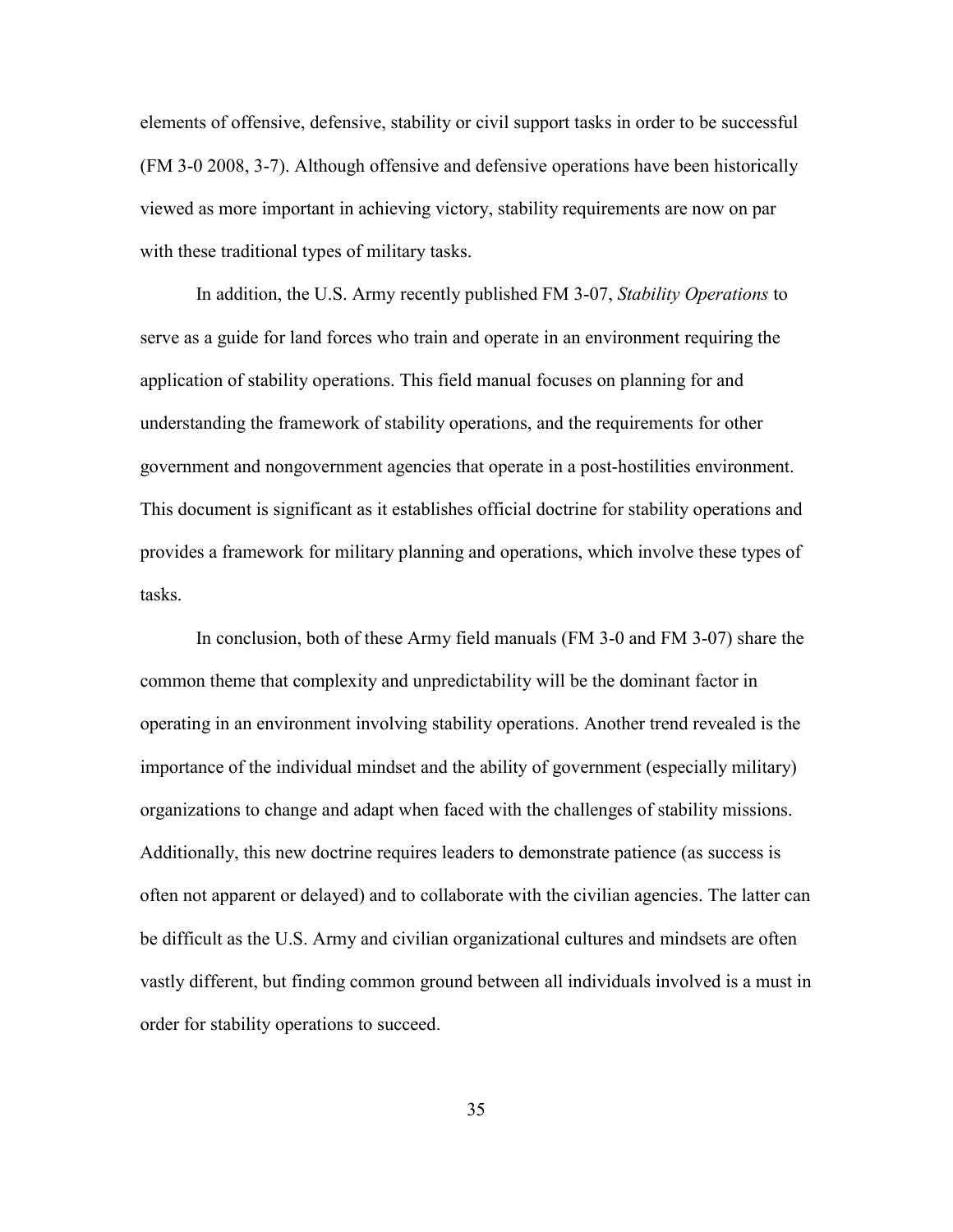elements of offensive, defensive, stability or civil support tasks in order to be successful (FM 3-0 2008, 3-7). Although offensive and defensive operations have been historically viewed as more important in achieving victory, stability requirements are now on par with these traditional types of military tasks.

In addition, the U.S. Army recently published FM 3-07, *Stability Operations* to serve as a guide for land forces who train and operate in an environment requiring the application of stability operations. This field manual focuses on planning for and understanding the framework of stability operations, and the requirements for other government and nongovernment agencies that operate in a post-hostilities environment. This document is significant as it establishes official doctrine for stability operations and provides a framework for military planning and operations, which involve these types of tasks.

In conclusion, both of these Army field manuals (FM 3-0 and FM 3-07) share the common theme that complexity and unpredictability will be the dominant factor in operating in an environment involving stability operations. Another trend revealed is the importance of the individual mindset and the ability of government (especially military) organizations to change and adapt when faced with the challenges of stability missions. Additionally, this new doctrine requires leaders to demonstrate patience (as success is often not apparent or delayed) and to collaborate with the civilian agencies. The latter can be difficult as the U.S. Army and civilian organizational cultures and mindsets are often vastly different, but finding common ground between all individuals involved is a must in order for stability operations to succeed.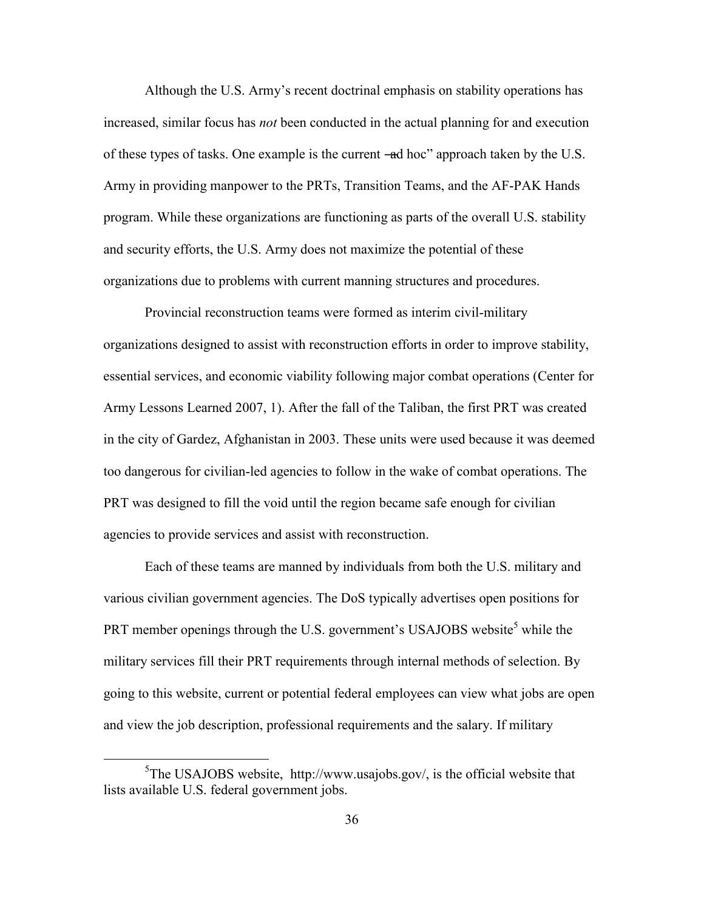Although the U.S. Army's recent doctrinal emphasis on stability operations has increased, similar focus has *not* been conducted in the actual planning for and execution of these types of tasks. One example is the current –ad hoc" approach taken by the U.S. Army in providing manpower to the PRTs, Transition Teams, and the AF-PAK Hands program. While these organizations are functioning as parts of the overall U.S. stability and security efforts, the U.S. Army does not maximize the potential of these organizations due to problems with current manning structures and procedures.

Provincial reconstruction teams were formed as interim civil-military organizations designed to assist with reconstruction efforts in order to improve stability, essential services, and economic viability following major combat operations (Center for Army Lessons Learned 2007, 1). After the fall of the Taliban, the first PRT was created in the city of Gardez, Afghanistan in 2003. These units were used because it was deemed too dangerous for civilian-led agencies to follow in the wake of combat operations. The PRT was designed to fill the void until the region became safe enough for civilian agencies to provide services and assist with reconstruction.

Each of these teams are manned by individuals from both the U.S. military and various civilian government agencies. The DoS typically advertises open positions for PRT member openings through the U.S. government's USAJOBS website[5] while the military services fill their PRT requirements through internal methods of selection. By going to this website, current or potential federal employees can view what jobs are open and view the job description, professional requirements and the salary. If military

[5]The USAJOBS website, http://www.usajobs.gov/, is the official website that lists available U.S. federal government jobs.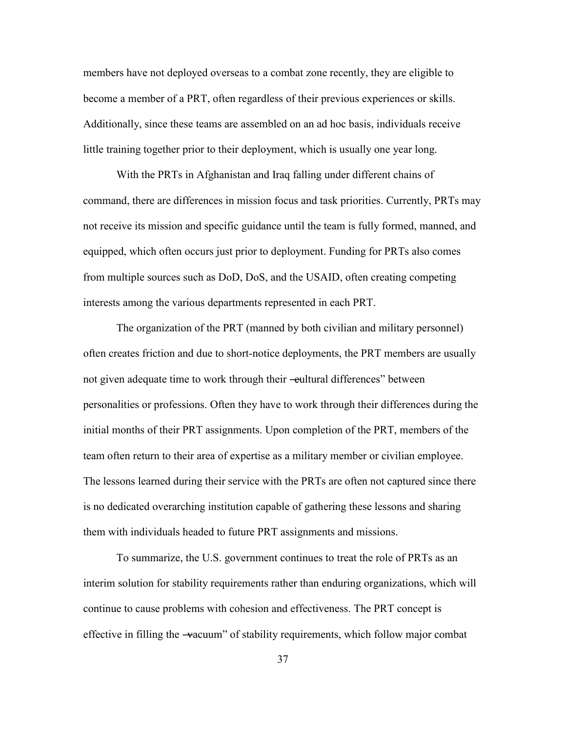members have not deployed overseas to a combat zone recently, they are eligible to become a member of a PRT, often regardless of their previous experiences or skills. Additionally, since these teams are assembled on an ad hoc basis, individuals receive little training together prior to their deployment, which is usually one year long.

With the PRTs in Afghanistan and Iraq falling under different chains of command, there are differences in mission focus and task priorities. Currently, PRTs may not receive its mission and specific guidance until the team is fully formed, manned, and equipped, which often occurs just prior to deployment. Funding for PRTs also comes from multiple sources such as DoD, DoS, and the USAID, often creating competing interests among the various departments represented in each PRT.

The organization of the PRT (manned by both civilian and military personnel) often creates friction and due to short-notice deployments, the PRT members are usually not given adequate time to work through their "cultural differences" between personalities or professions. Often they have to work through their differences during the initial months of their PRT assignments. Upon completion of the PRT, members of the team often return to their area of expertise as a military member or civilian employee. The lessons learned during their service with the PRTs are often not captured since there is no dedicated overarching institution capable of gathering these lessons and sharing them with individuals headed to future PRT assignments and missions.

To summarize, the U.S. government continues to treat the role of PRTs as an interim solution for stability requirements rather than enduring organizations, which will continue to cause problems with cohesion and effectiveness. The PRT concept is effective in filling the "vacuum" of stability requirements, which follow major combat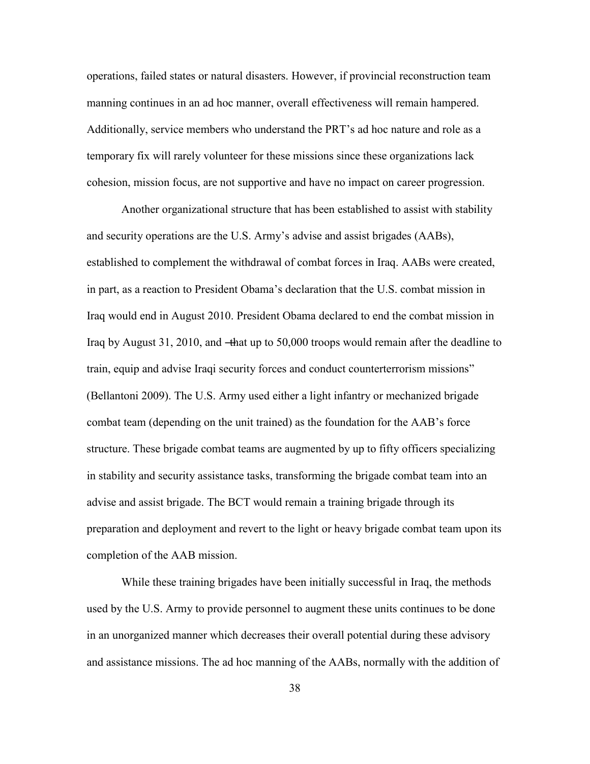operations, failed states or natural disasters. However, if provincial reconstruction team manning continues in an ad hoc manner, overall effectiveness will remain hampered. Additionally, service members who understand the PRT's ad hoc nature and role as a temporary fix will rarely volunteer for these missions since these organizations lack cohesion, mission focus, are not supportive and have no impact on career progression.

Another organizational structure that has been established to assist with stability and security operations are the U.S. Army's advise and assist brigades (AABs), established to complement the withdrawal of combat forces in Iraq. AABs were created, in part, as a reaction to President Obama's declaration that the U.S. combat mission in Iraq would end in August 2010. President Obama declared to end the combat mission in Iraq by August 31, 2010, and "that up to 50,000 troops would remain after the deadline to train, equip and advise Iraqi security forces and conduct counterterrorism missions" (Bellantoni 2009). The U.S. Army used either a light infantry or mechanized brigade combat team (depending on the unit trained) as the foundation for the AAB's force structure. These brigade combat teams are augmented by up to fifty officers specializing in stability and security assistance tasks, transforming the brigade combat team into an advise and assist brigade. The BCT would remain a training brigade through its preparation and deployment and revert to the light or heavy brigade combat team upon its completion of the AAB mission.

While these training brigades have been initially successful in Iraq, the methods used by the U.S. Army to provide personnel to augment these units continues to be done in an unorganized manner which decreases their overall potential during these advisory and assistance missions. The ad hoc manning of the AABs, normally with the addition of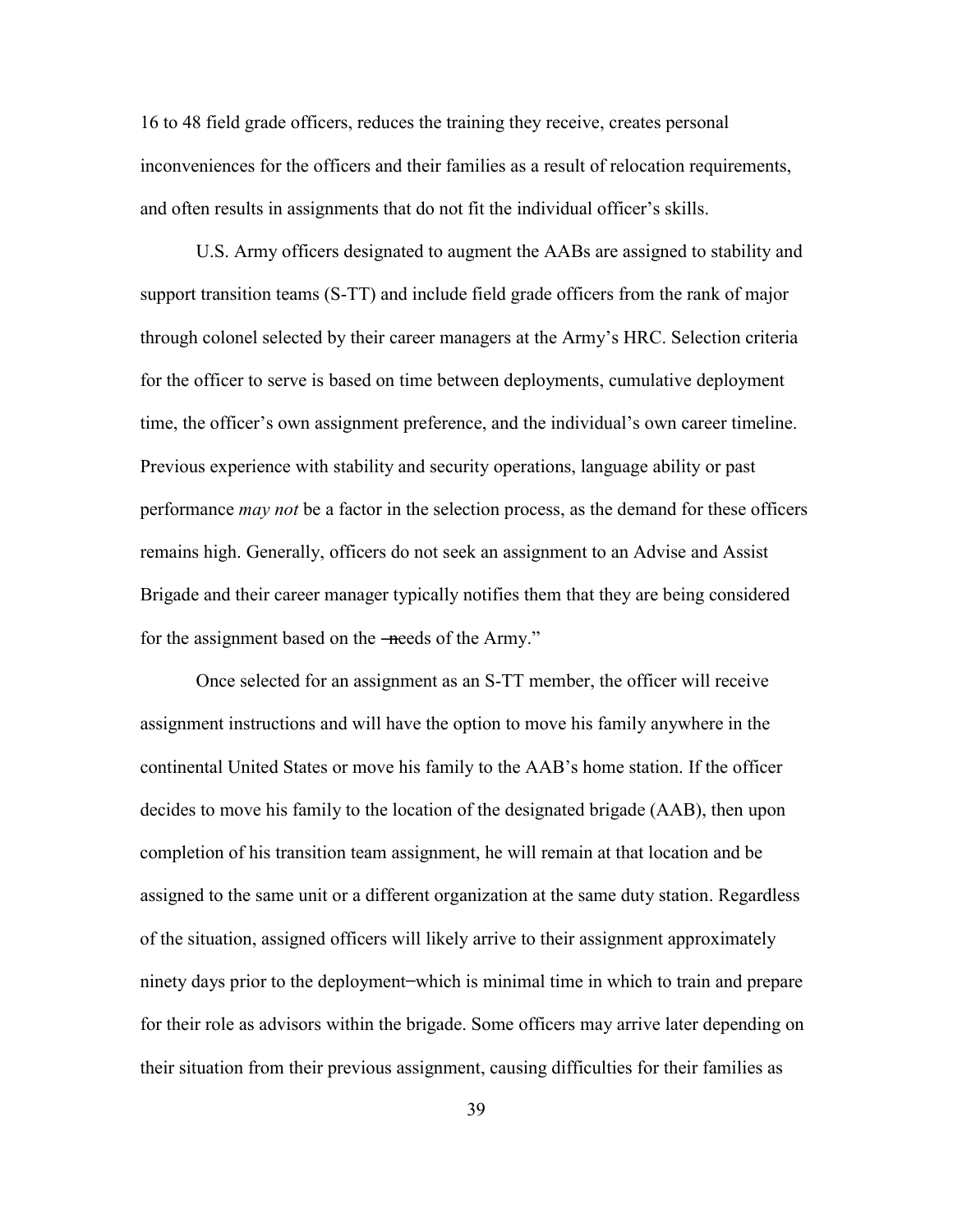16 to 48 field grade officers, reduces the training they receive, creates personal inconveniences for the officers and their families as a result of relocation requirements, and often results in assignments that do not fit the individual officer's skills.

U.S. Army officers designated to augment the AABs are assigned to stability and support transition teams (S-TT) and include field grade officers from the rank of major through colonel selected by their career managers at the Army's HRC. Selection criteria for the officer to serve is based on time between deployments, cumulative deployment time, the officer's own assignment preference, and the individual's own career timeline. Previous experience with stability and security operations, language ability or past performance *may not* be a factor in the selection process, as the demand for these officers remains high. Generally, officers do not seek an assignment to an Advise and Assist Brigade and their career manager typically notifies them that they are being considered for the assignment based on the "needs of the Army."

Once selected for an assignment as an S-TT member, the officer will receive assignment instructions and will have the option to move his family anywhere in the continental United States or move his family to the AAB's home station. If the officer decides to move his family to the location of the designated brigade (AAB), then upon completion of his transition team assignment, he will remain at that location and be assigned to the same unit or a different organization at the same duty station. Regardless of the situation, assigned officers will likely arrive to their assignment approximately ninety days prior to the deployment—which is minimal time in which to train and prepare for their role as advisors within the brigade. Some officers may arrive later depending on their situation from their previous assignment, causing difficulties for their families as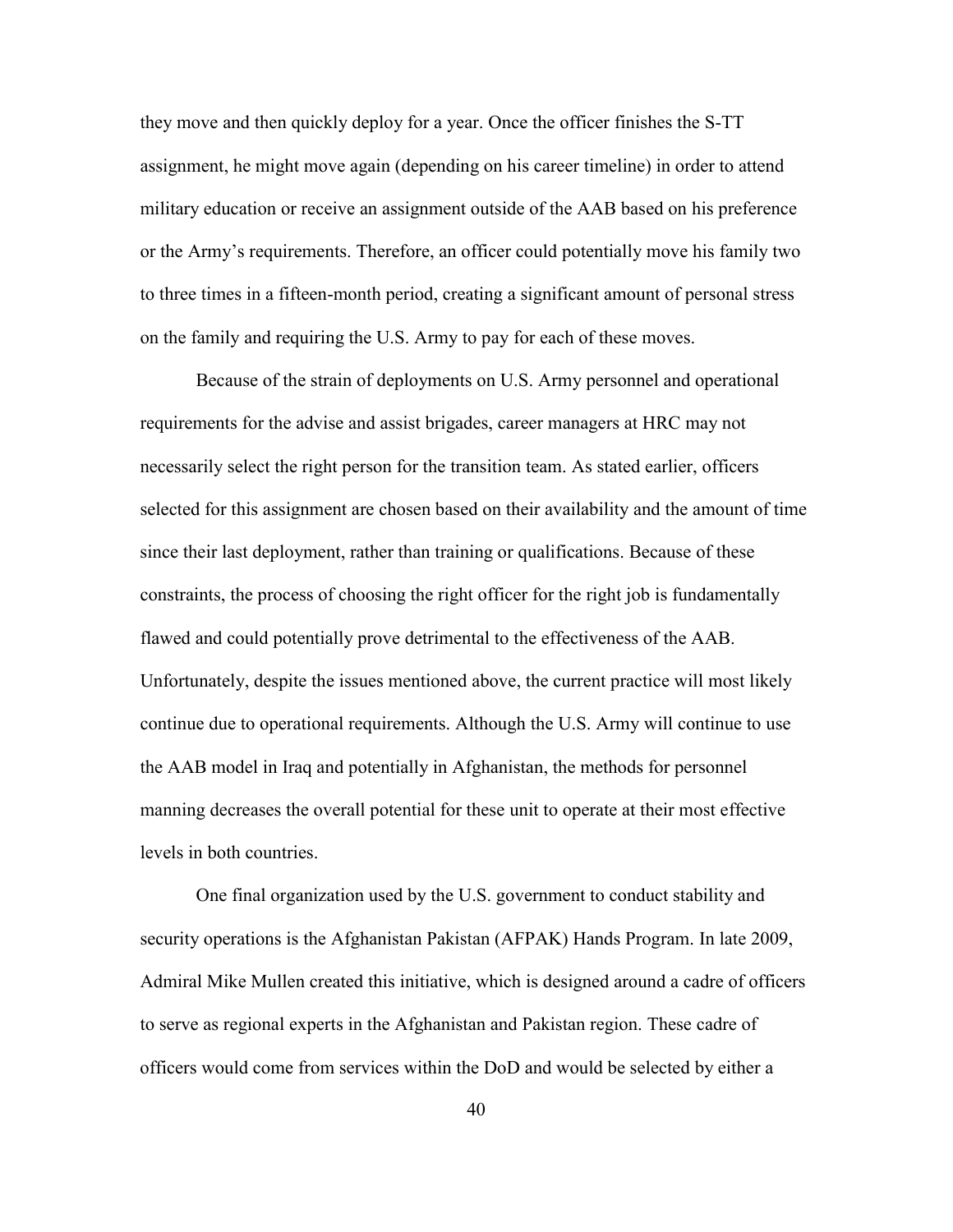they move and then quickly deploy for a year. Once the officer finishes the S-TT assignment, he might move again (depending on his career timeline) in order to attend military education or receive an assignment outside of the AAB based on his preference or the Army's requirements. Therefore, an officer could potentially move his family two to three times in a fifteen-month period, creating a significant amount of personal stress on the family and requiring the U.S. Army to pay for each of these moves.

Because of the strain of deployments on U.S. Army personnel and operational requirements for the advise and assist brigades, career managers at HRC may not necessarily select the right person for the transition team. As stated earlier, officers selected for this assignment are chosen based on their availability and the amount of time since their last deployment, rather than training or qualifications. Because of these constraints, the process of choosing the right officer for the right job is fundamentally flawed and could potentially prove detrimental to the effectiveness of the AAB. Unfortunately, despite the issues mentioned above, the current practice will most likely continue due to operational requirements. Although the U.S. Army will continue to use the AAB model in Iraq and potentially in Afghanistan, the methods for personnel manning decreases the overall potential for these unit to operate at their most effective levels in both countries.

One final organization used by the U.S. government to conduct stability and security operations is the Afghanistan Pakistan (AFPAK) Hands Program. In late 2009, Admiral Mike Mullen created this initiative, which is designed around a cadre of officers to serve as regional experts in the Afghanistan and Pakistan region. These cadre of officers would come from services within the DoD and would be selected by either a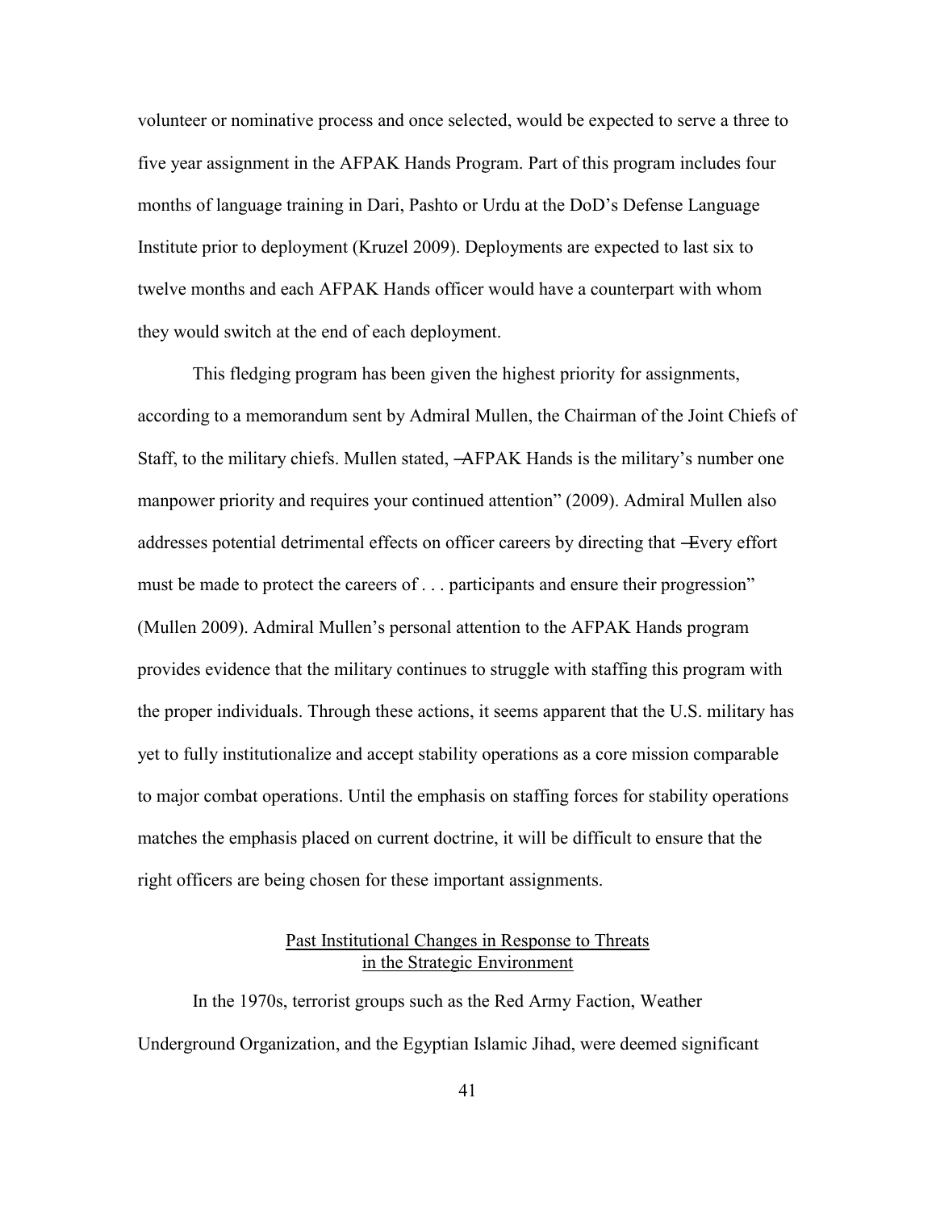volunteer or nominative process and once selected, would be expected to serve a three to five year assignment in the AFPAK Hands Program. Part of this program includes four months of language training in Dari, Pashto or Urdu at the DoD's Defense Language Institute prior to deployment (Kruzel 2009). Deployments are expected to last six to twelve months and each AFPAK Hands officer would have a counterpart with whom they would switch at the end of each deployment.

This fledging program has been given the highest priority for assignments, according to a memorandum sent by Admiral Mullen, the Chairman of the Joint Chiefs of Staff, to the military chiefs. Mullen stated, ―AFPAK Hands is the military's number one manpower priority and requires your continued attention" (2009). Admiral Mullen also addresses potential detrimental effects on officer careers by directing that ―Every effort must be made to protect the careers of . . . participants and ensure their progression" (Mullen 2009). Admiral Mullen's personal attention to the AFPAK Hands program provides evidence that the military continues to struggle with staffing this program with the proper individuals. Through these actions, it seems apparent that the U.S. military has yet to fully institutionalize and accept stability operations as a core mission comparable to major combat operations. Until the emphasis on staffing forces for stability operations matches the emphasis placed on current doctrine, it will be difficult to ensure that the right officers are being chosen for these important assignments.

## Past Institutional Changes in Response to Threats in the Strategic Environment

In the 1970s, terrorist groups such as the Red Army Faction, Weather Underground Organization, and the Egyptian Islamic Jihad, were deemed significant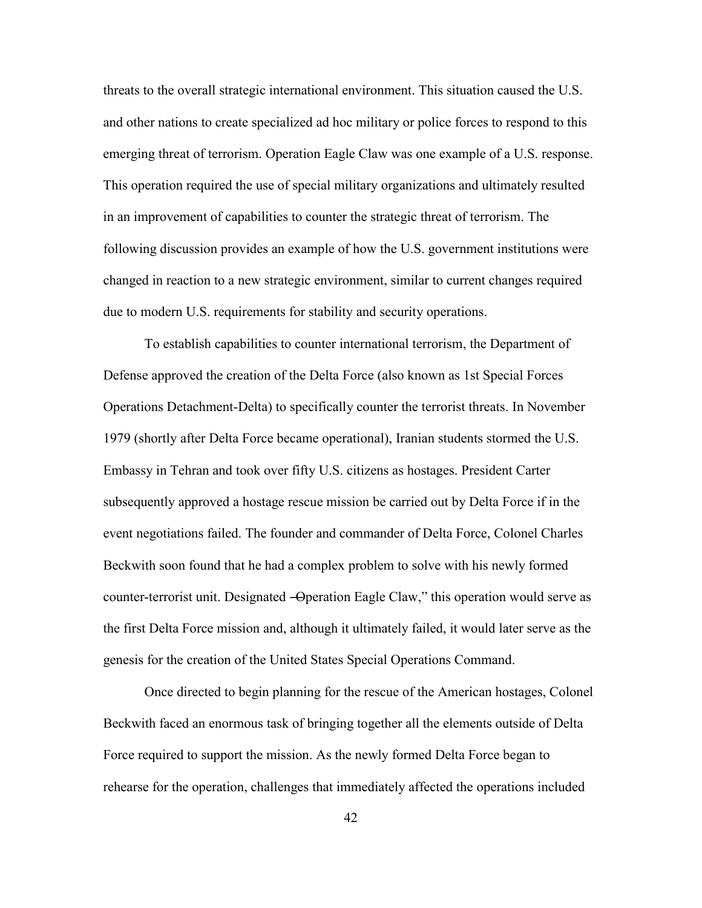threats to the overall strategic international environment. This situation caused the U.S. and other nations to create specialized ad hoc military or police forces to respond to this emerging threat of terrorism. Operation Eagle Claw was one example of a U.S. response. This operation required the use of special military organizations and ultimately resulted in an improvement of capabilities to counter the strategic threat of terrorism. The following discussion provides an example of how the U.S. government institutions were changed in reaction to a new strategic environment, similar to current changes required due to modern U.S. requirements for stability and security operations.

To establish capabilities to counter international terrorism, the Department of Defense approved the creation of the Delta Force (also known as 1st Special Forces Operations Detachment-Delta) to specifically counter the terrorist threats. In November 1979 (shortly after Delta Force became operational), Iranian students stormed the U.S. Embassy in Tehran and took over fifty U.S. citizens as hostages. President Carter subsequently approved a hostage rescue mission be carried out by Delta Force if in the event negotiations failed. The founder and commander of Delta Force, Colonel Charles Beckwith soon found that he had a complex problem to solve with his newly formed counter-terrorist unit. Designated ―Operation Eagle Claw," this operation would serve as the first Delta Force mission and, although it ultimately failed, it would later serve as the genesis for the creation of the United States Special Operations Command.

Once directed to begin planning for the rescue of the American hostages, Colonel Beckwith faced an enormous task of bringing together all the elements outside of Delta Force required to support the mission. As the newly formed Delta Force began to rehearse for the operation, challenges that immediately affected the operations included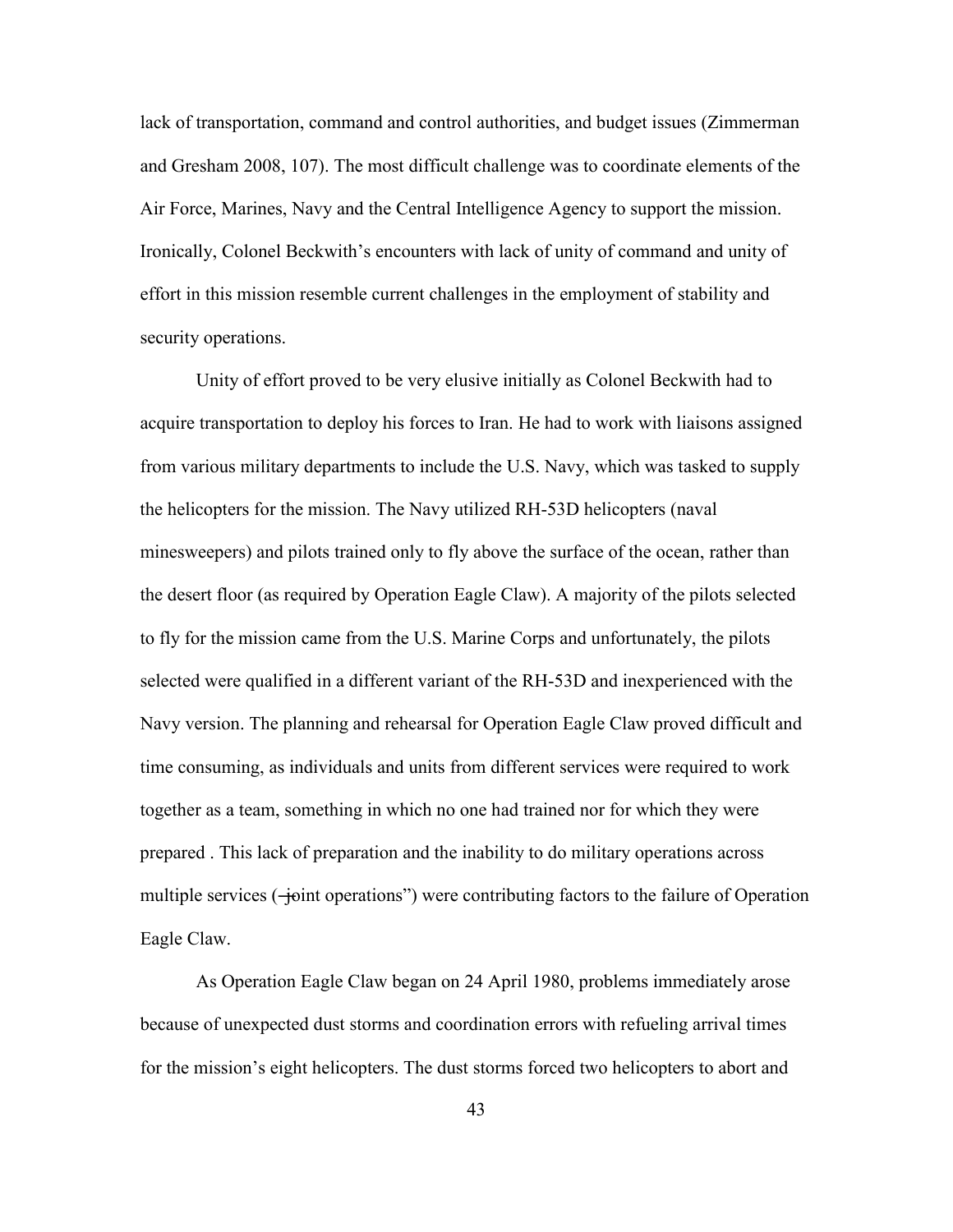lack of transportation, command and control authorities, and budget issues (Zimmerman and Gresham 2008, 107). The most difficult challenge was to coordinate elements of the Air Force, Marines, Navy and the Central Intelligence Agency to support the mission. Ironically, Colonel Beckwith's encounters with lack of unity of command and unity of effort in this mission resemble current challenges in the employment of stability and security operations.

Unity of effort proved to be very elusive initially as Colonel Beckwith had to acquire transportation to deploy his forces to Iran. He had to work with liaisons assigned from various military departments to include the U.S. Navy, which was tasked to supply the helicopters for the mission. The Navy utilized RH-53D helicopters (naval minesweepers) and pilots trained only to fly above the surface of the ocean, rather than the desert floor (as required by Operation Eagle Claw). A majority of the pilots selected to fly for the mission came from the U.S. Marine Corps and unfortunately, the pilots selected were qualified in a different variant of the RH-53D and inexperienced with the Navy version. The planning and rehearsal for Operation Eagle Claw proved difficult and time consuming, as individuals and units from different services were required to work together as a team, something in which no one had trained nor for which they were prepared . This lack of preparation and the inability to do military operations across multiple services ("joint operations") were contributing factors to the failure of Operation Eagle Claw.

As Operation Eagle Claw began on 24 April 1980, problems immediately arose because of unexpected dust storms and coordination errors with refueling arrival times for the mission's eight helicopters. The dust storms forced two helicopters to abort and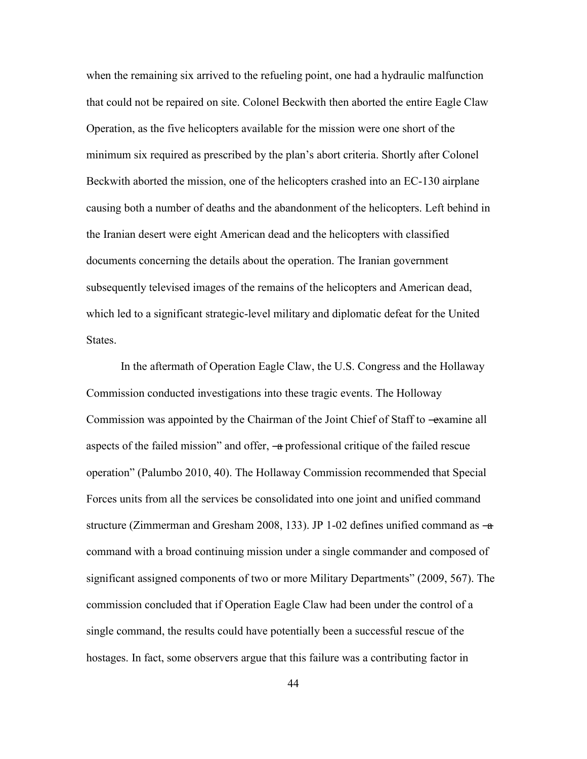when the remaining six arrived to the refueling point, one had a hydraulic malfunction that could not be repaired on site. Colonel Beckwith then aborted the entire Eagle Claw Operation, as the five helicopters available for the mission were one short of the minimum six required as prescribed by the plan's abort criteria. Shortly after Colonel Beckwith aborted the mission, one of the helicopters crashed into an EC-130 airplane causing both a number of deaths and the abandonment of the helicopters. Left behind in the Iranian desert were eight American dead and the helicopters with classified documents concerning the details about the operation. The Iranian government subsequently televised images of the remains of the helicopters and American dead, which led to a significant strategic-level military and diplomatic defeat for the United States.

In the aftermath of Operation Eagle Claw, the U.S. Congress and the Hollaway Commission conducted investigations into these tragic events. The Holloway Commission was appointed by the Chairman of the Joint Chief of Staff to ―examine all aspects of the failed mission" and offer, ―a professional critique of the failed rescue operation" (Palumbo 2010, 40). The Hollaway Commission recommended that Special Forces units from all the services be consolidated into one joint and unified command structure (Zimmerman and Gresham 2008, 133). JP 1-02 defines unified command as ―a command with a broad continuing mission under a single commander and composed of significant assigned components of two or more Military Departments" (2009, 567). The commission concluded that if Operation Eagle Claw had been under the control of a single command, the results could have potentially been a successful rescue of the hostages. In fact, some observers argue that this failure was a contributing factor in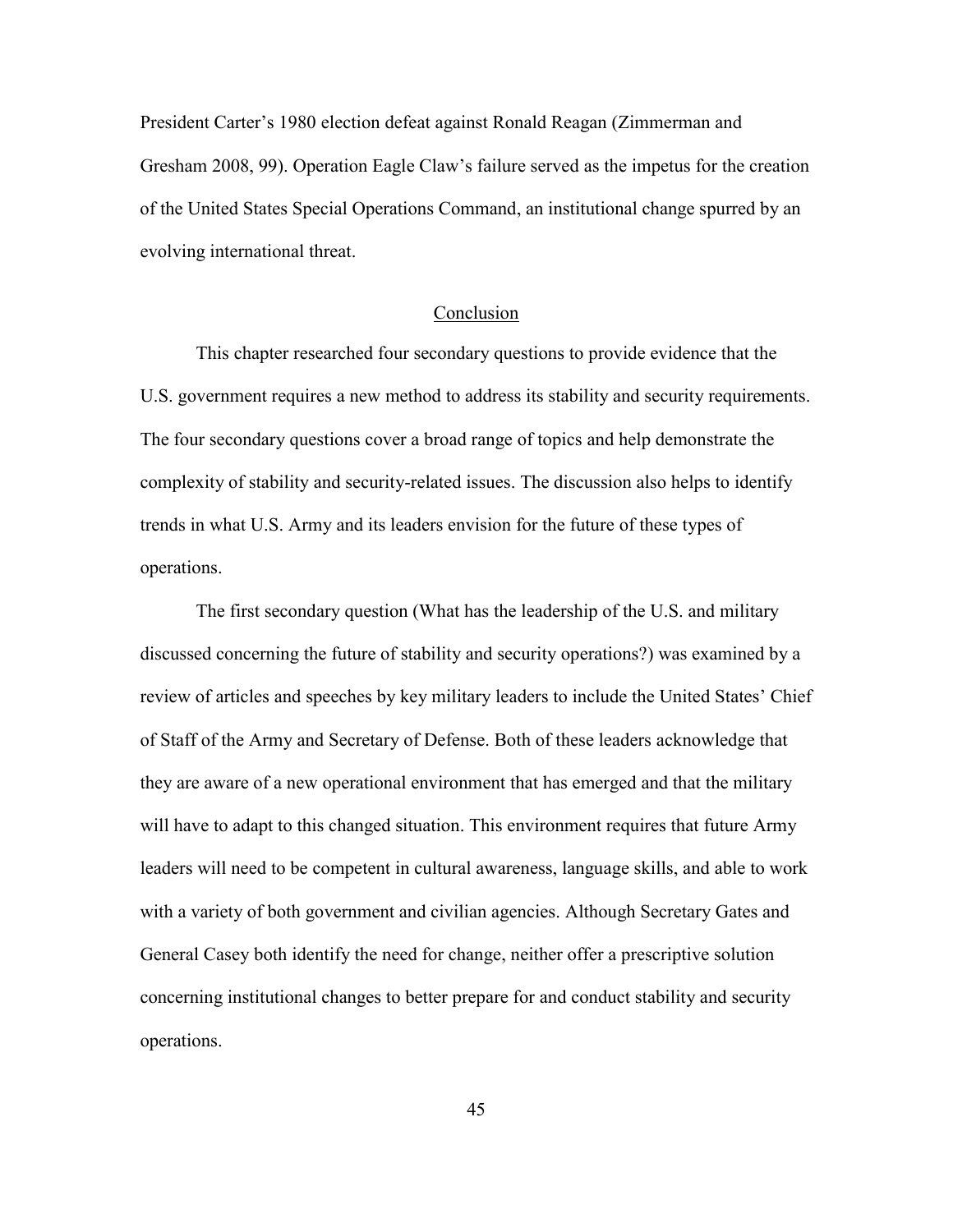President Carter's 1980 election defeat against Ronald Reagan (Zimmerman and Gresham 2008, 99). Operation Eagle Claw's failure served as the impetus for the creation of the United States Special Operations Command, an institutional change spurred by an evolving international threat.

## Conclusion

This chapter researched four secondary questions to provide evidence that the U.S. government requires a new method to address its stability and security requirements. The four secondary questions cover a broad range of topics and help demonstrate the complexity of stability and security-related issues. The discussion also helps to identify trends in what U.S. Army and its leaders envision for the future of these types of operations.

The first secondary question (What has the leadership of the U.S. and military discussed concerning the future of stability and security operations?) was examined by a review of articles and speeches by key military leaders to include the United States' Chief of Staff of the Army and Secretary of Defense. Both of these leaders acknowledge that they are aware of a new operational environment that has emerged and that the military will have to adapt to this changed situation. This environment requires that future Army leaders will need to be competent in cultural awareness, language skills, and able to work with a variety of both government and civilian agencies. Although Secretary Gates and General Casey both identify the need for change, neither offer a prescriptive solution concerning institutional changes to better prepare for and conduct stability and security operations.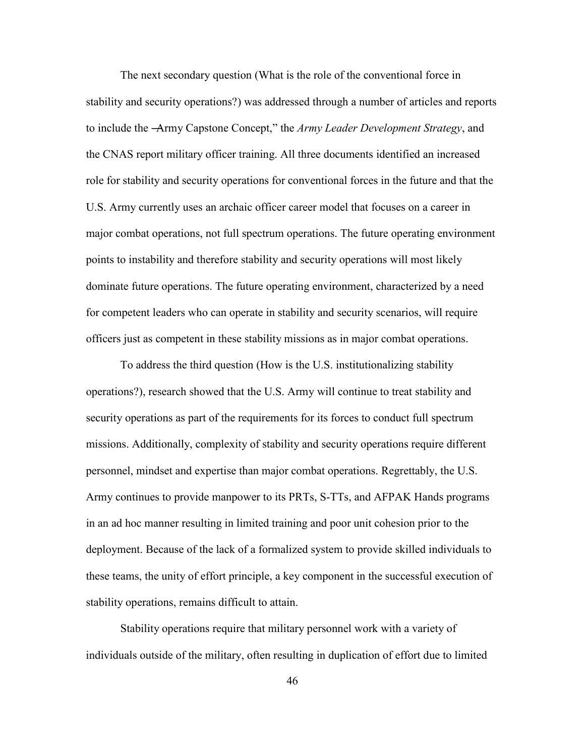The next secondary question (What is the role of the conventional force in stability and security operations?) was addressed through a number of articles and reports to include the ―Army Capstone Concept," the *Army Leader Development Strategy*, and the CNAS report military officer training. All three documents identified an increased role for stability and security operations for conventional forces in the future and that the U.S. Army currently uses an archaic officer career model that focuses on a career in major combat operations, not full spectrum operations. The future operating environment points to instability and therefore stability and security operations will most likely dominate future operations. The future operating environment, characterized by a need for competent leaders who can operate in stability and security scenarios, will require officers just as competent in these stability missions as in major combat operations.

To address the third question (How is the U.S. institutionalizing stability operations?), research showed that the U.S. Army will continue to treat stability and security operations as part of the requirements for its forces to conduct full spectrum missions. Additionally, complexity of stability and security operations require different personnel, mindset and expertise than major combat operations. Regrettably, the U.S. Army continues to provide manpower to its PRTs, S-TTs, and AFPAK Hands programs in an ad hoc manner resulting in limited training and poor unit cohesion prior to the deployment. Because of the lack of a formalized system to provide skilled individuals to these teams, the unity of effort principle, a key component in the successful execution of stability operations, remains difficult to attain.

Stability operations require that military personnel work with a variety of individuals outside of the military, often resulting in duplication of effort due to limited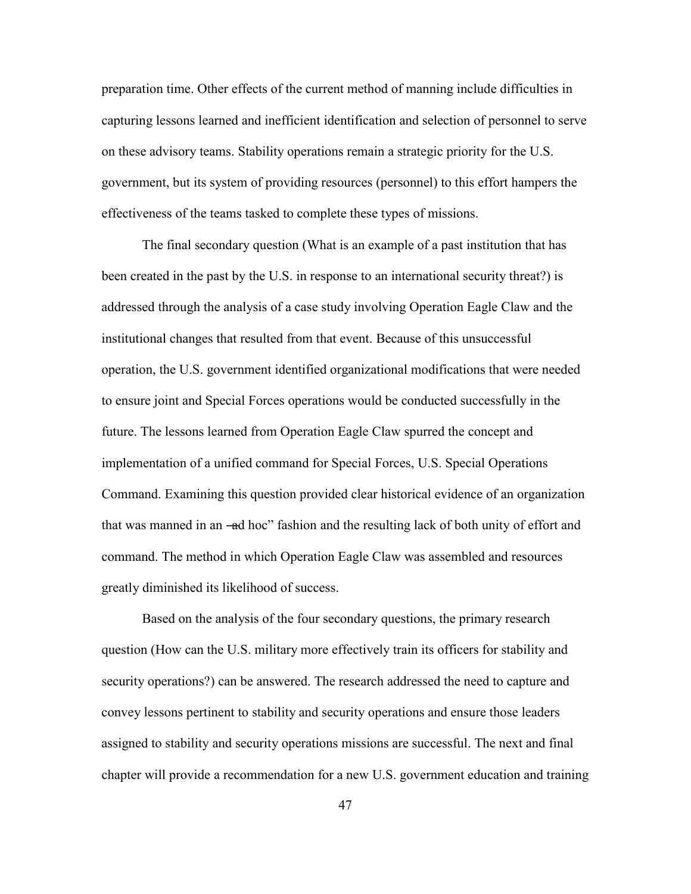preparation time. Other effects of the current method of manning include difficulties in capturing lessons learned and inefficient identification and selection of personnel to serve on these advisory teams. Stability operations remain a strategic priority for the U.S. government, but its system of providing resources (personnel) to this effort hampers the effectiveness of the teams tasked to complete these types of missions.

The final secondary question (What is an example of a past institution that has been created in the past by the U.S. in response to an international security threat?) is addressed through the analysis of a case study involving Operation Eagle Claw and the institutional changes that resulted from that event. Because of this unsuccessful operation, the U.S. government identified organizational modifications that were needed to ensure joint and Special Forces operations would be conducted successfully in the future. The lessons learned from Operation Eagle Claw spurred the concept and implementation of a unified command for Special Forces, U.S. Special Operations Command. Examining this question provided clear historical evidence of an organization that was manned in an ―ad hoc" fashion and the resulting lack of both unity of effort and command. The method in which Operation Eagle Claw was assembled and resources greatly diminished its likelihood of success.

Based on the analysis of the four secondary questions, the primary research question (How can the U.S. military more effectively train its officers for stability and security operations?) can be answered. The research addressed the need to capture and convey lessons pertinent to stability and security operations and ensure those leaders assigned to stability and security operations missions are successful. The next and final chapter will provide a recommendation for a new U.S. government education and training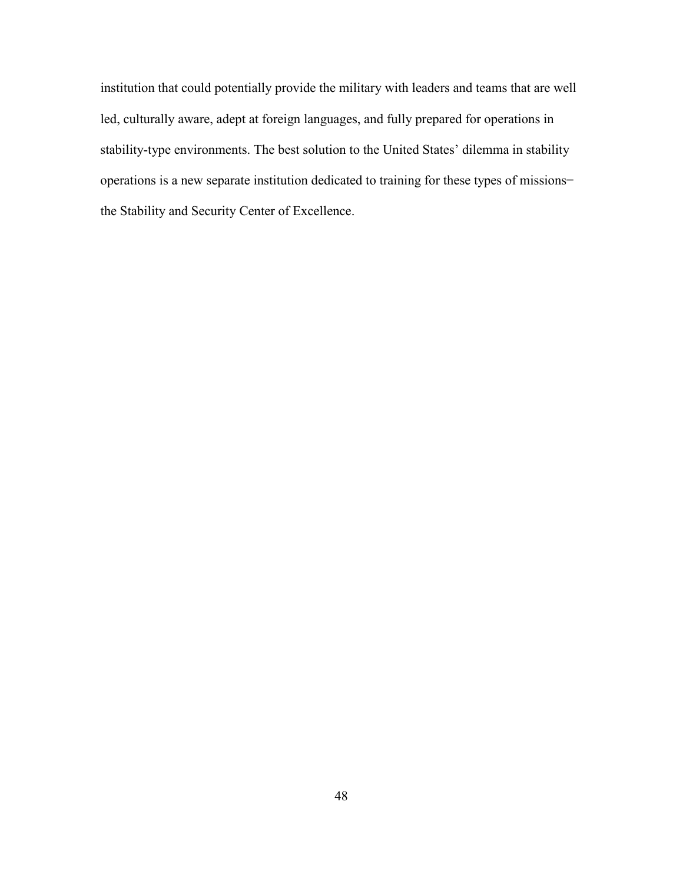institution that could potentially provide the military with leaders and teams that are well led, culturally aware, adept at foreign languages, and fully prepared for operations in stability-type environments. The best solution to the United States' dilemma in stability operations is a new separate institution dedicated to training for these types of missions–the Stability and Security Center of Excellence.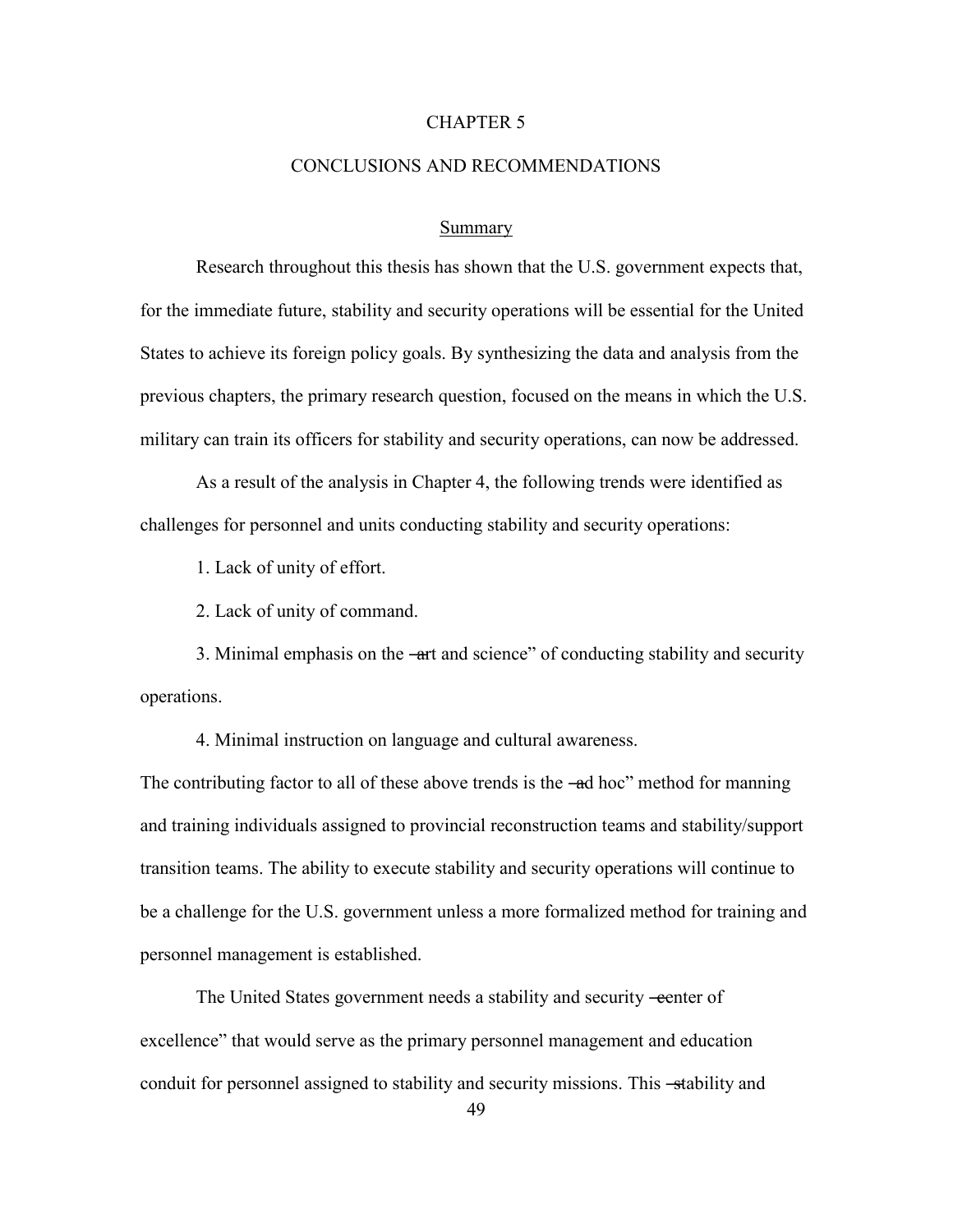# CHAPTER 5

## CONCLUSIONS AND RECOMMENDATIONS

### Summary

Research throughout this thesis has shown that the U.S. government expects that, for the immediate future, stability and security operations will be essential for the United States to achieve its foreign policy goals. By synthesizing the data and analysis from the previous chapters, the primary research question, focused on the means in which the U.S. military can train its officers for stability and security operations, can now be addressed.

As a result of the analysis in Chapter 4, the following trends were identified as challenges for personnel and units conducting stability and security operations:

1. Lack of unity of effort.

2. Lack of unity of command.

3. Minimal emphasis on the "art and science" of conducting stability and security operations.

4. Minimal instruction on language and cultural awareness.

The contributing factor to all of these above trends is the "ad hoc" method for manning and training individuals assigned to provincial reconstruction teams and stability/support transition teams. The ability to execute stability and security operations will continue to be a challenge for the U.S. government unless a more formalized method for training and personnel management is established.

The United States government needs a stability and security "center of excellence" that would serve as the primary personnel management and education conduit for personnel assigned to stability and security missions. This "stability and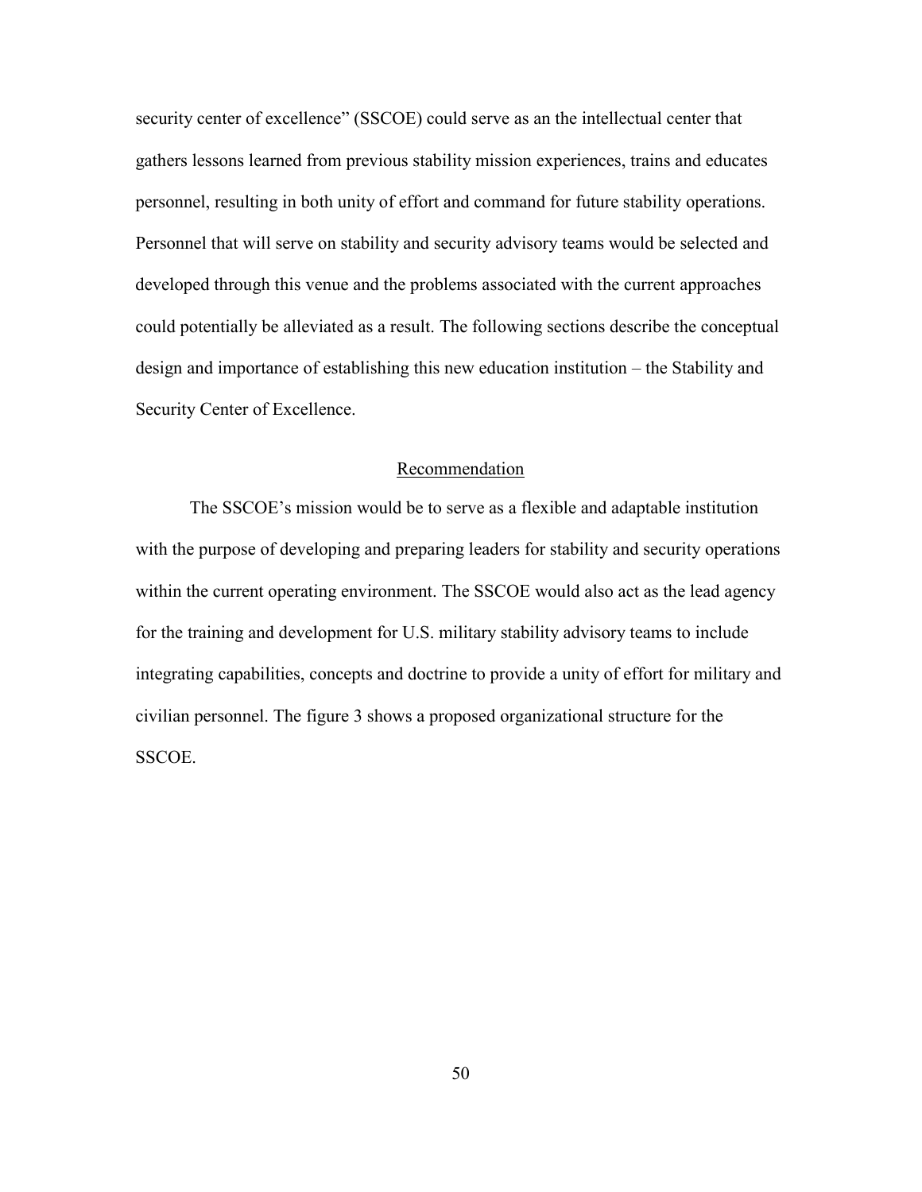security center of excellence" (SSCOE) could serve as an the intellectual center that gathers lessons learned from previous stability mission experiences, trains and educates personnel, resulting in both unity of effort and command for future stability operations. Personnel that will serve on stability and security advisory teams would be selected and developed through this venue and the problems associated with the current approaches could potentially be alleviated as a result. The following sections describe the conceptual design and importance of establishing this new education institution – the Stability and Security Center of Excellence.

## Recommendation

The SSCOE's mission would be to serve as a flexible and adaptable institution with the purpose of developing and preparing leaders for stability and security operations within the current operating environment. The SSCOE would also act as the lead agency for the training and development for U.S. military stability advisory teams to include integrating capabilities, concepts and doctrine to provide a unity of effort for military and civilian personnel. The figure 3 shows a proposed organizational structure for the SSCOE.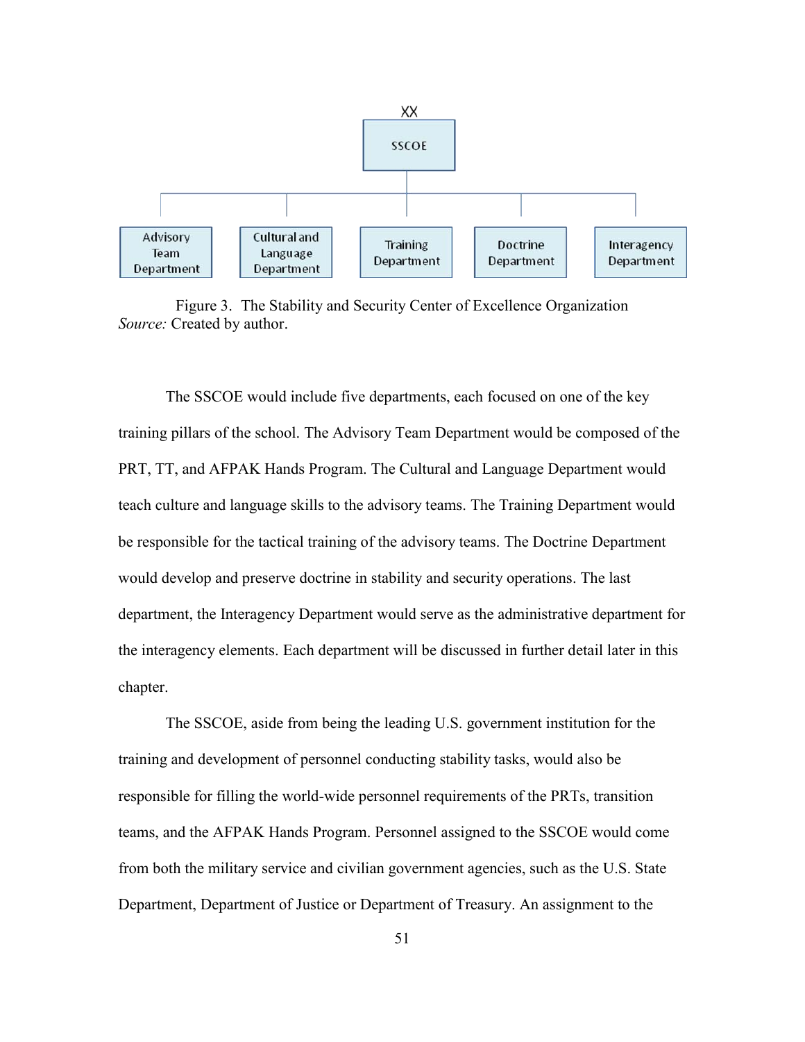XX

SSCOE

Advisory Team Department | Cultural and Language Department | Training Department | Doctrine Department | Interagency Department

Figure 3. The Stability and Security Center of Excellence Organization
*Source:* Created by author.

The SSCOE would include five departments, each focused on one of the key training pillars of the school. The Advisory Team Department would be composed of the PRT, TT, and AFPAK Hands Program. The Cultural and Language Department would teach culture and language skills to the advisory teams. The Training Department would be responsible for the tactical training of the advisory teams. The Doctrine Department would develop and preserve doctrine in stability and security operations. The last department, the Interagency Department would serve as the administrative department for the interagency elements. Each department will be discussed in further detail later in this chapter.

The SSCOE, aside from being the leading U.S. government institution for the training and development of personnel conducting stability tasks, would also be responsible for filling the world-wide personnel requirements of the PRTs, transition teams, and the AFPAK Hands Program. Personnel assigned to the SSCOE would come from both the military service and civilian government agencies, such as the U.S. State Department, Department of Justice or Department of Treasury. An assignment to the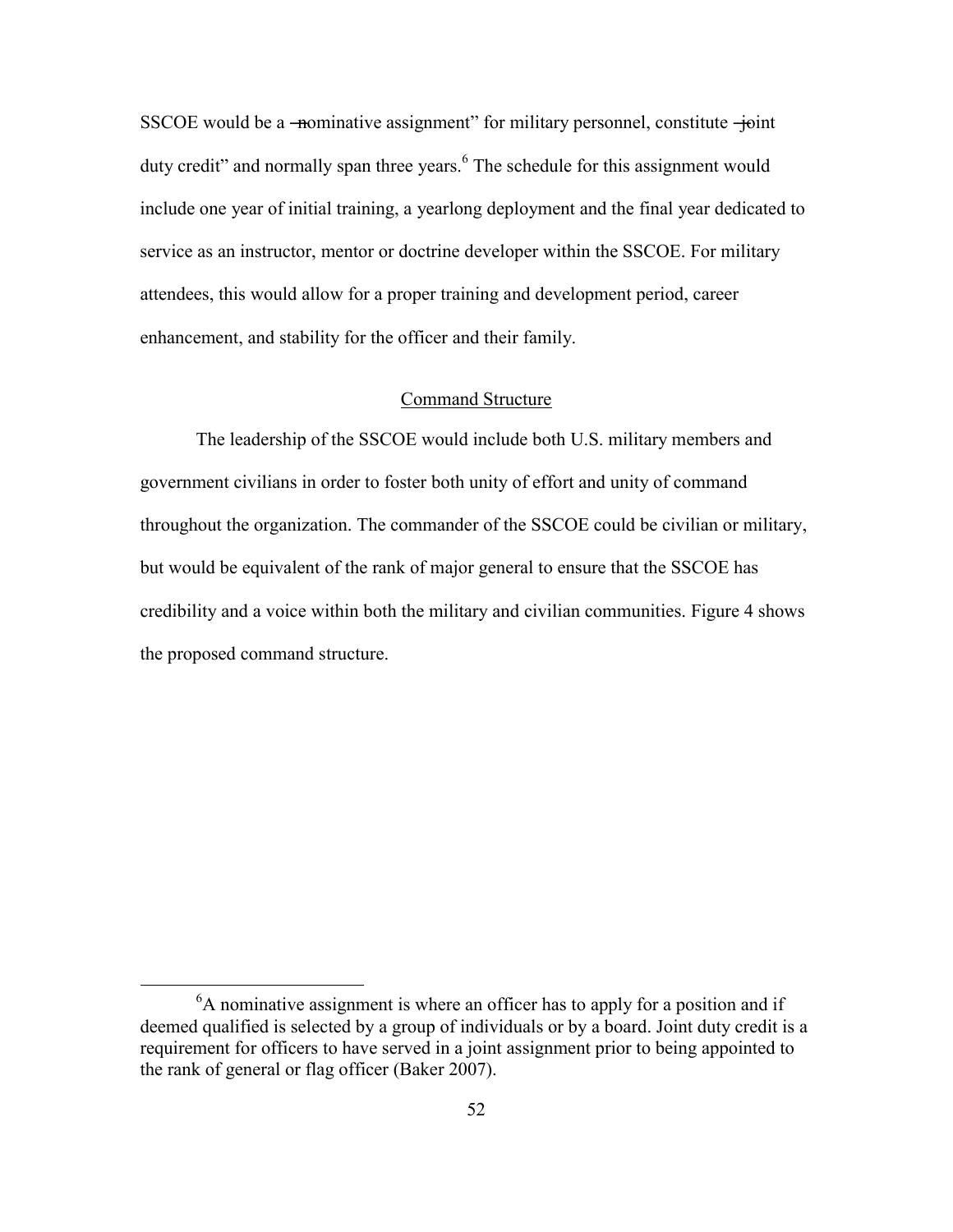SSCOE would be a "nominative assignment" for military personnel, constitute "joint duty credit" and normally span three years.[6] The schedule for this assignment would include one year of initial training, a yearlong deployment and the final year dedicated to service as an instructor, mentor or doctrine developer within the SSCOE. For military attendees, this would allow for a proper training and development period, career enhancement, and stability for the officer and their family.

## Command Structure

The leadership of the SSCOE would include both U.S. military members and government civilians in order to foster both unity of effort and unity of command throughout the organization. The commander of the SSCOE could be civilian or military, but would be equivalent of the rank of major general to ensure that the SSCOE has credibility and a voice within both the military and civilian communities. Figure 4 shows the proposed command structure.

[6] A nominative assignment is where an officer has to apply for a position and if deemed qualified is selected by a group of individuals or by a board. Joint duty credit is a requirement for officers to have served in a joint assignment prior to being appointed to the rank of general or flag officer (Baker 2007).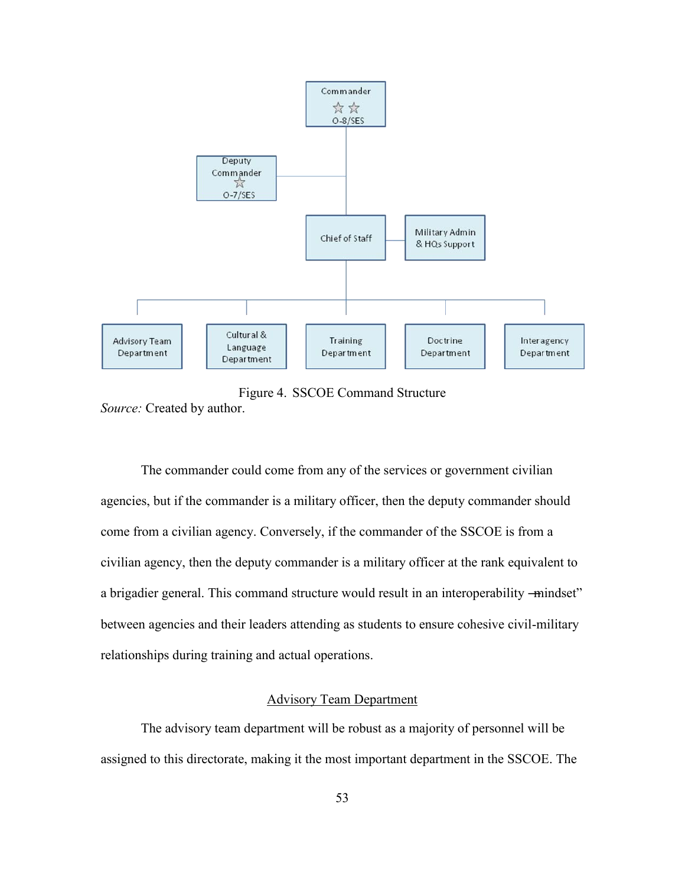Figure 4. SSCOE Command Structure

*Source:* Created by author.

The commander could come from any of the services or government civilian agencies, but if the commander is a military officer, then the deputy commander should come from a civilian agency. Conversely, if the commander of the SSCOE is from a civilian agency, then the deputy commander is a military officer at the rank equivalent to a brigadier general. This command structure would result in an interoperability "mindset" between agencies and their leaders attending as students to ensure cohesive civil-military relationships during training and actual operations.

## Advisory Team Department

The advisory team department will be robust as a majority of personnel will be assigned to this directorate, making it the most important department in the SSCOE. The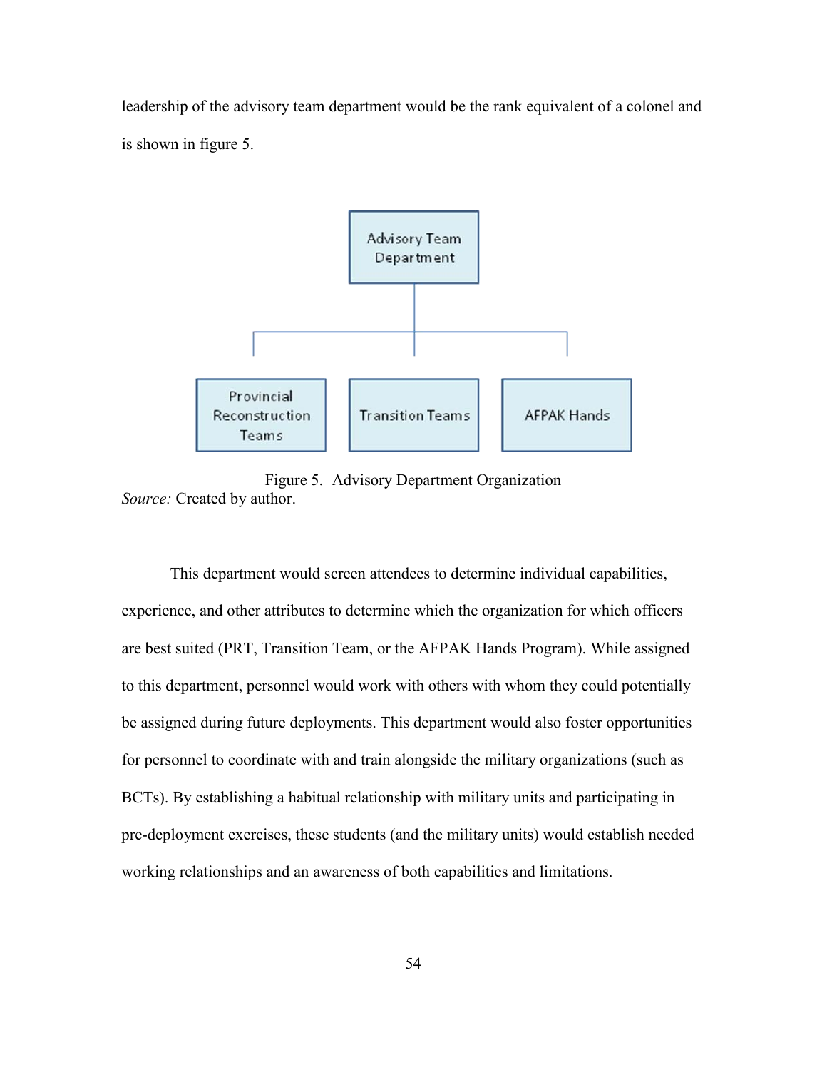leadership of the advisory team department would be the rank equivalent of a colonel and is shown in figure 5.

Advisory Team Department

Provincial Reconstruction Teams | Transition Teams | AFPAK Hands

Figure 5. Advisory Department Organization
*Source:* Created by author.

This department would screen attendees to determine individual capabilities, experience, and other attributes to determine which the organization for which officers are best suited (PRT, Transition Team, or the AFPAK Hands Program). While assigned to this department, personnel would work with others with whom they could potentially be assigned during future deployments. This department would also foster opportunities for personnel to coordinate with and train alongside the military organizations (such as BCTs). By establishing a habitual relationship with military units and participating in pre-deployment exercises, these students (and the military units) would establish needed working relationships and an awareness of both capabilities and limitations.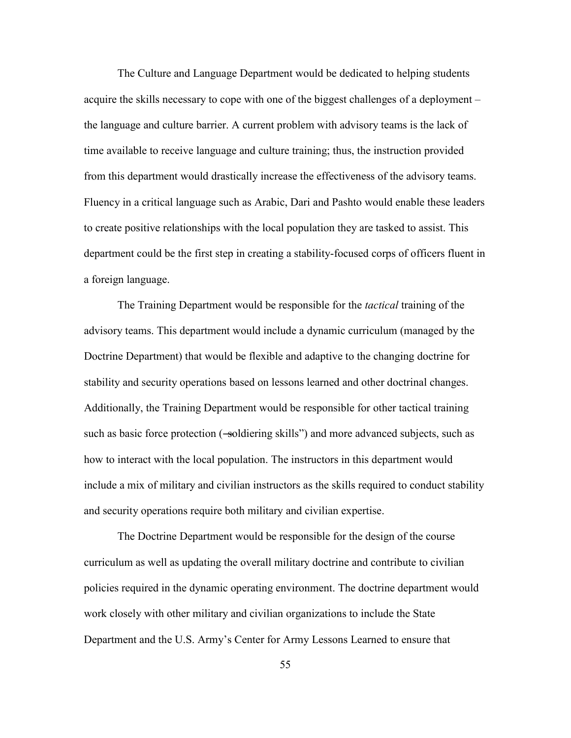The Culture and Language Department would be dedicated to helping students acquire the skills necessary to cope with one of the biggest challenges of a deployment – the language and culture barrier. A current problem with advisory teams is the lack of time available to receive language and culture training; thus, the instruction provided from this department would drastically increase the effectiveness of the advisory teams. Fluency in a critical language such as Arabic, Dari and Pashto would enable these leaders to create positive relationships with the local population they are tasked to assist. This department could be the first step in creating a stability-focused corps of officers fluent in a foreign language.

The Training Department would be responsible for the *tactical* training of the advisory teams. This department would include a dynamic curriculum (managed by the Doctrine Department) that would be flexible and adaptive to the changing doctrine for stability and security operations based on lessons learned and other doctrinal changes. Additionally, the Training Department would be responsible for other tactical training such as basic force protection (―soldiering skills") and more advanced subjects, such as how to interact with the local population. The instructors in this department would include a mix of military and civilian instructors as the skills required to conduct stability and security operations require both military and civilian expertise.

The Doctrine Department would be responsible for the design of the course curriculum as well as updating the overall military doctrine and contribute to civilian policies required in the dynamic operating environment. The doctrine department would work closely with other military and civilian organizations to include the State Department and the U.S. Army's Center for Army Lessons Learned to ensure that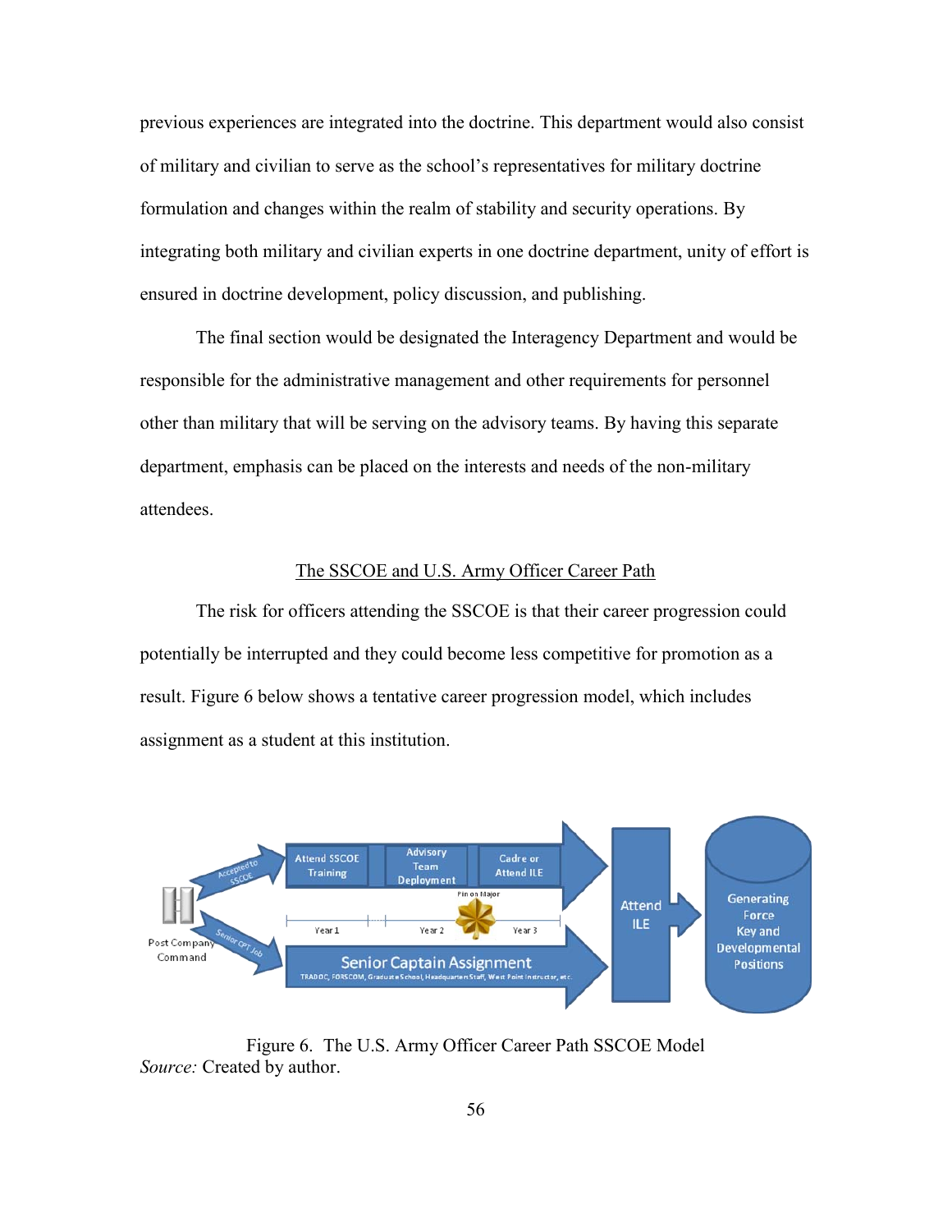previous experiences are integrated into the doctrine. This department would also consist of military and civilian to serve as the school's representatives for military doctrine formulation and changes within the realm of stability and security operations. By integrating both military and civilian experts in one doctrine department, unity of effort is ensured in doctrine development, policy discussion, and publishing.

The final section would be designated the Interagency Department and would be responsible for the administrative management and other requirements for personnel other than military that will be serving on the advisory teams. By having this separate department, emphasis can be placed on the interests and needs of the non-military attendees.

## The SSCOE and U.S. Army Officer Career Path

The risk for officers attending the SSCOE is that their career progression could potentially be interrupted and they could become less competitive for promotion as a result. Figure 6 below shows a tentative career progression model, which includes assignment as a student at this institution.

Figure 6. The U.S. Army Officer Career Path SSCOE Model
*Source:* Created by author.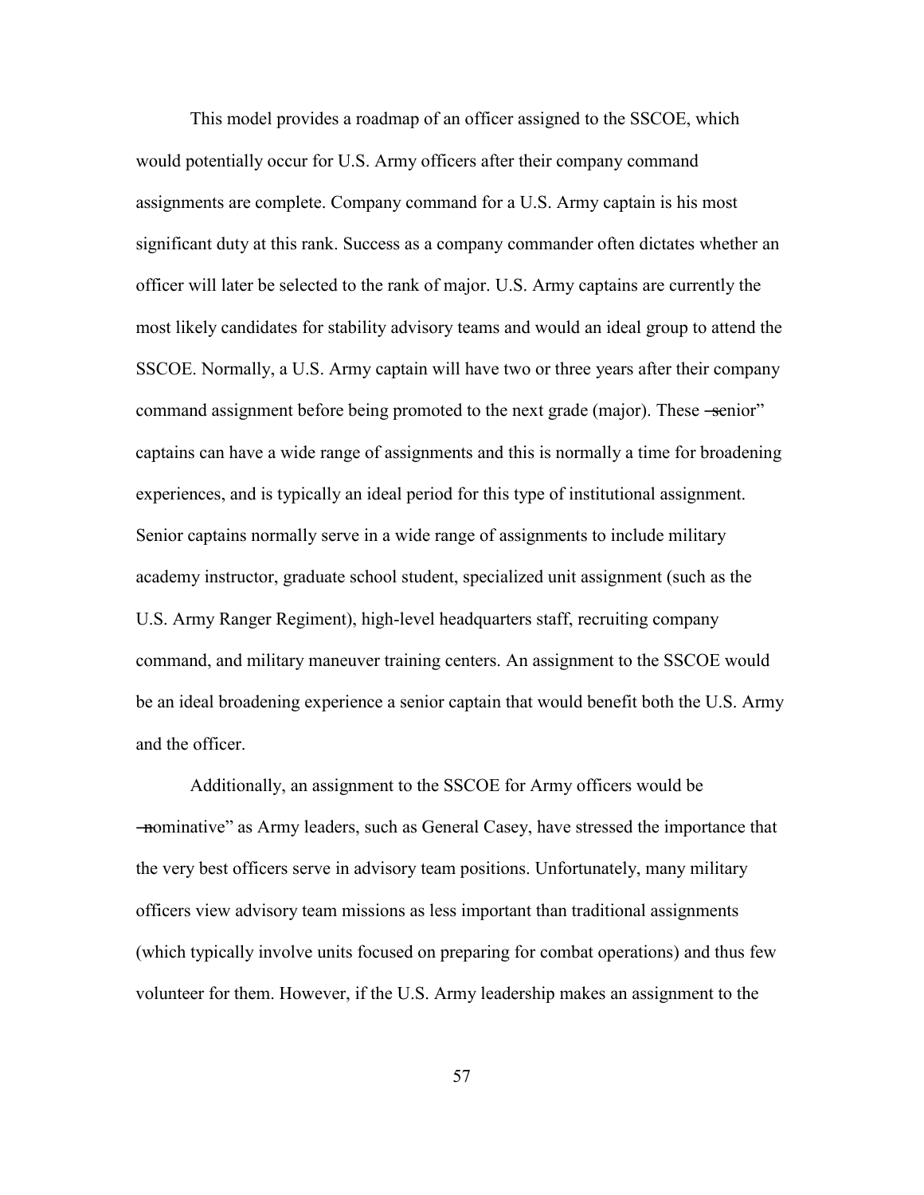This model provides a roadmap of an officer assigned to the SSCOE, which would potentially occur for U.S. Army officers after their company command assignments are complete. Company command for a U.S. Army captain is his most significant duty at this rank. Success as a company commander often dictates whether an officer will later be selected to the rank of major. U.S. Army captains are currently the most likely candidates for stability advisory teams and would an ideal group to attend the SSCOE. Normally, a U.S. Army captain will have two or three years after their company command assignment before being promoted to the next grade (major). These "senior" captains can have a wide range of assignments and this is normally a time for broadening experiences, and is typically an ideal period for this type of institutional assignment. Senior captains normally serve in a wide range of assignments to include military academy instructor, graduate school student, specialized unit assignment (such as the U.S. Army Ranger Regiment), high-level headquarters staff, recruiting company command, and military maneuver training centers. An assignment to the SSCOE would be an ideal broadening experience a senior captain that would benefit both the U.S. Army and the officer.

Additionally, an assignment to the SSCOE for Army officers would be "nominative" as Army leaders, such as General Casey, have stressed the importance that the very best officers serve in advisory team positions. Unfortunately, many military officers view advisory team missions as less important than traditional assignments (which typically involve units focused on preparing for combat operations) and thus few volunteer for them. However, if the U.S. Army leadership makes an assignment to the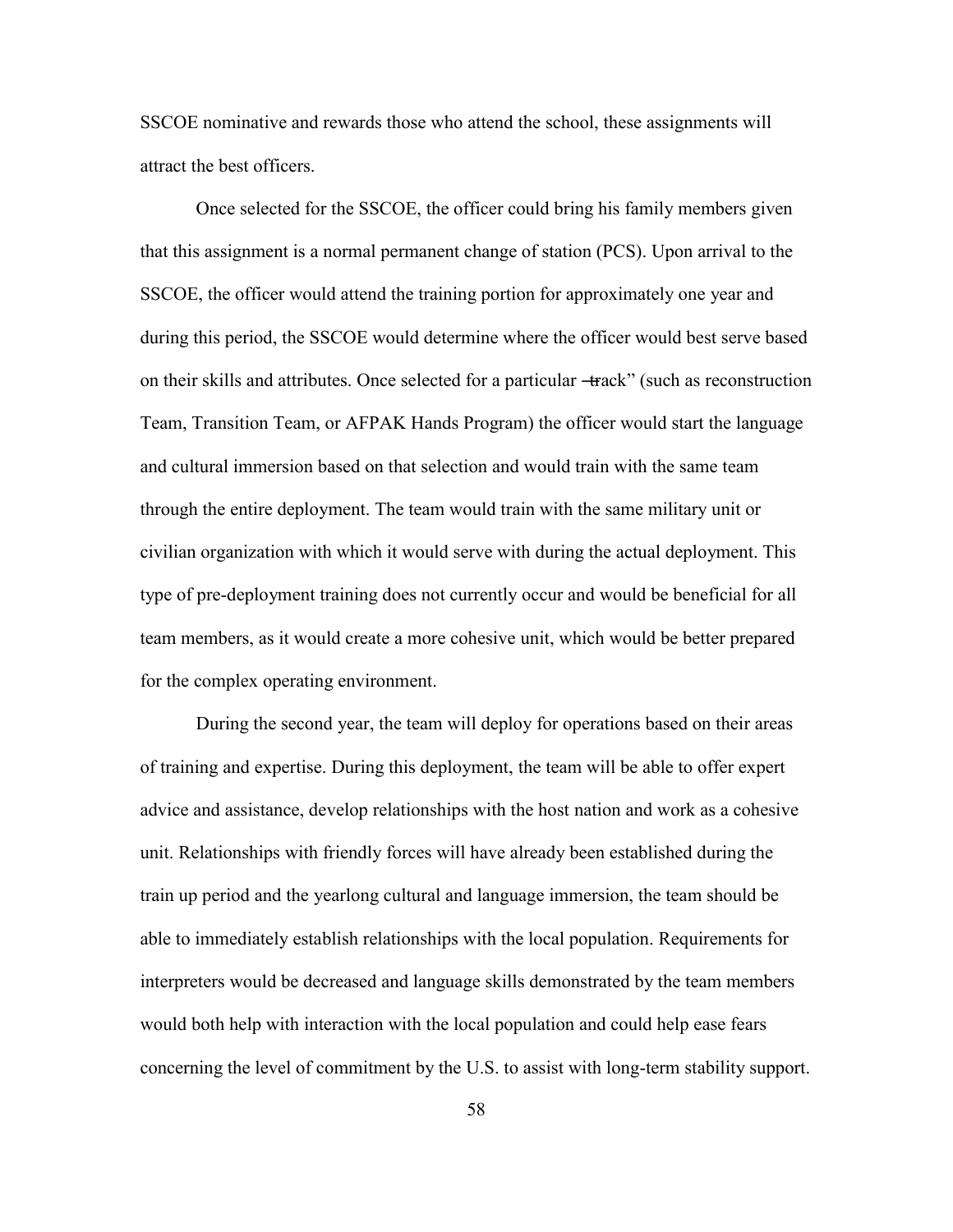SSCOE nominative and rewards those who attend the school, these assignments will attract the best officers.

Once selected for the SSCOE, the officer could bring his family members given that this assignment is a normal permanent change of station (PCS). Upon arrival to the SSCOE, the officer would attend the training portion for approximately one year and during this period, the SSCOE would determine where the officer would best serve based on their skills and attributes. Once selected for a particular "track" (such as reconstruction Team, Transition Team, or AFPAK Hands Program) the officer would start the language and cultural immersion based on that selection and would train with the same team through the entire deployment. The team would train with the same military unit or civilian organization with which it would serve with during the actual deployment. This type of pre-deployment training does not currently occur and would be beneficial for all team members, as it would create a more cohesive unit, which would be better prepared for the complex operating environment.

During the second year, the team will deploy for operations based on their areas of training and expertise. During this deployment, the team will be able to offer expert advice and assistance, develop relationships with the host nation and work as a cohesive unit. Relationships with friendly forces will have already been established during the train up period and the yearlong cultural and language immersion, the team should be able to immediately establish relationships with the local population. Requirements for interpreters would be decreased and language skills demonstrated by the team members would both help with interaction with the local population and could help ease fears concerning the level of commitment by the U.S. to assist with long-term stability support.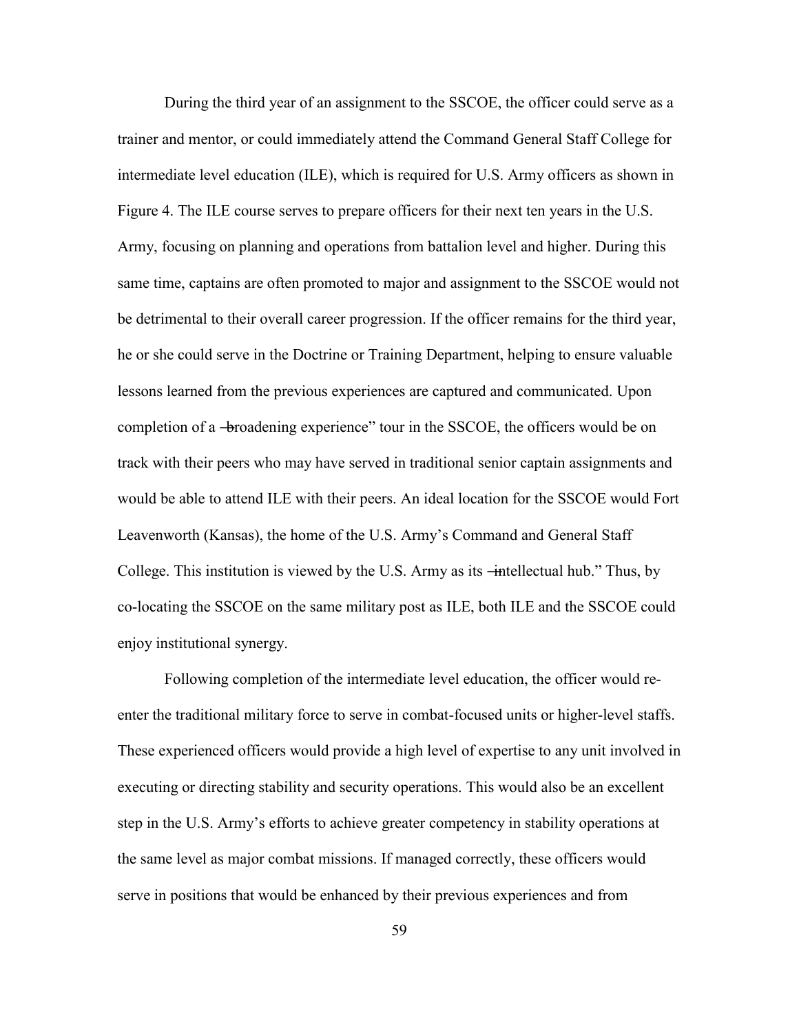During the third year of an assignment to the SSCOE, the officer could serve as a trainer and mentor, or could immediately attend the Command General Staff College for intermediate level education (ILE), which is required for U.S. Army officers as shown in Figure 4. The ILE course serves to prepare officers for their next ten years in the U.S. Army, focusing on planning and operations from battalion level and higher. During this same time, captains are often promoted to major and assignment to the SSCOE would not be detrimental to their overall career progression. If the officer remains for the third year, he or she could serve in the Doctrine or Training Department, helping to ensure valuable lessons learned from the previous experiences are captured and communicated. Upon completion of a "broadening experience" tour in the SSCOE, the officers would be on track with their peers who may have served in traditional senior captain assignments and would be able to attend ILE with their peers. An ideal location for the SSCOE would Fort Leavenworth (Kansas), the home of the U.S. Army's Command and General Staff College. This institution is viewed by the U.S. Army as its "intellectual hub." Thus, by co-locating the SSCOE on the same military post as ILE, both ILE and the SSCOE could enjoy institutional synergy.

Following completion of the intermediate level education, the officer would re-enter the traditional military force to serve in combat-focused units or higher-level staffs. These experienced officers would provide a high level of expertise to any unit involved in executing or directing stability and security operations. This would also be an excellent step in the U.S. Army's efforts to achieve greater competency in stability operations at the same level as major combat missions. If managed correctly, these officers would serve in positions that would be enhanced by their previous experiences and from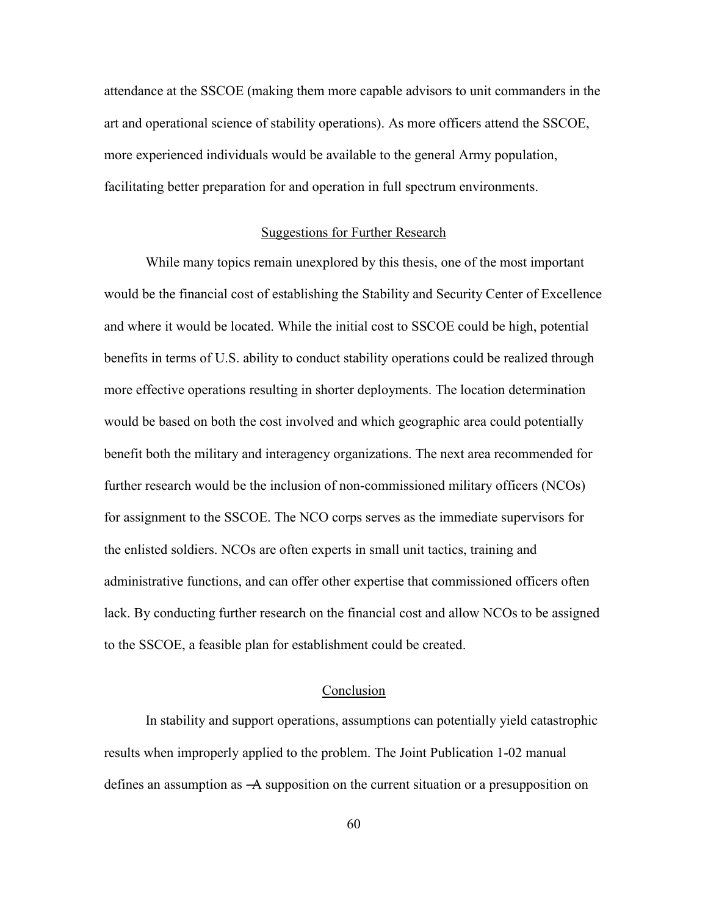attendance at the SSCOE (making them more capable advisors to unit commanders in the art and operational science of stability operations). As more officers attend the SSCOE, more experienced individuals would be available to the general Army population, facilitating better preparation for and operation in full spectrum environments.

## Suggestions for Further Research

While many topics remain unexplored by this thesis, one of the most important would be the financial cost of establishing the Stability and Security Center of Excellence and where it would be located. While the initial cost to SSCOE could be high, potential benefits in terms of U.S. ability to conduct stability operations could be realized through more effective operations resulting in shorter deployments. The location determination would be based on both the cost involved and which geographic area could potentially benefit both the military and interagency organizations. The next area recommended for further research would be the inclusion of non-commissioned military officers (NCOs) for assignment to the SSCOE. The NCO corps serves as the immediate supervisors for the enlisted soldiers. NCOs are often experts in small unit tactics, training and administrative functions, and can offer other expertise that commissioned officers often lack. By conducting further research on the financial cost and allow NCOs to be assigned to the SSCOE, a feasible plan for establishment could be created.

## Conclusion

In stability and support operations, assumptions can potentially yield catastrophic results when improperly applied to the problem. The Joint Publication 1-02 manual defines an assumption as ―A supposition on the current situation or a presupposition on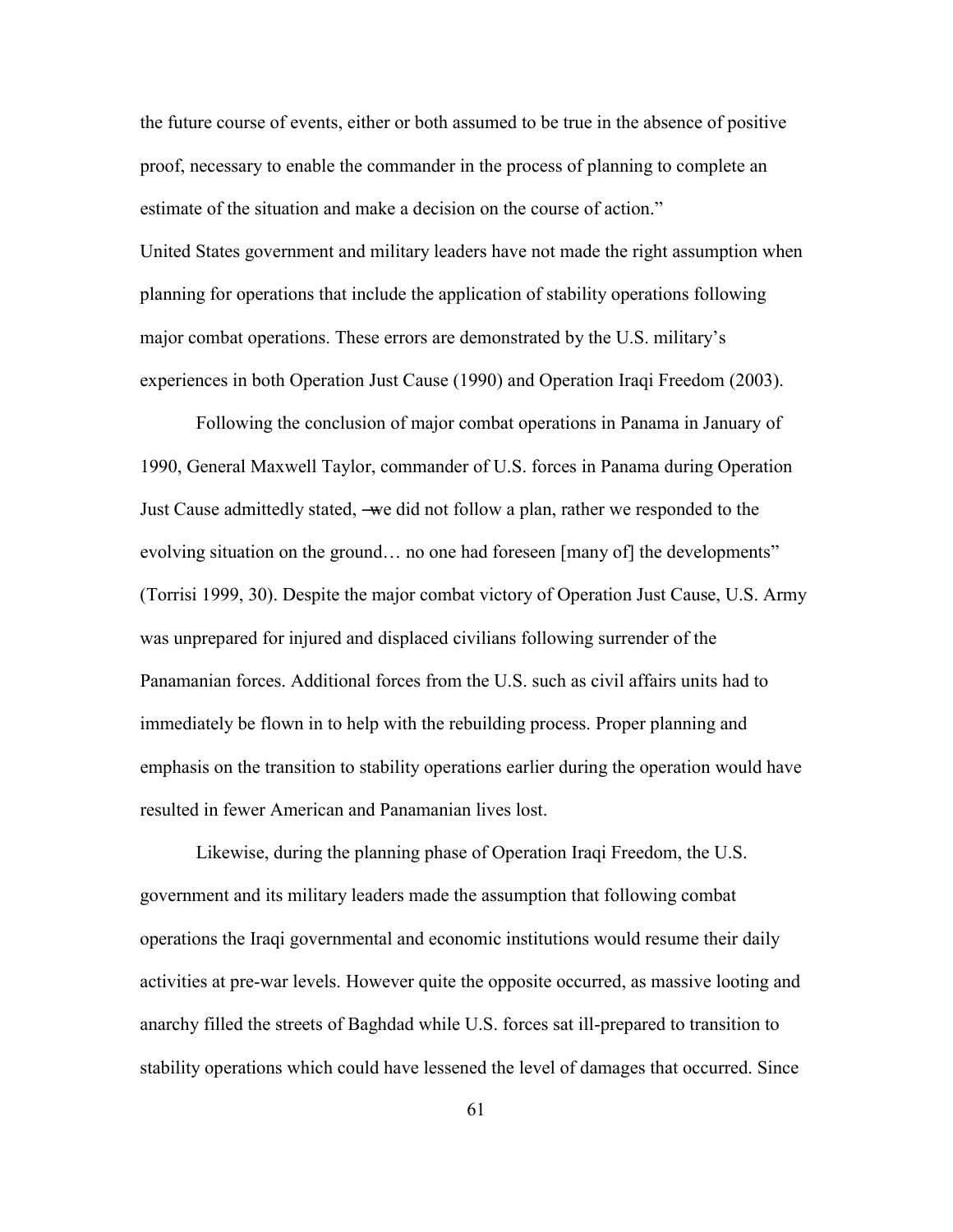the future course of events, either or both assumed to be true in the absence of positive proof, necessary to enable the commander in the process of planning to complete an estimate of the situation and make a decision on the course of action."

United States government and military leaders have not made the right assumption when planning for operations that include the application of stability operations following major combat operations. These errors are demonstrated by the U.S. military's experiences in both Operation Just Cause (1990) and Operation Iraqi Freedom (2003).

Following the conclusion of major combat operations in Panama in January of 1990, General Maxwell Taylor, commander of U.S. forces in Panama during Operation Just Cause admittedly stated, ―we did not follow a plan, rather we responded to the evolving situation on the ground… no one had foreseen [many of] the developments" (Torrisi 1999, 30). Despite the major combat victory of Operation Just Cause, U.S. Army was unprepared for injured and displaced civilians following surrender of the Panamanian forces. Additional forces from the U.S. such as civil affairs units had to immediately be flown in to help with the rebuilding process. Proper planning and emphasis on the transition to stability operations earlier during the operation would have resulted in fewer American and Panamanian lives lost.

Likewise, during the planning phase of Operation Iraqi Freedom, the U.S. government and its military leaders made the assumption that following combat operations the Iraqi governmental and economic institutions would resume their daily activities at pre-war levels. However quite the opposite occurred, as massive looting and anarchy filled the streets of Baghdad while U.S. forces sat ill-prepared to transition to stability operations which could have lessened the level of damages that occurred. Since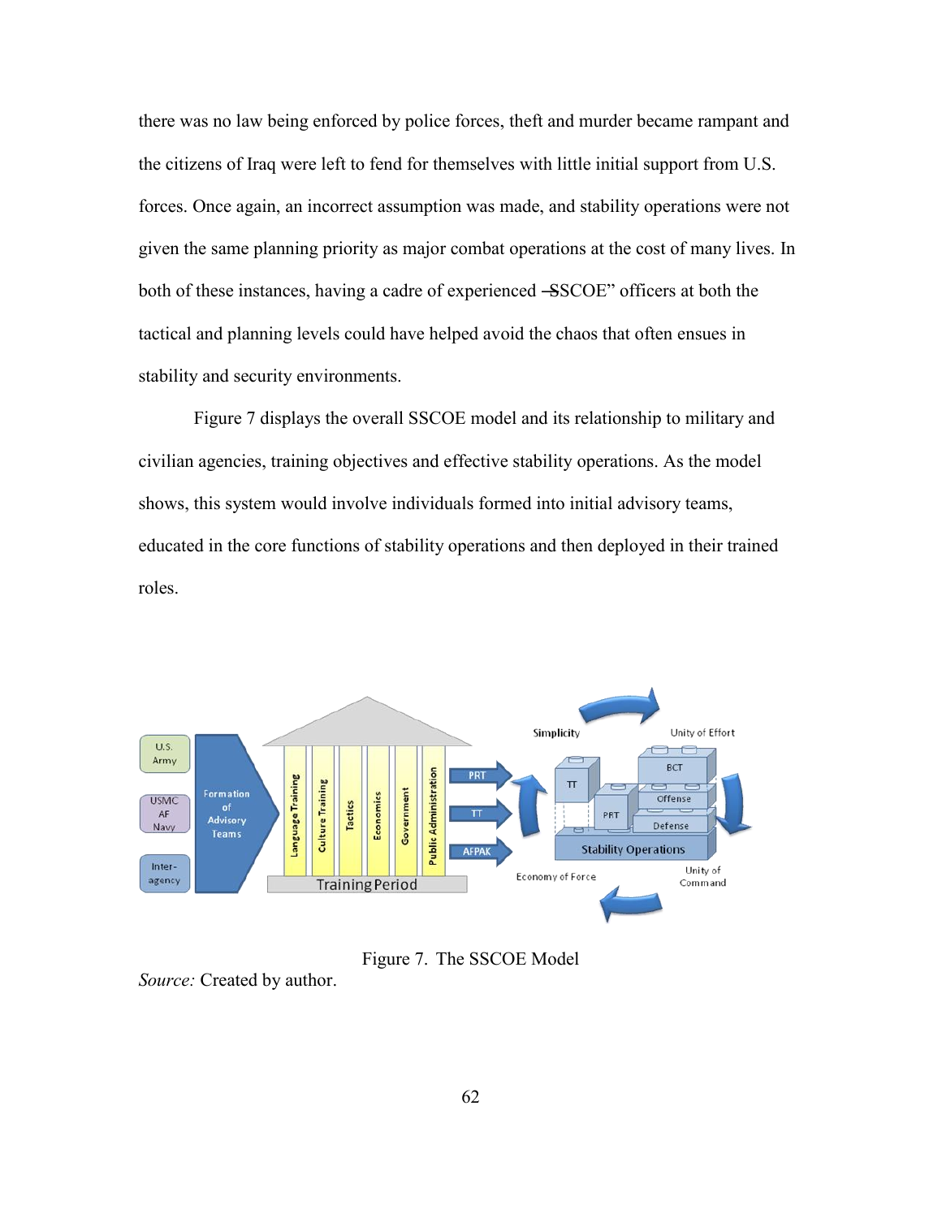there was no law being enforced by police forces, theft and murder became rampant and the citizens of Iraq were left to fend for themselves with little initial support from U.S. forces. Once again, an incorrect assumption was made, and stability operations were not given the same planning priority as major combat operations at the cost of many lives. In both of these instances, having a cadre of experienced ―SSCOE" officers at both the tactical and planning levels could have helped avoid the chaos that often ensues in stability and security environments.

Figure 7 displays the overall SSCOE model and its relationship to military and civilian agencies, training objectives and effective stability operations. As the model shows, this system would involve individuals formed into initial advisory teams, educated in the core functions of stability operations and then deployed in their trained roles.

Figure 7. The SSCOE Model

*Source:* Created by author.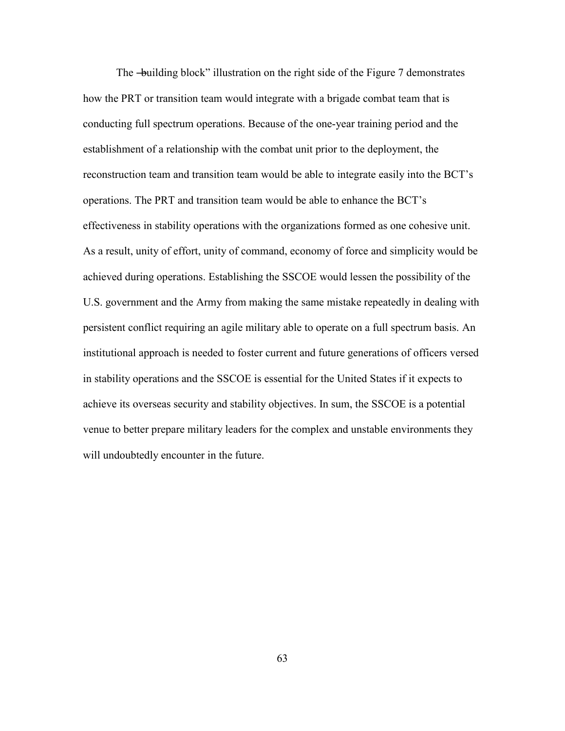The "building block" illustration on the right side of the Figure 7 demonstrates how the PRT or transition team would integrate with a brigade combat team that is conducting full spectrum operations. Because of the one-year training period and the establishment of a relationship with the combat unit prior to the deployment, the reconstruction team and transition team would be able to integrate easily into the BCT's operations. The PRT and transition team would be able to enhance the BCT's effectiveness in stability operations with the organizations formed as one cohesive unit. As a result, unity of effort, unity of command, economy of force and simplicity would be achieved during operations. Establishing the SSCOE would lessen the possibility of the U.S. government and the Army from making the same mistake repeatedly in dealing with persistent conflict requiring an agile military able to operate on a full spectrum basis. An institutional approach is needed to foster current and future generations of officers versed in stability operations and the SSCOE is essential for the United States if it expects to achieve its overseas security and stability objectives. In sum, the SSCOE is a potential venue to better prepare military leaders for the complex and unstable environments they will undoubtedly encounter in the future.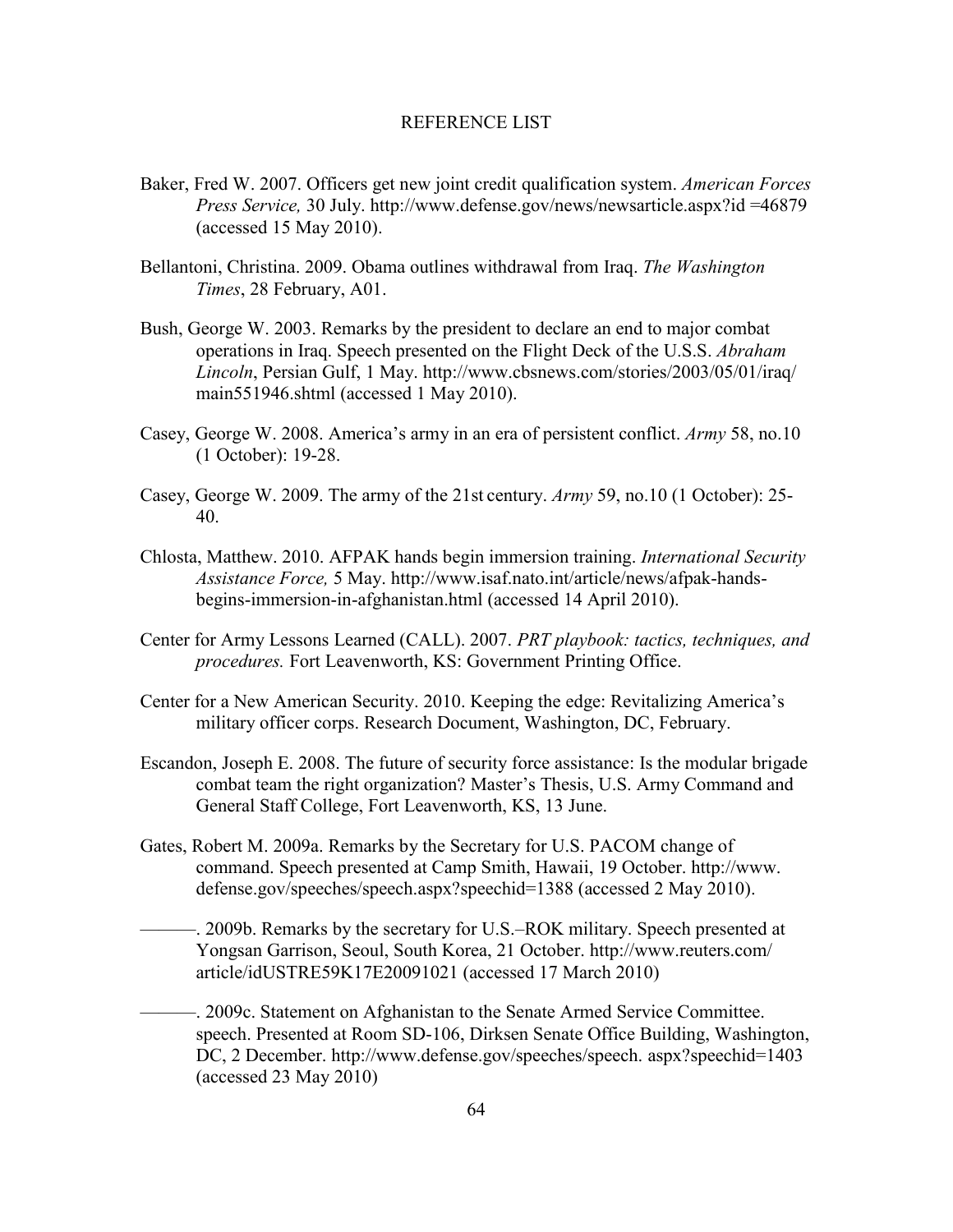# REFERENCE LIST

Baker, Fred W. 2007. Officers get new joint credit qualification system. *American Forces Press Service,* 30 July. http://www.defense.gov/news/newsarticle.aspx?id =46879 (accessed 15 May 2010).

Bellantoni, Christina. 2009. Obama outlines withdrawal from Iraq. *The Washington Times*, 28 February, A01.

Bush, George W. 2003. Remarks by the president to declare an end to major combat operations in Iraq. Speech presented on the Flight Deck of the U.S.S. *Abraham Lincoln*, Persian Gulf, 1 May. http://www.cbsnews.com/stories/2003/05/01/iraq/ main551946.shtml (accessed 1 May 2010).

Casey, George W. 2008. America's army in an era of persistent conflict. *Army* 58, no.10 (1 October): 19-28.

Casey, George W. 2009. The army of the 21st century. *Army* 59, no.10 (1 October): 25-40.

Chlosta, Matthew. 2010. AFPAK hands begin immersion training. *International Security Assistance Force,* 5 May. http://www.isaf.nato.int/article/news/afpak-hands-begins-immersion-in-afghanistan.html (accessed 14 April 2010).

Center for Army Lessons Learned (CALL). 2007. *PRT playbook: tactics, techniques, and procedures.* Fort Leavenworth, KS: Government Printing Office.

Center for a New American Security. 2010. Keeping the edge: Revitalizing America's military officer corps. Research Document, Washington, DC, February.

Escandon, Joseph E. 2008. The future of security force assistance: Is the modular brigade combat team the right organization? Master's Thesis, U.S. Army Command and General Staff College, Fort Leavenworth, KS, 13 June.

Gates, Robert M. 2009a. Remarks by the Secretary for U.S. PACOM change of command. Speech presented at Camp Smith, Hawaii, 19 October. http://www. defense.gov/speeches/speech.aspx?speechid=1388 (accessed 2 May 2010).

———. 2009b. Remarks by the secretary for U.S.–ROK military. Speech presented at Yongsan Garrison, Seoul, South Korea, 21 October. http://www.reuters.com/ article/idUSTRE59K17E20091021 (accessed 17 March 2010)

———. 2009c. Statement on Afghanistan to the Senate Armed Service Committee. speech. Presented at Room SD-106, Dirksen Senate Office Building, Washington, DC, 2 December. http://www.defense.gov/speeches/speech. aspx?speechid=1403 (accessed 23 May 2010)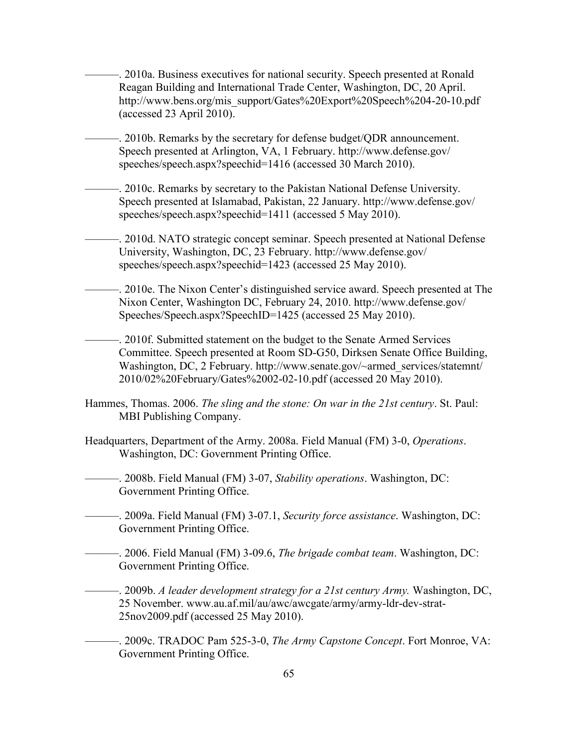———. 2010a. Business executives for national security. Speech presented at Ronald Reagan Building and International Trade Center, Washington, DC, 20 April. http://www.bens.org/mis_support/Gates%20Export%20Speech%204-20-10.pdf (accessed 23 April 2010).

———. 2010b. Remarks by the secretary for defense budget/QDR announcement. Speech presented at Arlington, VA, 1 February. http://www.defense.gov/speeches/speech.aspx?speechid=1416 (accessed 30 March 2010).

———. 2010c. Remarks by secretary to the Pakistan National Defense University. Speech presented at Islamabad, Pakistan, 22 January. http://www.defense.gov/speeches/speech.aspx?speechid=1411 (accessed 5 May 2010).

———. 2010d. NATO strategic concept seminar. Speech presented at National Defense University, Washington, DC, 23 February. http://www.defense.gov/speeches/speech.aspx?speechid=1423 (accessed 25 May 2010).

———. 2010e. The Nixon Center's distinguished service award. Speech presented at The Nixon Center, Washington DC, February 24, 2010. http://www.defense.gov/Speeches/Speech.aspx?SpeechID=1425 (accessed 25 May 2010).

———. 2010f. Submitted statement on the budget to the Senate Armed Services Committee. Speech presented at Room SD-G50, Dirksen Senate Office Building, Washington, DC, 2 February. http://www.senate.gov/~armed_services/statemnt/2010/02%20February/Gates%2002-02-10.pdf (accessed 20 May 2010).

Hammes, Thomas. 2006. *The sling and the stone: On war in the 21st century*. St. Paul: MBI Publishing Company.

Headquarters, Department of the Army. 2008a. Field Manual (FM) 3-0, *Operations*. Washington, DC: Government Printing Office.

———. 2008b. Field Manual (FM) 3-07, *Stability operations*. Washington, DC: Government Printing Office.

———. 2009a. Field Manual (FM) 3-07.1, *Security force assistance*. Washington, DC: Government Printing Office.

———. 2006. Field Manual (FM) 3-09.6, *The brigade combat team*. Washington, DC: Government Printing Office.

———. 2009b. *A leader development strategy for a 21st century Army.* Washington, DC, 25 November. www.au.af.mil/au/awc/awcgate/army/army-ldr-dev-strat-25nov2009.pdf (accessed 25 May 2010).

———. 2009c. TRADOC Pam 525-3-0, *The Army Capstone Concept*. Fort Monroe, VA: Government Printing Office.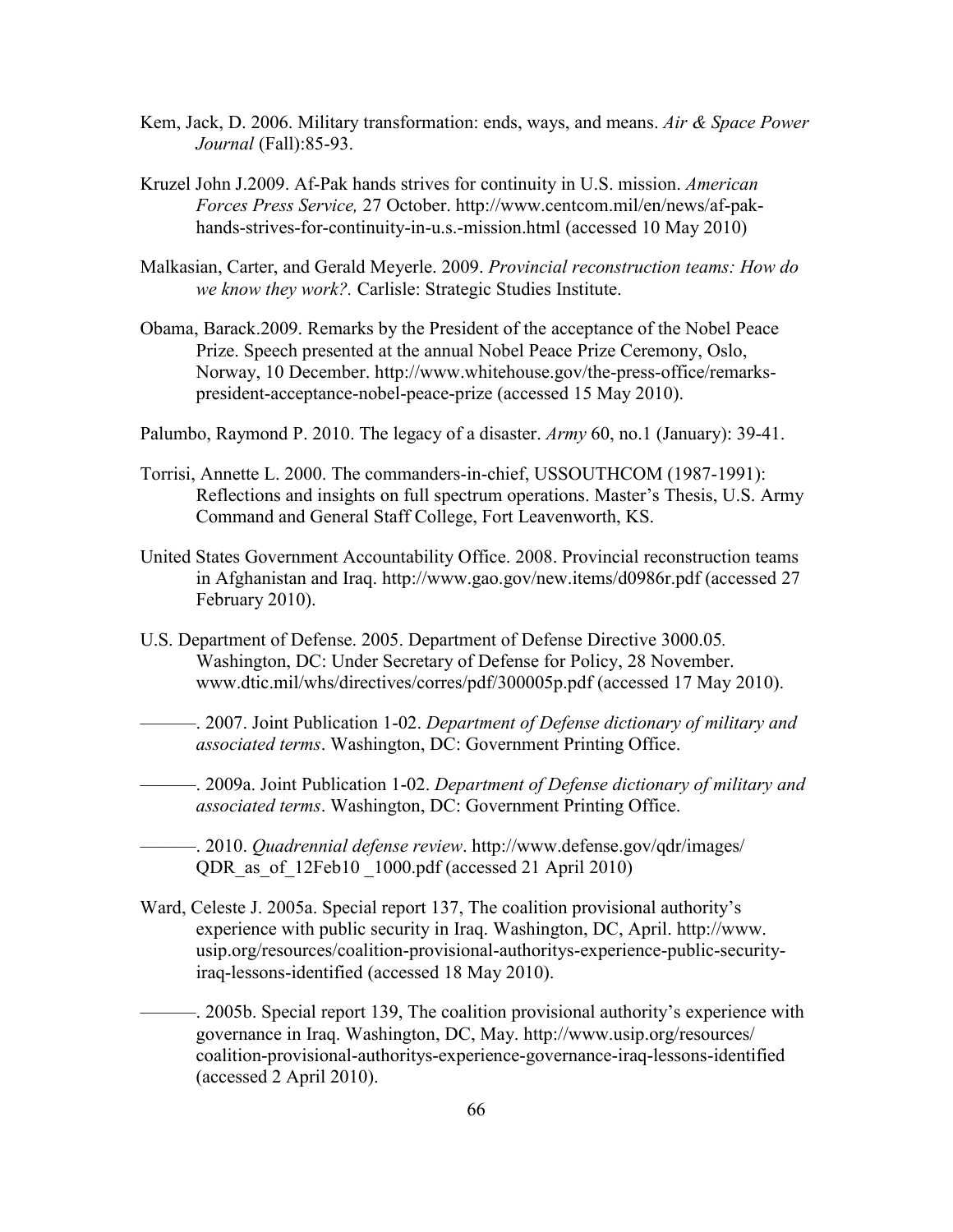Kem, Jack, D. 2006. Military transformation: ends, ways, and means. *Air & Space Power Journal* (Fall):85-93.

Kruzel John J.2009. Af-Pak hands strives for continuity in U.S. mission. *American Forces Press Service,* 27 October. http://www.centcom.mil/en/news/af-pak-hands-strives-for-continuity-in-u.s.-mission.html (accessed 10 May 2010)

Malkasian, Carter, and Gerald Meyerle. 2009. *Provincial reconstruction teams: How do we know they work?.* Carlisle: Strategic Studies Institute.

Obama, Barack.2009. Remarks by the President of the acceptance of the Nobel Peace Prize. Speech presented at the annual Nobel Peace Prize Ceremony, Oslo, Norway, 10 December. http://www.whitehouse.gov/the-press-office/remarks-president-acceptance-nobel-peace-prize (accessed 15 May 2010).

Palumbo, Raymond P. 2010. The legacy of a disaster. *Army* 60, no.1 (January): 39-41.

Torrisi, Annette L. 2000. The commanders-in-chief, USSOUTHCOM (1987-1991): Reflections and insights on full spectrum operations. Master's Thesis, U.S. Army Command and General Staff College, Fort Leavenworth, KS.

United States Government Accountability Office. 2008. Provincial reconstruction teams in Afghanistan and Iraq. http://www.gao.gov/new.items/d0986r.pdf (accessed 27 February 2010).

U.S. Department of Defense. 2005. Department of Defense Directive 3000.05. Washington, DC: Under Secretary of Defense for Policy, 28 November. www.dtic.mil/whs/directives/corres/pdf/300005p.pdf (accessed 17 May 2010).

———. 2007. Joint Publication 1-02. *Department of Defense dictionary of military and associated terms*. Washington, DC: Government Printing Office.

———. 2009a. Joint Publication 1-02. *Department of Defense dictionary of military and associated terms*. Washington, DC: Government Printing Office.

———. 2010. *Quadrennial defense review*. http://www.defense.gov/qdr/images/QDR_as_of_12Feb10 _1000.pdf (accessed 21 April 2010)

Ward, Celeste J. 2005a. Special report 137, The coalition provisional authority's experience with public security in Iraq. Washington, DC, April. http://www.usip.org/resources/coalition-provisional-authoritys-experience-public-security-iraq-lessons-identified (accessed 18 May 2010).

———. 2005b. Special report 139, The coalition provisional authority's experience with governance in Iraq. Washington, DC, May. http://www.usip.org/resources/coalition-provisional-authoritys-experience-governance-iraq-lessons-identified (accessed 2 April 2010).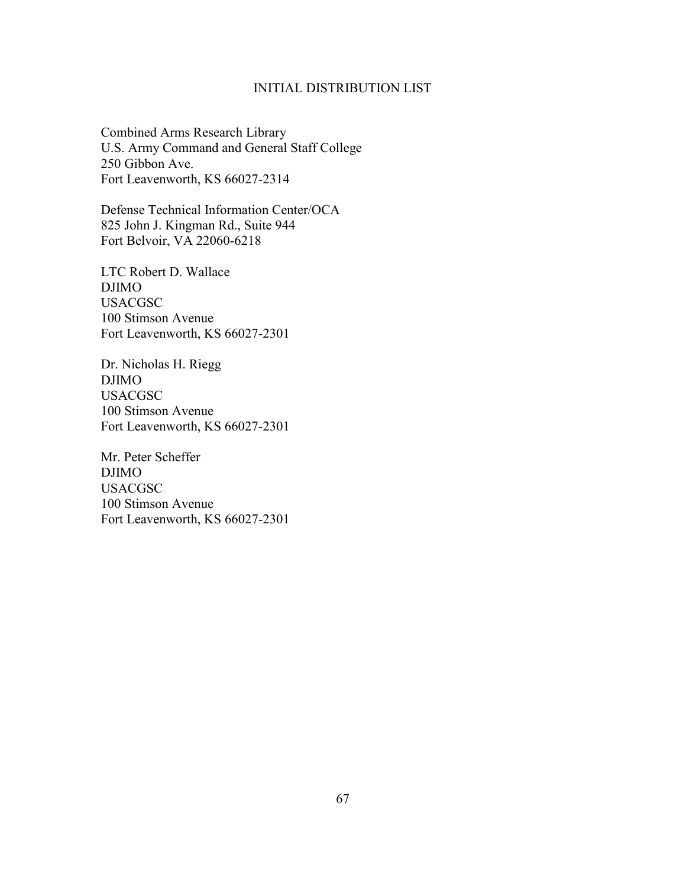# INITIAL DISTRIBUTION LIST

Combined Arms Research Library
U.S. Army Command and General Staff College
250 Gibbon Ave.
Fort Leavenworth, KS 66027-2314

Defense Technical Information Center/OCA
825 John J. Kingman Rd., Suite 944
Fort Belvoir, VA 22060-6218

LTC Robert D. Wallace
DJIMO
USACGSC
100 Stimson Avenue
Fort Leavenworth, KS 66027-2301

Dr. Nicholas H. Riegg
DJIMO
USACGSC
100 Stimson Avenue
Fort Leavenworth, KS 66027-2301

Mr. Peter Scheffer
DJIMO
USACGSC
100 Stimson Avenue
Fort Leavenworth, KS 66027-2301